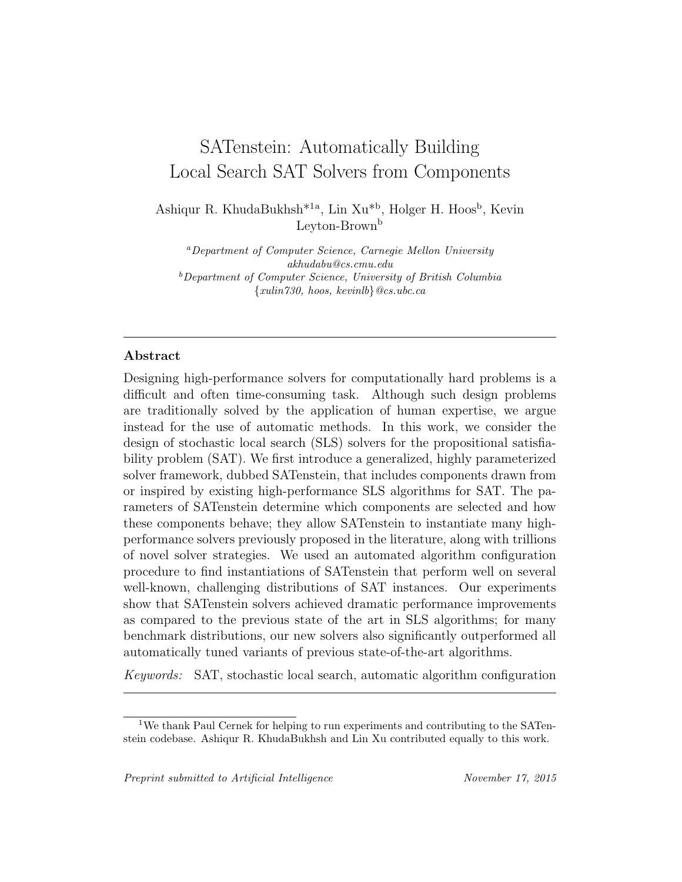# SATenstein: Automatically Building Local Search SAT Solvers from Components

Ashiqur R. KhudaBukhsh*[1a], Lin Xu*[b], Holger H. Hoos[b], Kevin Leyton-Brown[b]

[a] *Department of Computer Science, Carnegie Mellon University*
*akhudabu@cs.cmu.edu*
[b] *Department of Computer Science, University of British Columbia*
*{xulin730, hoos, kevinlb}@cs.ubc.ca*

---

## Abstract

Designing high-performance solvers for computationally hard problems is a difficult and often time-consuming task. Although such design problems are traditionally solved by the application of human expertise, we argue instead for the use of automatic methods. In this work, we consider the design of stochastic local search (SLS) solvers for the propositional satisfiability problem (SAT). We first introduce a generalized, highly parameterized solver framework, dubbed SATenstein, that includes components drawn from or inspired by existing high-performance SLS algorithms for SAT. The parameters of SATenstein determine which components are selected and how these components behave; they allow SATenstein to instantiate many high-performance solvers previously proposed in the literature, along with trillions of novel solver strategies. We used an automated algorithm configuration procedure to find instantiations of SATenstein that perform well on several well-known, challenging distributions of SAT instances. Our experiments show that SATenstein solvers achieved dramatic performance improvements as compared to the previous state of the art in SLS algorithms; for many benchmark distributions, our new solvers also significantly outperformed all automatically tuned variants of previous state-of-the-art algorithms.

*Keywords:* SAT, stochastic local search, automatic algorithm configuration

---

[1] We thank Paul Cernek for helping to run experiments and contributing to the SATenstein codebase. Ashiqur R. KhudaBukhsh and Lin Xu contributed equally to this work.

*Preprint submitted to Artificial Intelligence* *November 17, 2015*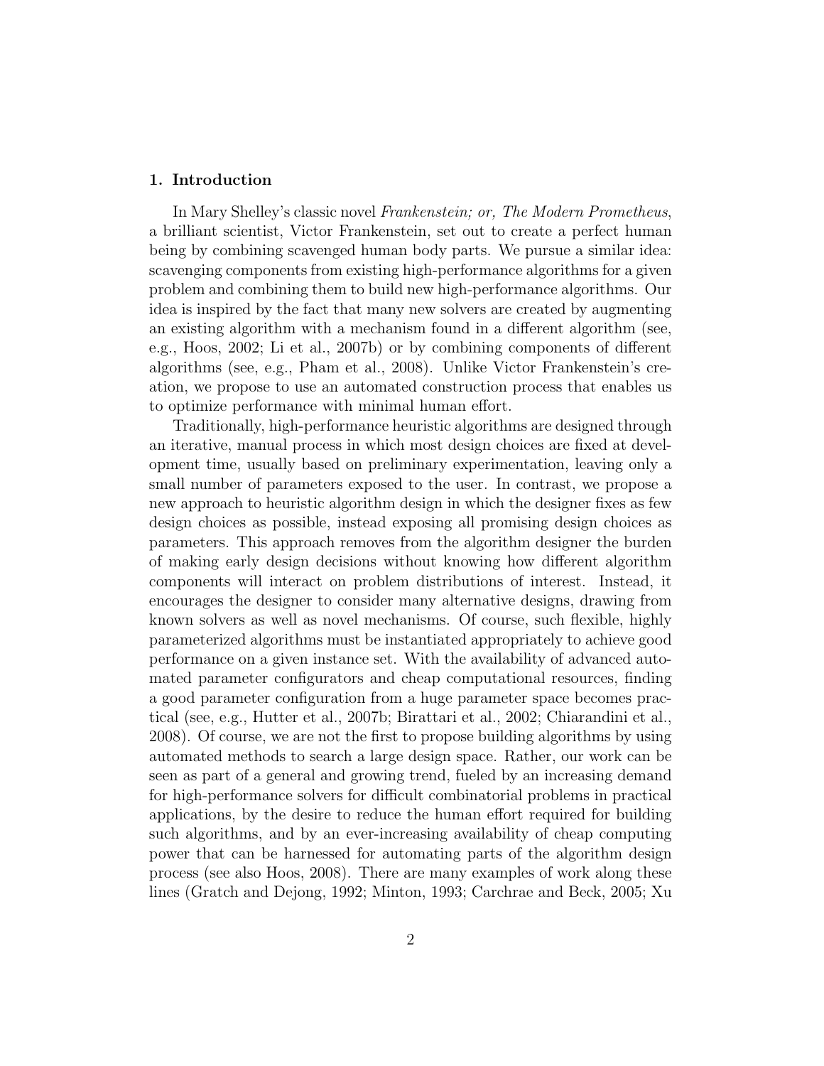## 1. Introduction

In Mary Shelley's classic novel *Frankenstein; or, The Modern Prometheus*, a brilliant scientist, Victor Frankenstein, set out to create a perfect human being by combining scavenged human body parts. We pursue a similar idea: scavenging components from existing high-performance algorithms for a given problem and combining them to build new high-performance algorithms. Our idea is inspired by the fact that many new solvers are created by augmenting an existing algorithm with a mechanism found in a different algorithm (see, e.g., Hoos, 2002; Li et al., 2007b) or by combining components of different algorithms (see, e.g., Pham et al., 2008). Unlike Victor Frankenstein's creation, we propose to use an automated construction process that enables us to optimize performance with minimal human effort.

Traditionally, high-performance heuristic algorithms are designed through an iterative, manual process in which most design choices are fixed at development time, usually based on preliminary experimentation, leaving only a small number of parameters exposed to the user. In contrast, we propose a new approach to heuristic algorithm design in which the designer fixes as few design choices as possible, instead exposing all promising design choices as parameters. This approach removes from the algorithm designer the burden of making early design decisions without knowing how different algorithm components will interact on problem distributions of interest. Instead, it encourages the designer to consider many alternative designs, drawing from known solvers as well as novel mechanisms. Of course, such flexible, highly parameterized algorithms must be instantiated appropriately to achieve good performance on a given instance set. With the availability of advanced automated parameter configurators and cheap computational resources, finding a good parameter configuration from a huge parameter space becomes practical (see, e.g., Hutter et al., 2007b; Birattari et al., 2002; Chiarandini et al., 2008). Of course, we are not the first to propose building algorithms by using automated methods to search a large design space. Rather, our work can be seen as part of a general and growing trend, fueled by an increasing demand for high-performance solvers for difficult combinatorial problems in practical applications, by the desire to reduce the human effort required for building such algorithms, and by an ever-increasing availability of cheap computing power that can be harnessed for automating parts of the algorithm design process (see also Hoos, 2008). There are many examples of work along these lines (Gratch and Dejong, 1992; Minton, 1993; Carchrae and Beck, 2005; Xu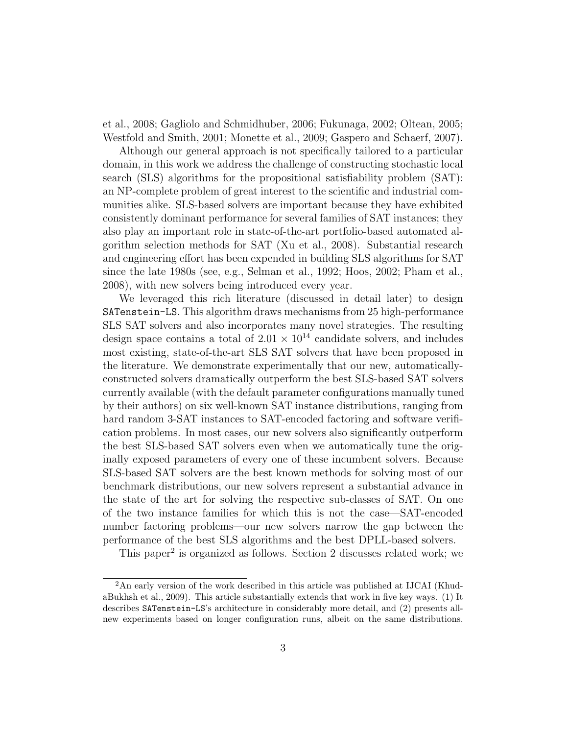et al., 2008; Gagliolo and Schmidhuber, 2006; Fukunaga, 2002; Oltean, 2005; Westfold and Smith, 2001; Monette et al., 2009; Gaspero and Schaerf, 2007).

Although our general approach is not specifically tailored to a particular domain, in this work we address the challenge of constructing stochastic local search (SLS) algorithms for the propositional satisfiability problem (SAT): an NP-complete problem of great interest to the scientific and industrial communities alike. SLS-based solvers are important because they have exhibited consistently dominant performance for several families of SAT instances; they also play an important role in state-of-the-art portfolio-based automated algorithm selection methods for SAT (Xu et al., 2008). Substantial research and engineering effort has been expended in building SLS algorithms for SAT since the late 1980s (see, e.g., Selman et al., 1992; Hoos, 2002; Pham et al., 2008), with new solvers being introduced every year.

We leveraged this rich literature (discussed in detail later) to design `SATenstein-LS`. This algorithm draws mechanisms from 25 high-performance SLS SAT solvers and also incorporates many novel strategies. The resulting design space contains a total of $2.01 \times 10^{14}$ candidate solvers, and includes most existing, state-of-the-art SLS SAT solvers that have been proposed in the literature. We demonstrate experimentally that our new, automatically-constructed solvers dramatically outperform the best SLS-based SAT solvers currently available (with the default parameter configurations manually tuned by their authors) on six well-known SAT instance distributions, ranging from hard random 3-SAT instances to SAT-encoded factoring and software verification problems. In most cases, our new solvers also significantly outperform the best SLS-based SAT solvers even when we automatically tune the originally exposed parameters of every one of these incumbent solvers. Because SLS-based SAT solvers are the best known methods for solving most of our benchmark distributions, our new solvers represent a substantial advance in the state of the art for solving the respective sub-classes of SAT. On one of the two instance families for which this is not the case—SAT-encoded number factoring problems—our new solvers narrow the gap between the performance of the best SLS algorithms and the best DPLL-based solvers.

This paper[2] is organized as follows. Section 2 discusses related work; we

[2]An early version of the work described in this article was published at IJCAI (KhudaBukhsh et al., 2009). This article substantially extends that work in five key ways. (1) It describes `SATenstein-LS`'s architecture in considerably more detail, and (2) presents all-new experiments based on longer configuration runs, albeit on the same distributions.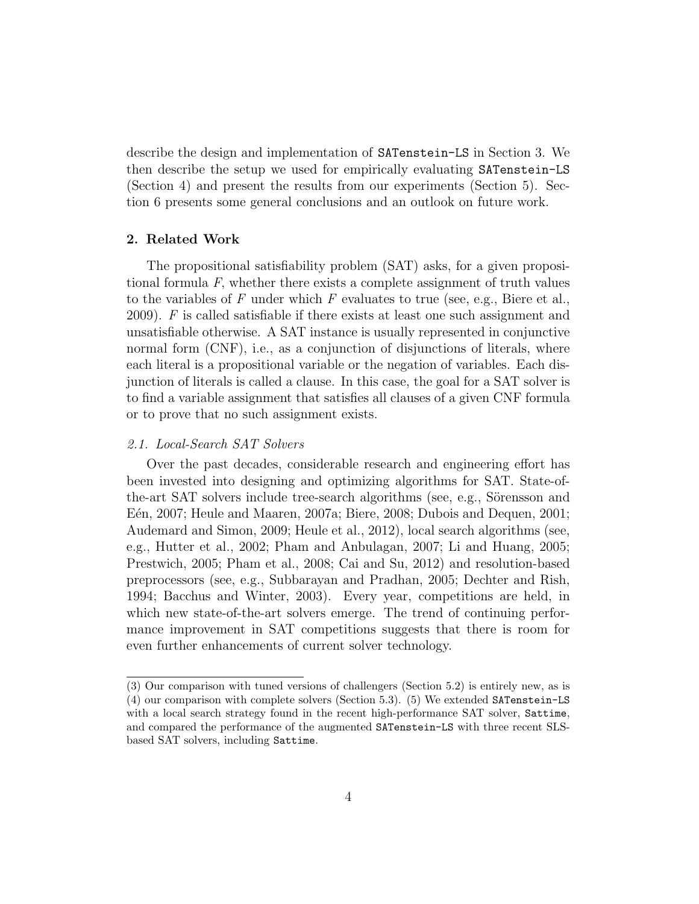describe the design and implementation of `SATenstein-LS` in Section 3. We then describe the setup we used for empirically evaluating `SATenstein-LS` (Section 4) and present the results from our experiments (Section 5). Section 6 presents some general conclusions and an outlook on future work.

## 2. Related Work

The propositional satisfiability problem (SAT) asks, for a given propositional formula $F$, whether there exists a complete assignment of truth values to the variables of $F$ under which $F$ evaluates to true (see, e.g., Biere et al., 2009). $F$ is called satisfiable if there exists at least one such assignment and unsatisfiable otherwise. A SAT instance is usually represented in conjunctive normal form (CNF), i.e., as a conjunction of disjunctions of literals, where each literal is a propositional variable or the negation of variables. Each disjunction of literals is called a clause. In this case, the goal for a SAT solver is to find a variable assignment that satisfies all clauses of a given CNF formula or to prove that no such assignment exists.

### *2.1. Local-Search SAT Solvers*

Over the past decades, considerable research and engineering effort has been invested into designing and optimizing algorithms for SAT. State-of-the-art SAT solvers include tree-search algorithms (see, e.g., Sörensson and Eén, 2007; Heule and Maaren, 2007a; Biere, 2008; Dubois and Dequen, 2001; Audemard and Simon, 2009; Heule et al., 2012), local search algorithms (see, e.g., Hutter et al., 2002; Pham and Anbulagan, 2007; Li and Huang, 2005; Prestwich, 2005; Pham et al., 2008; Cai and Su, 2012) and resolution-based preprocessors (see, e.g., Subbarayan and Pradhan, 2005; Dechter and Rish, 1994; Bacchus and Winter, 2003). Every year, competitions are held, in which new state-of-the-art solvers emerge. The trend of continuing performance improvement in SAT competitions suggests that there is room for even further enhancements of current solver technology.

---

(3) Our comparison with tuned versions of challengers (Section 5.2) is entirely new, as is (4) our comparison with complete solvers (Section 5.3). (5) We extended `SATenstein-LS` with a local search strategy found in the recent high-performance SAT solver, `Sattime`, and compared the performance of the augmented `SATenstein-LS` with three recent SLS-based SAT solvers, including `Sattime`.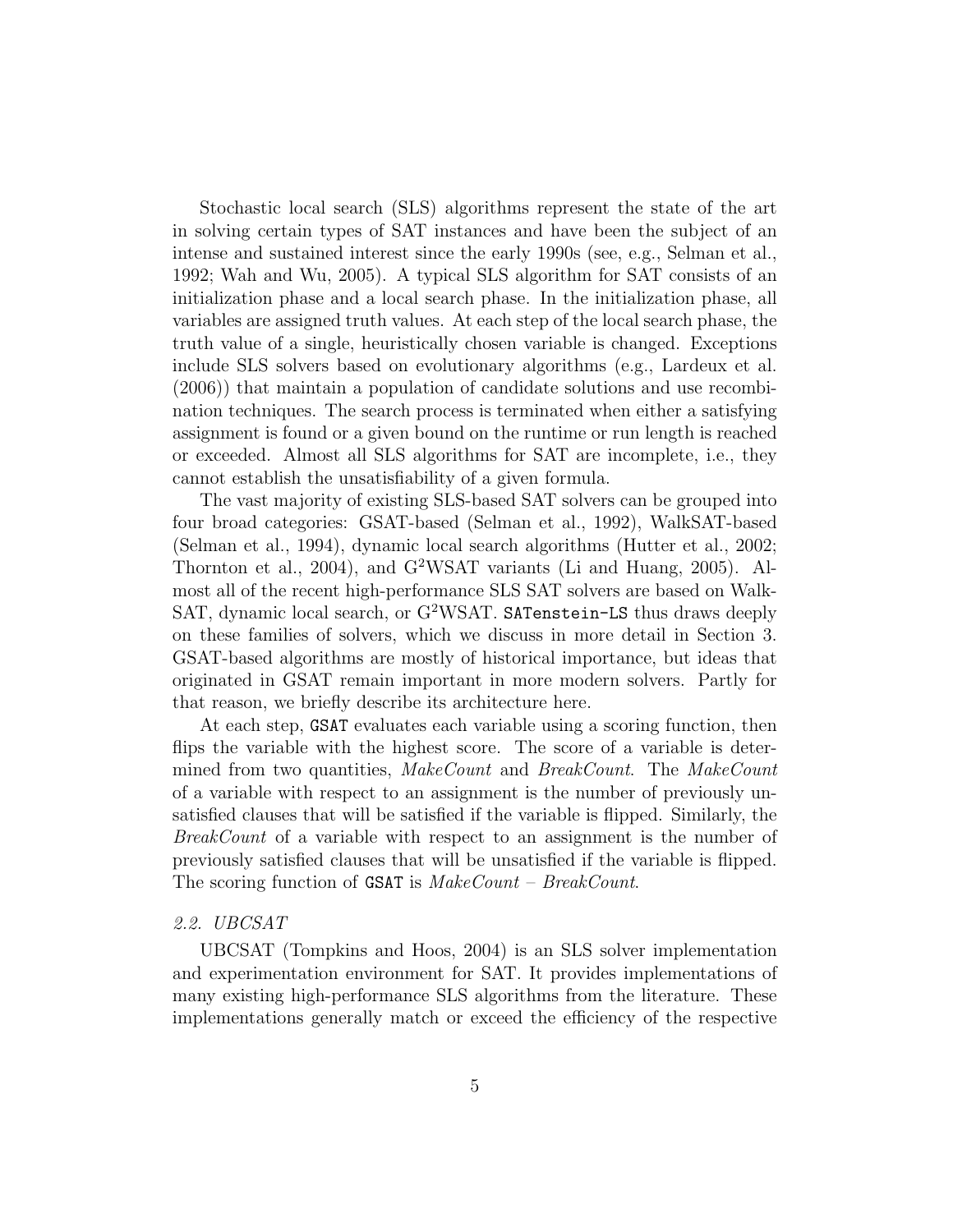Stochastic local search (SLS) algorithms represent the state of the art in solving certain types of SAT instances and have been the subject of an intense and sustained interest since the early 1990s (see, e.g., Selman et al., 1992; Wah and Wu, 2005). A typical SLS algorithm for SAT consists of an initialization phase and a local search phase. In the initialization phase, all variables are assigned truth values. At each step of the local search phase, the truth value of a single, heuristically chosen variable is changed. Exceptions include SLS solvers based on evolutionary algorithms (e.g., Lardeux et al. (2006)) that maintain a population of candidate solutions and use recombination techniques. The search process is terminated when either a satisfying assignment is found or a given bound on the runtime or run length is reached or exceeded. Almost all SLS algorithms for SAT are incomplete, i.e., they cannot establish the unsatisfiability of a given formula.

The vast majority of existing SLS-based SAT solvers can be grouped into four broad categories: GSAT-based (Selman et al., 1992), WalkSAT-based (Selman et al., 1994), dynamic local search algorithms (Hutter et al., 2002; Thornton et al., 2004), and $G^2$WSAT variants (Li and Huang, 2005). Almost all of the recent high-performance SLS SAT solvers are based on WalkSAT, dynamic local search, or $G^2$WSAT. `SATenstein-LS` thus draws deeply on these families of solvers, which we discuss in more detail in Section 3. GSAT-based algorithms are mostly of historical importance, but ideas that originated in GSAT remain important in more modern solvers. Partly for that reason, we briefly describe its architecture here.

At each step, `GSAT` evaluates each variable using a scoring function, then flips the variable with the highest score. The score of a variable is determined from two quantities, *MakeCount* and *BreakCount*. The *MakeCount* of a variable with respect to an assignment is the number of previously unsatisfied clauses that will be satisfied if the variable is flipped. Similarly, the *BreakCount* of a variable with respect to an assignment is the number of previously satisfied clauses that will be unsatisfied if the variable is flipped. The scoring function of `GSAT` is *MakeCount* – *BreakCount*.

### 2.2. UBCSAT

UBCSAT (Tompkins and Hoos, 2004) is an SLS solver implementation and experimentation environment for SAT. It provides implementations of many existing high-performance SLS algorithms from the literature. These implementations generally match or exceed the efficiency of the respective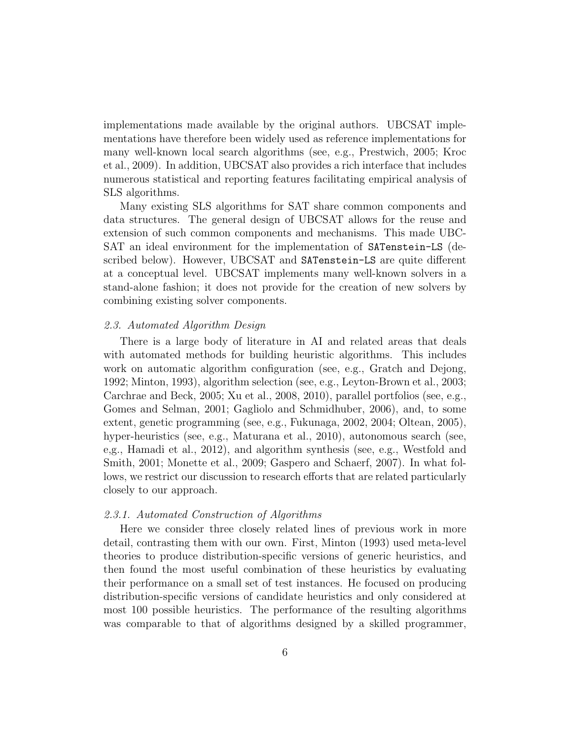implementations made available by the original authors. UBCSAT implementations have therefore been widely used as reference implementations for many well-known local search algorithms (see, e.g., Prestwich, 2005; Kroc et al., 2009). In addition, UBCSAT also provides a rich interface that includes numerous statistical and reporting features facilitating empirical analysis of SLS algorithms.

Many existing SLS algorithms for SAT share common components and data structures. The general design of UBCSAT allows for the reuse and extension of such common components and mechanisms. This made UBCSAT an ideal environment for the implementation of `SATenstein-LS` (described below). However, UBCSAT and `SATenstein-LS` are quite different at a conceptual level. UBCSAT implements many well-known solvers in a stand-alone fashion; it does not provide for the creation of new solvers by combining existing solver components.

### *2.3. Automated Algorithm Design*

There is a large body of literature in AI and related areas that deals with automated methods for building heuristic algorithms. This includes work on automatic algorithm configuration (see, e.g., Gratch and Dejong, 1992; Minton, 1993), algorithm selection (see, e.g., Leyton-Brown et al., 2003; Carchrae and Beck, 2005; Xu et al., 2008, 2010), parallel portfolios (see, e.g., Gomes and Selman, 2001; Gagliolo and Schmidhuber, 2006), and, to some extent, genetic programming (see, e.g., Fukunaga, 2002, 2004; Oltean, 2005), hyper-heuristics (see, e.g., Maturana et al., 2010), autonomous search (see, e,g., Hamadi et al., 2012), and algorithm synthesis (see, e.g., Westfold and Smith, 2001; Monette et al., 2009; Gaspero and Schaerf, 2007). In what follows, we restrict our discussion to research efforts that are related particularly closely to our approach.

#### *2.3.1. Automated Construction of Algorithms*

Here we consider three closely related lines of previous work in more detail, contrasting them with our own. First, Minton (1993) used meta-level theories to produce distribution-specific versions of generic heuristics, and then found the most useful combination of these heuristics by evaluating their performance on a small set of test instances. He focused on producing distribution-specific versions of candidate heuristics and only considered at most 100 possible heuristics. The performance of the resulting algorithms was comparable to that of algorithms designed by a skilled programmer,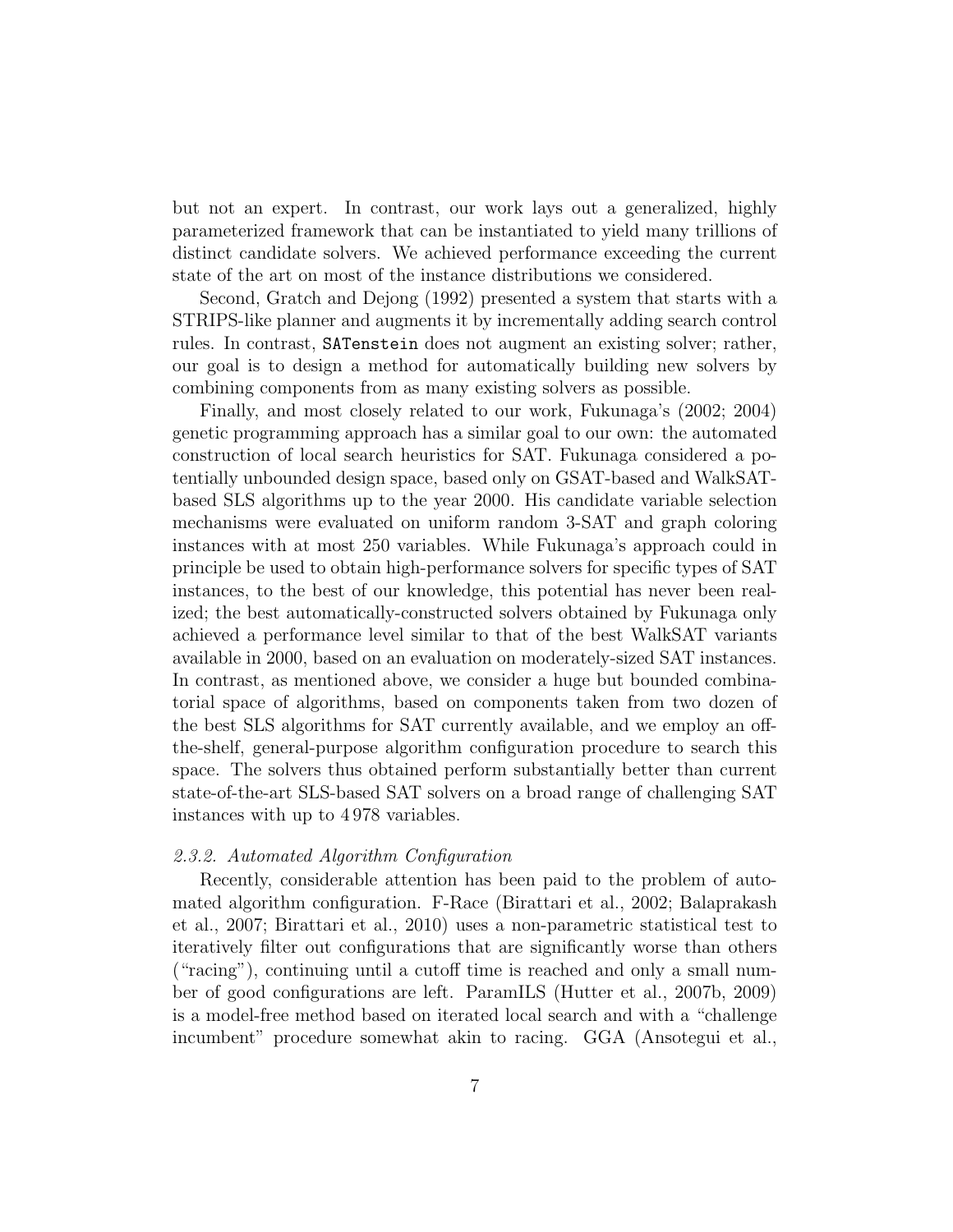but not an expert. In contrast, our work lays out a generalized, highly parameterized framework that can be instantiated to yield many trillions of distinct candidate solvers. We achieved performance exceeding the current state of the art on most of the instance distributions we considered.

Second, Gratch and Dejong (1992) presented a system that starts with a STRIPS-like planner and augments it by incrementally adding search control rules. In contrast, `SATenstein` does not augment an existing solver; rather, our goal is to design a method for automatically building new solvers by combining components from as many existing solvers as possible.

Finally, and most closely related to our work, Fukunaga's (2002; 2004) genetic programming approach has a similar goal to our own: the automated construction of local search heuristics for SAT. Fukunaga considered a potentially unbounded design space, based only on GSAT-based and WalkSAT-based SLS algorithms up to the year 2000. His candidate variable selection mechanisms were evaluated on uniform random 3-SAT and graph coloring instances with at most 250 variables. While Fukunaga's approach could in principle be used to obtain high-performance solvers for specific types of SAT instances, to the best of our knowledge, this potential has never been realized; the best automatically-constructed solvers obtained by Fukunaga only achieved a performance level similar to that of the best WalkSAT variants available in 2000, based on an evaluation on moderately-sized SAT instances. In contrast, as mentioned above, we consider a huge but bounded combinatorial space of algorithms, based on components taken from two dozen of the best SLS algorithms for SAT currently available, and we employ an off-the-shelf, general-purpose algorithm configuration procedure to search this space. The solvers thus obtained perform substantially better than current state-of-the-art SLS-based SAT solvers on a broad range of challenging SAT instances with up to 4 978 variables.

### *2.3.2. Automated Algorithm Configuration*

Recently, considerable attention has been paid to the problem of automated algorithm configuration. F-Race (Birattari et al., 2002; Balaprakash et al., 2007; Birattari et al., 2010) uses a non-parametric statistical test to iteratively filter out configurations that are significantly worse than others ("racing"), continuing until a cutoff time is reached and only a small number of good configurations are left. ParamILS (Hutter et al., 2007b, 2009) is a model-free method based on iterated local search and with a "challenge incumbent" procedure somewhat akin to racing. GGA (Ansotegui et al.,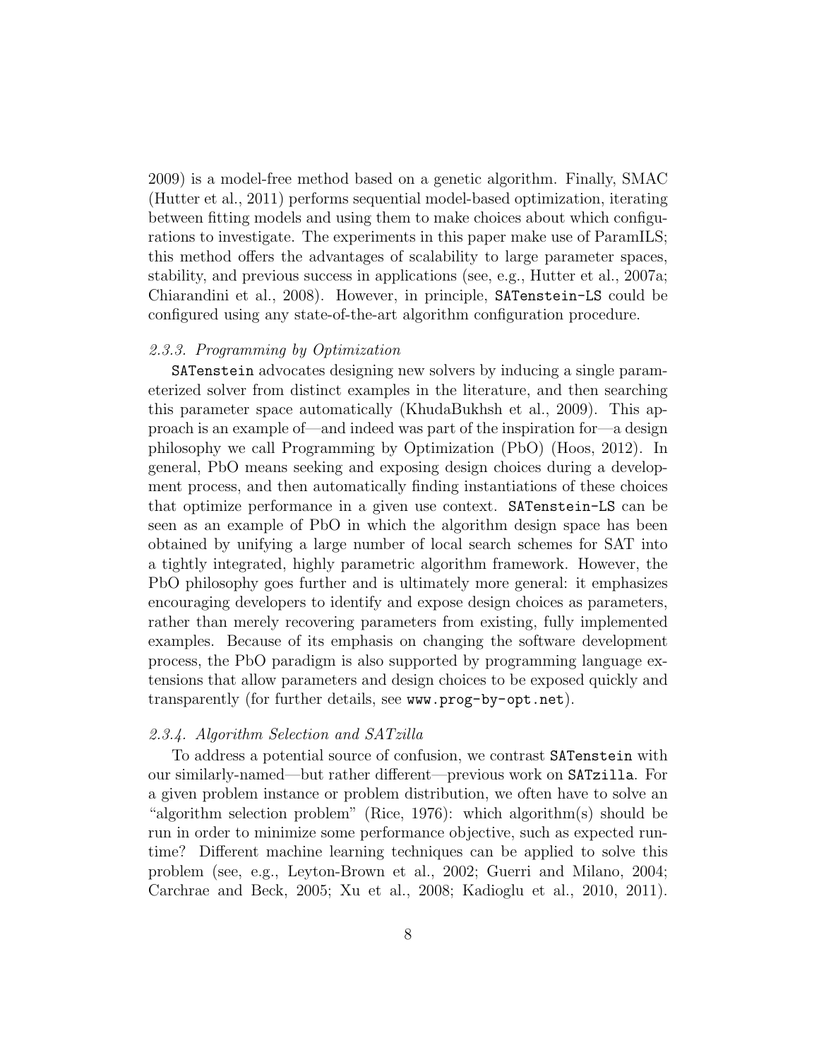2009) is a model-free method based on a genetic algorithm. Finally, SMAC (Hutter et al., 2011) performs sequential model-based optimization, iterating between fitting models and using them to make choices about which configurations to investigate. The experiments in this paper make use of ParamILS; this method offers the advantages of scalability to large parameter spaces, stability, and previous success in applications (see, e.g., Hutter et al., 2007a; Chiarandini et al., 2008). However, in principle, `SATenstein-LS` could be configured using any state-of-the-art algorithm configuration procedure.

### *2.3.3. Programming by Optimization*

`SATenstein` advocates designing new solvers by inducing a single parameterized solver from distinct examples in the literature, and then searching this parameter space automatically (KhudaBukhsh et al., 2009). This approach is an example of—and indeed was part of the inspiration for—a design philosophy we call Programming by Optimization (PbO) (Hoos, 2012). In general, PbO means seeking and exposing design choices during a development process, and then automatically finding instantiations of these choices that optimize performance in a given use context. `SATenstein-LS` can be seen as an example of PbO in which the algorithm design space has been obtained by unifying a large number of local search schemes for SAT into a tightly integrated, highly parametric algorithm framework. However, the PbO philosophy goes further and is ultimately more general: it emphasizes encouraging developers to identify and expose design choices as parameters, rather than merely recovering parameters from existing, fully implemented examples. Because of its emphasis on changing the software development process, the PbO paradigm is also supported by programming language extensions that allow parameters and design choices to be exposed quickly and transparently (for further details, see `www.prog-by-opt.net`).

### *2.3.4. Algorithm Selection and SATzilla*

To address a potential source of confusion, we contrast `SATenstein` with our similarly-named—but rather different—previous work on `SATzilla`. For a given problem instance or problem distribution, we often have to solve an "algorithm selection problem" (Rice, 1976): which algorithm(s) should be run in order to minimize some performance objective, such as expected runtime? Different machine learning techniques can be applied to solve this problem (see, e.g., Leyton-Brown et al., 2002; Guerri and Milano, 2004; Carchrae and Beck, 2005; Xu et al., 2008; Kadioglu et al., 2010, 2011).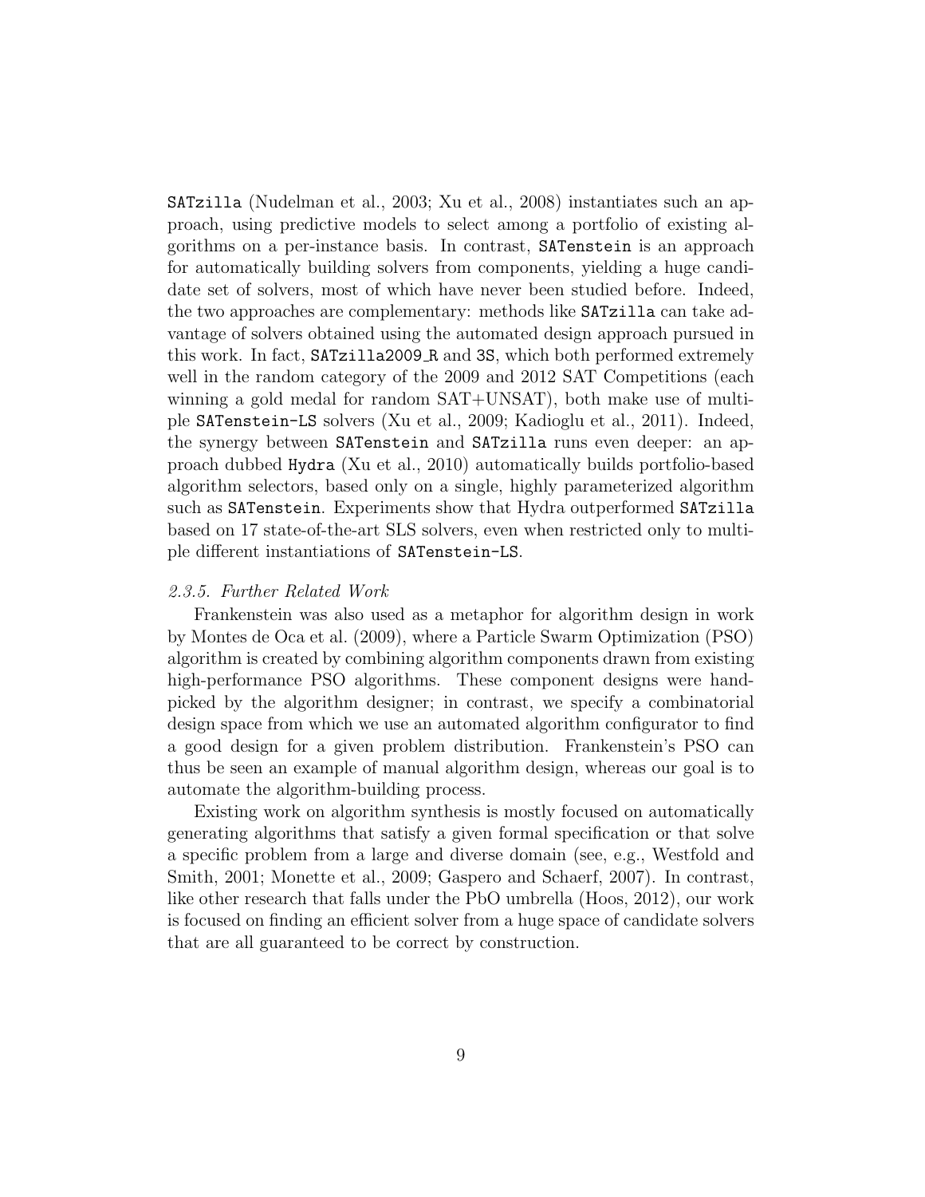SATzilla (Nudelman et al., 2003; Xu et al., 2008) instantiates such an approach, using predictive models to select among a portfolio of existing algorithms on a per-instance basis. In contrast, SATenstein is an approach for automatically building solvers from components, yielding a huge candidate set of solvers, most of which have never been studied before. Indeed, the two approaches are complementary: methods like SATzilla can take advantage of solvers obtained using the automated design approach pursued in this work. In fact, SATzilla2009_R and 3S, which both performed extremely well in the random category of the 2009 and 2012 SAT Competitions (each winning a gold medal for random SAT+UNSAT), both make use of multiple SATenstein-LS solvers (Xu et al., 2009; Kadioglu et al., 2011). Indeed, the synergy between SATenstein and SATzilla runs even deeper: an approach dubbed Hydra (Xu et al., 2010) automatically builds portfolio-based algorithm selectors, based only on a single, highly parameterized algorithm such as SATenstein. Experiments show that Hydra outperformed SATzilla based on 17 state-of-the-art SLS solvers, even when restricted only to multiple different instantiations of SATenstein-LS.

### *2.3.5. Further Related Work*

Frankenstein was also used as a metaphor for algorithm design in work by Montes de Oca et al. (2009), where a Particle Swarm Optimization (PSO) algorithm is created by combining algorithm components drawn from existing high-performance PSO algorithms. These component designs were hand-picked by the algorithm designer; in contrast, we specify a combinatorial design space from which we use an automated algorithm configurator to find a good design for a given problem distribution. Frankenstein's PSO can thus be seen an example of manual algorithm design, whereas our goal is to automate the algorithm-building process.

Existing work on algorithm synthesis is mostly focused on automatically generating algorithms that satisfy a given formal specification or that solve a specific problem from a large and diverse domain (see, e.g., Westfold and Smith, 2001; Monette et al., 2009; Gaspero and Schaerf, 2007). In contrast, like other research that falls under the PbO umbrella (Hoos, 2012), our work is focused on finding an efficient solver from a huge space of candidate solvers that are all guaranteed to be correct by construction.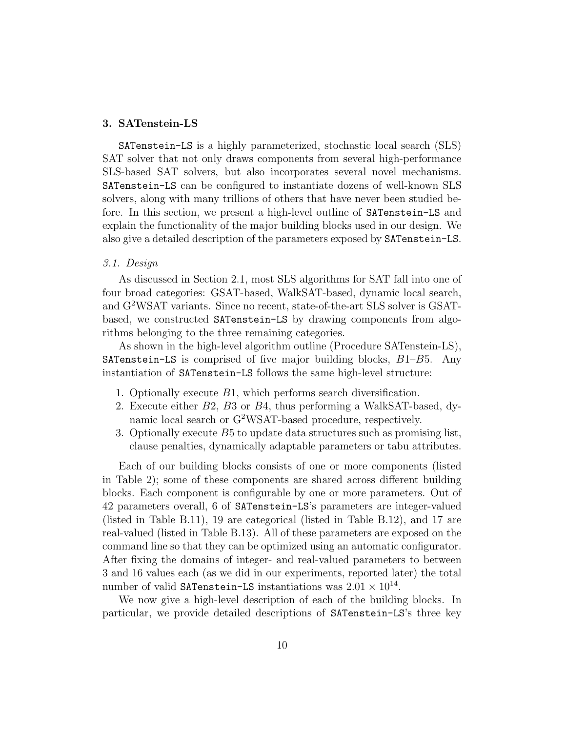## 3. SATenstein-LS

SATenstein-LS is a highly parameterized, stochastic local search (SLS) SAT solver that not only draws components from several high-performance SLS-based SAT solvers, but also incorporates several novel mechanisms. SATenstein-LS can be configured to instantiate dozens of well-known SLS solvers, along with many trillions of others that have never been studied before. In this section, we present a high-level outline of SATenstein-LS and explain the functionality of the major building blocks used in our design. We also give a detailed description of the parameters exposed by SATenstein-LS.

### 3.1. Design

As discussed in Section 2.1, most SLS algorithms for SAT fall into one of four broad categories: GSAT-based, WalkSAT-based, dynamic local search, and G$^2$WSAT variants. Since no recent, state-of-the-art SLS solver is GSAT-based, we constructed SATenstein-LS by drawing components from algorithms belonging to the three remaining categories.

As shown in the high-level algorithm outline (Procedure SATenstein-LS), SATenstein-LS is comprised of five major building blocks, $B1$–$B5$. Any instantiation of SATenstein-LS follows the same high-level structure:

1. Optionally execute $B1$, which performs search diversification.
2. Execute either $B2$, $B3$ or $B4$, thus performing a WalkSAT-based, dynamic local search or G$^2$WSAT-based procedure, respectively.
3. Optionally execute $B5$ to update data structures such as promising list, clause penalties, dynamically adaptable parameters or tabu attributes.

Each of our building blocks consists of one or more components (listed in Table 2); some of these components are shared across different building blocks. Each component is configurable by one or more parameters. Out of 42 parameters overall, 6 of SATenstein-LS's parameters are integer-valued (listed in Table B.11), 19 are categorical (listed in Table B.12), and 17 are real-valued (listed in Table B.13). All of these parameters are exposed on the command line so that they can be optimized using an automatic configurator. After fixing the domains of integer- and real-valued parameters to between 3 and 16 values each (as we did in our experiments, reported later) the total number of valid SATenstein-LS instantiations was $2.01 \times 10^{14}$.

We now give a high-level description of each of the building blocks. In particular, we provide detailed descriptions of SATenstein-LS's three key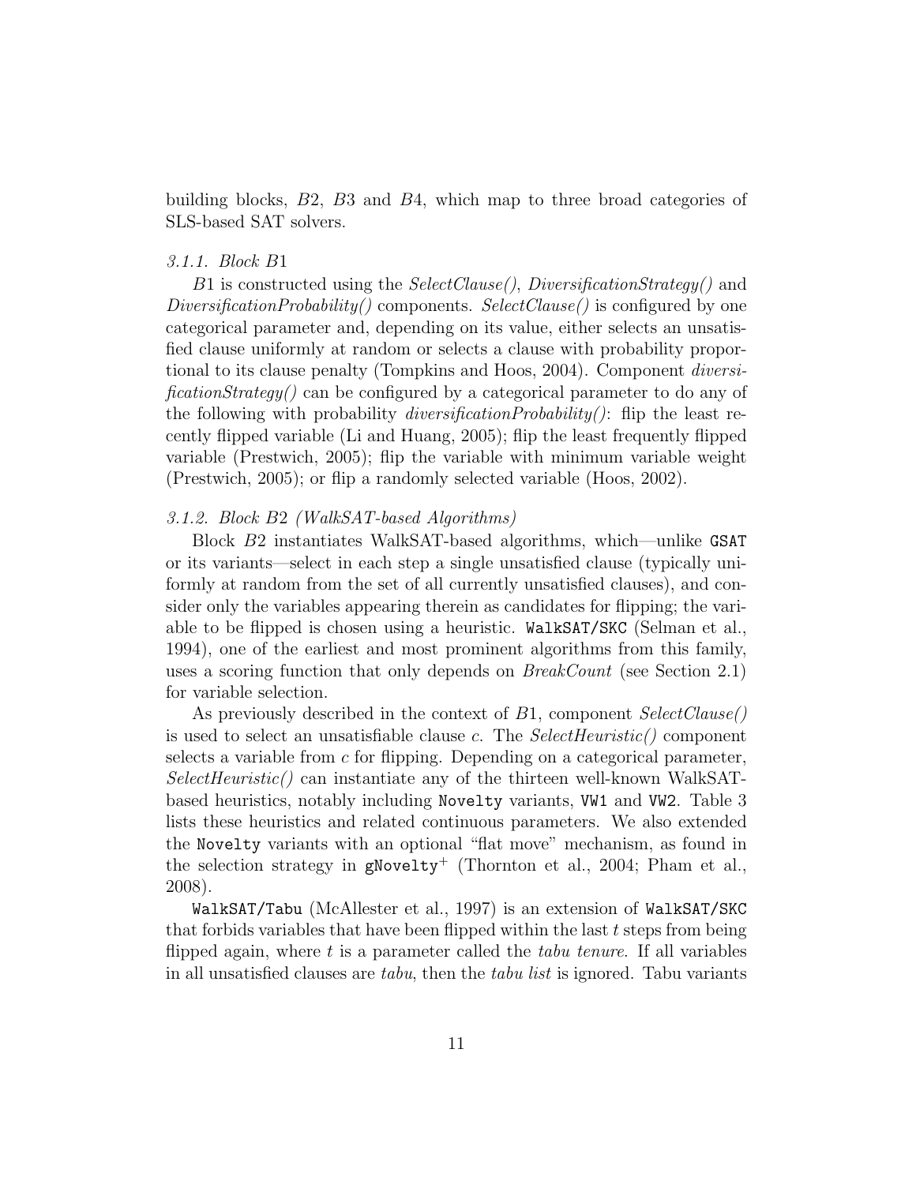building blocks, $B2$, $B3$ and $B4$, which map to three broad categories of SLS-based SAT solvers.

#### 3.1.1. Block $B1$

$B1$ is constructed using the *SelectClause()*, *DiversificationStrategy()* and *DiversificationProbability()* components. *SelectClause()* is configured by one categorical parameter and, depending on its value, either selects an unsatisfied clause uniformly at random or selects a clause with probability proportional to its clause penalty (Tompkins and Hoos, 2004). Component *diversificationStrategy()* can be configured by a categorical parameter to do any of the following with probability *diversificationProbability()*: flip the least recently flipped variable (Li and Huang, 2005); flip the least frequently flipped variable (Prestwich, 2005); flip the variable with minimum variable weight (Prestwich, 2005); or flip a randomly selected variable (Hoos, 2002).

#### 3.1.2. Block $B2$ (WalkSAT-based Algorithms)

Block $B2$ instantiates WalkSAT-based algorithms, which—unlike `GSAT` or its variants—select in each step a single unsatisfied clause (typically uniformly at random from the set of all currently unsatisfied clauses), and consider only the variables appearing therein as candidates for flipping; the variable to be flipped is chosen using a heuristic. `WalkSAT/SKC` (Selman et al., 1994), one of the earliest and most prominent algorithms from this family, uses a scoring function that only depends on *BreakCount* (see Section 2.1) for variable selection.

As previously described in the context of $B1$, component *SelectClause()* is used to select an unsatisfiable clause $c$. The *SelectHeuristic()* component selects a variable from $c$ for flipping. Depending on a categorical parameter, *SelectHeuristic()* can instantiate any of the thirteen well-known WalkSAT-based heuristics, notably including `Novelty` variants, `VW1` and `VW2`. Table 3 lists these heuristics and related continuous parameters. We also extended the `Novelty` variants with an optional "flat move" mechanism, as found in the selection strategy in `gNovelty`$^{+}$ (Thornton et al., 2004; Pham et al., 2008).

`WalkSAT/Tabu` (McAllester et al., 1997) is an extension of `WalkSAT/SKC` that forbids variables that have been flipped within the last $t$ steps from being flipped again, where $t$ is a parameter called the *tabu tenure*. If all variables in all unsatisfied clauses are *tabu*, then the *tabu list* is ignored. Tabu variants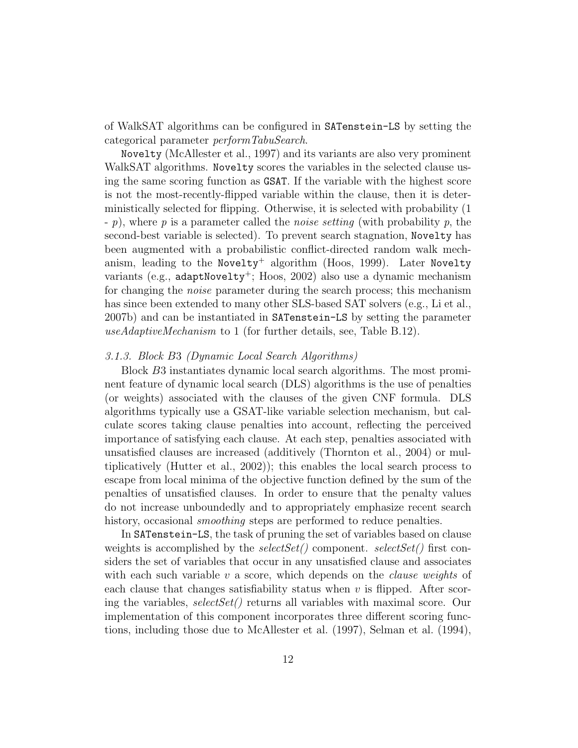of WalkSAT algorithms can be configured in `SATenstein-LS` by setting the categorical parameter *performTabuSearch*.

`Novelty` (McAllester et al., 1997) and its variants are also very prominent WalkSAT algorithms. `Novelty` scores the variables in the selected clause using the same scoring function as `GSAT`. If the variable with the highest score is not the most-recently-flipped variable within the clause, then it is deterministically selected for flipping. Otherwise, it is selected with probability (1 - $p$), where $p$ is a parameter called the *noise setting* (with probability $p$, the second-best variable is selected). To prevent search stagnation, `Novelty` has been augmented with a probabilistic conflict-directed random walk mechanism, leading to the `Novelty`$^+$ algorithm (Hoos, 1999). Later `Novelty` variants (e.g., `adaptNovelty`$^+$; Hoos, 2002) also use a dynamic mechanism for changing the *noise* parameter during the search process; this mechanism has since been extended to many other SLS-based SAT solvers (e.g., Li et al., 2007b) and can be instantiated in `SATenstein-LS` by setting the parameter *useAdaptiveMechanism* to 1 (for further details, see, Table B.12).

### *3.1.3. Block B3 (Dynamic Local Search Algorithms)*

Block *B*3 instantiates dynamic local search algorithms. The most prominent feature of dynamic local search (DLS) algorithms is the use of penalties (or weights) associated with the clauses of the given CNF formula. DLS algorithms typically use a GSAT-like variable selection mechanism, but calculate scores taking clause penalties into account, reflecting the perceived importance of satisfying each clause. At each step, penalties associated with unsatisfied clauses are increased (additively (Thornton et al., 2004) or multiplicatively (Hutter et al., 2002)); this enables the local search process to escape from local minima of the objective function defined by the sum of the penalties of unsatisfied clauses. In order to ensure that the penalty values do not increase unboundedly and to appropriately emphasize recent search history, occasional *smoothing* steps are performed to reduce penalties.

In `SATenstein-LS`, the task of pruning the set of variables based on clause weights is accomplished by the *selectSet()* component. *selectSet()* first considers the set of variables that occur in any unsatisfied clause and associates with each such variable $v$ a score, which depends on the *clause weights* of each clause that changes satisfiability status when $v$ is flipped. After scoring the variables, *selectSet()* returns all variables with maximal score. Our implementation of this component incorporates three different scoring functions, including those due to McAllester et al. (1997), Selman et al. (1994),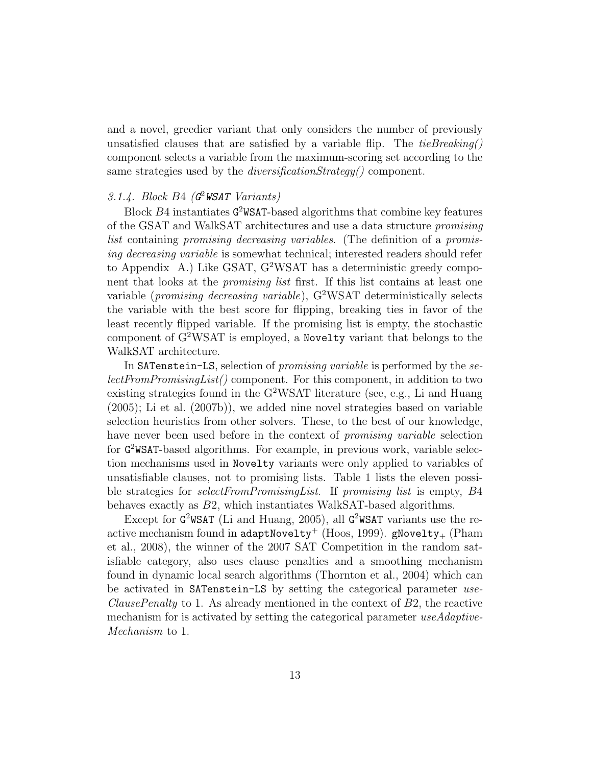and a novel, greedier variant that only considers the number of previously unsatisfied clauses that are satisfied by a variable flip. The *tieBreaking()* component selects a variable from the maximum-scoring set according to the same strategies used by the *diversificationStrategy()* component.

### 3.1.4. Block $B4$ ($G^2$WSAT Variants)

Block $B4$ instantiates $G^2$WSAT-based algorithms that combine key features of the GSAT and WalkSAT architectures and use a data structure *promising list* containing *promising decreasing variables*. (The definition of a *promising decreasing variable* is somewhat technical; interested readers should refer to Appendix A.) Like GSAT, $G^2$WSAT has a deterministic greedy component that looks at the *promising list* first. If this list contains at least one variable (*promising decreasing variable*), $G^2$WSAT deterministically selects the variable with the best score for flipping, breaking ties in favor of the least recently flipped variable. If the promising list is empty, the stochastic component of $G^2$WSAT is employed, a `Novelty` variant that belongs to the WalkSAT architecture.

In `SATenstein-LS`, selection of *promising variable* is performed by the *selectFromPromisingList()* component. For this component, in addition to two existing strategies found in the $G^2$WSAT literature (see, e.g., Li and Huang (2005); Li et al. (2007b)), we added nine novel strategies based on variable selection heuristics from other solvers. These, to the best of our knowledge, have never been used before in the context of *promising variable* selection for $G^2$WSAT-based algorithms. For example, in previous work, variable selection mechanisms used in `Novelty` variants were only applied to variables of unsatisfiable clauses, not to promising lists. Table 1 lists the eleven possible strategies for *selectFromPromisingList*. If *promising list* is empty, $B4$ behaves exactly as $B2$, which instantiates WalkSAT-based algorithms.

Except for $G^2$WSAT (Li and Huang, 2005), all $G^2$WSAT variants use the reactive mechanism found in $\texttt{adaptNovelty}^+$ (Hoos, 1999). $\texttt{gNovelty}_+$ (Pham et al., 2008), the winner of the 2007 SAT Competition in the random satisfiable category, also uses clause penalties and a smoothing mechanism found in dynamic local search algorithms (Thornton et al., 2004) which can be activated in `SATenstein-LS` by setting the categorical parameter *useClausePenalty* to 1. As already mentioned in the context of $B2$, the reactive mechanism for is activated by setting the categorical parameter *useAdaptiveMechanism* to 1.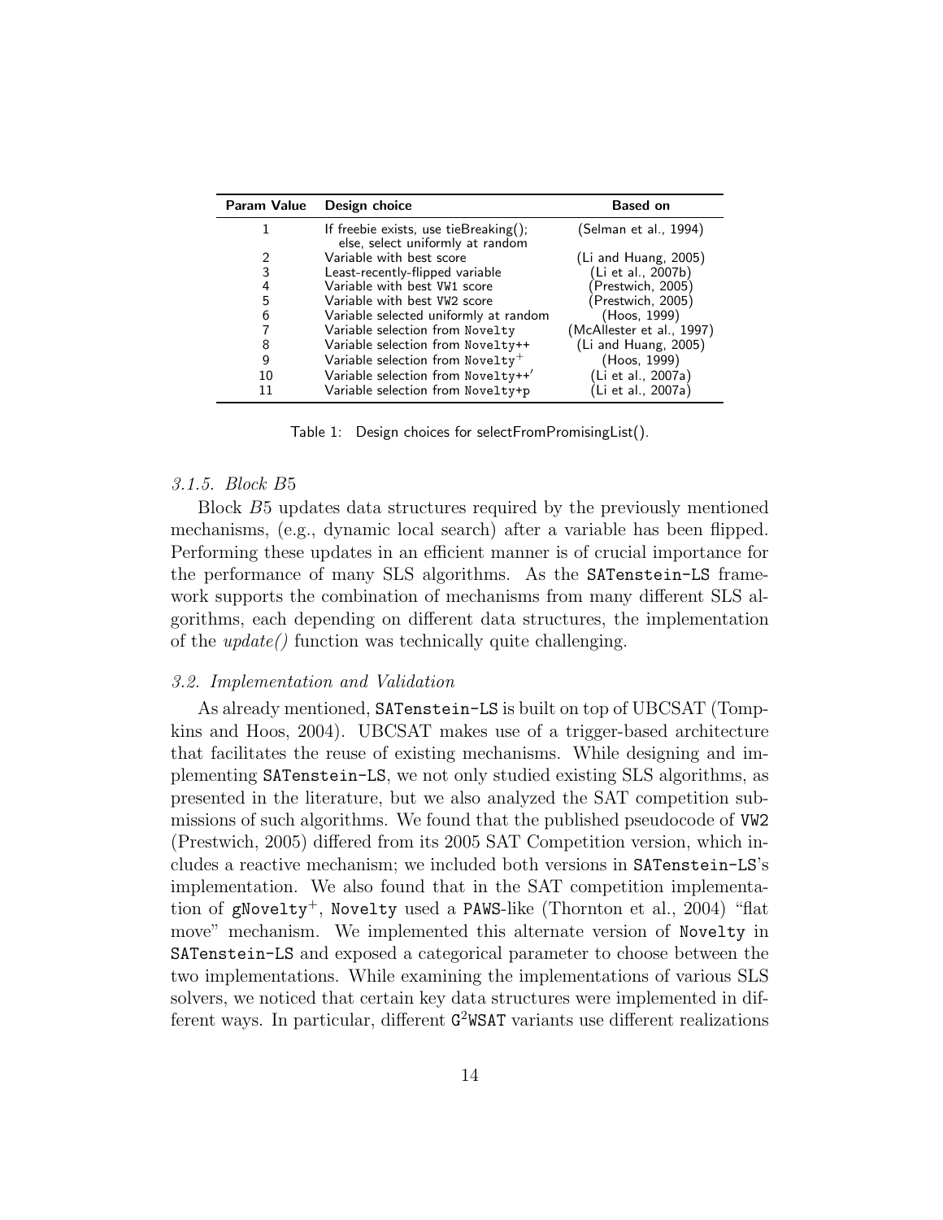| Param Value | Design choice | Based on |
|---|---|---|
| 1 | If freebie exists, use tieBreaking(); else, select uniformly at random | (Selman et al., 1994) |
| 2 | Variable with best score | (Li and Huang, 2005) |
| 3 | Least-recently-flipped variable | (Li et al., 2007b) |
| 4 | Variable with best VW1 score | (Prestwich, 2005) |
| 5 | Variable with best VW2 score | (Prestwich, 2005) |
| 6 | Variable selected uniformly at random | (Hoos, 1999) |
| 7 | Variable selection from Novelty | (McAllester et al., 1997) |
| 8 | Variable selection from Novelty++ | (Li and Huang, 2005) |
| 9 | Variable selection from Novelty$^+$ | (Hoos, 1999) |
| 10 | Variable selection from Novelty++$'$ | (Li et al., 2007a) |
| 11 | Variable selection from Novelty+p | (Li et al., 2007a) |

Table 1: Design choices for selectFromPromisingList().

#### *3.1.5. Block B5*

Block $B5$ updates data structures required by the previously mentioned mechanisms, (e.g., dynamic local search) after a variable has been flipped. Performing these updates in an efficient manner is of crucial importance for the performance of many SLS algorithms. As the `SATenstein-LS` framework supports the combination of mechanisms from many different SLS algorithms, each depending on different data structures, the implementation of the *update()* function was technically quite challenging.

### *3.2. Implementation and Validation*

As already mentioned, `SATenstein-LS` is built on top of UBCSAT (Tompkins and Hoos, 2004). UBCSAT makes use of a trigger-based architecture that facilitates the reuse of existing mechanisms. While designing and implementing `SATenstein-LS`, we not only studied existing SLS algorithms, as presented in the literature, but we also analyzed the SAT competition submissions of such algorithms. We found that the published pseudocode of `VW2` (Prestwich, 2005) differed from its 2005 SAT Competition version, which includes a reactive mechanism; we included both versions in `SATenstein-LS`'s implementation. We also found that in the SAT competition implementation of `gNovelty`$^+$, `Novelty` used a `PAWS`-like (Thornton et al., 2004) "flat move" mechanism. We implemented this alternate version of `Novelty` in `SATenstein-LS` and exposed a categorical parameter to choose between the two implementations. While examining the implementations of various SLS solvers, we noticed that certain key data structures were implemented in different ways. In particular, different `G`$^2$`WSAT` variants use different realizations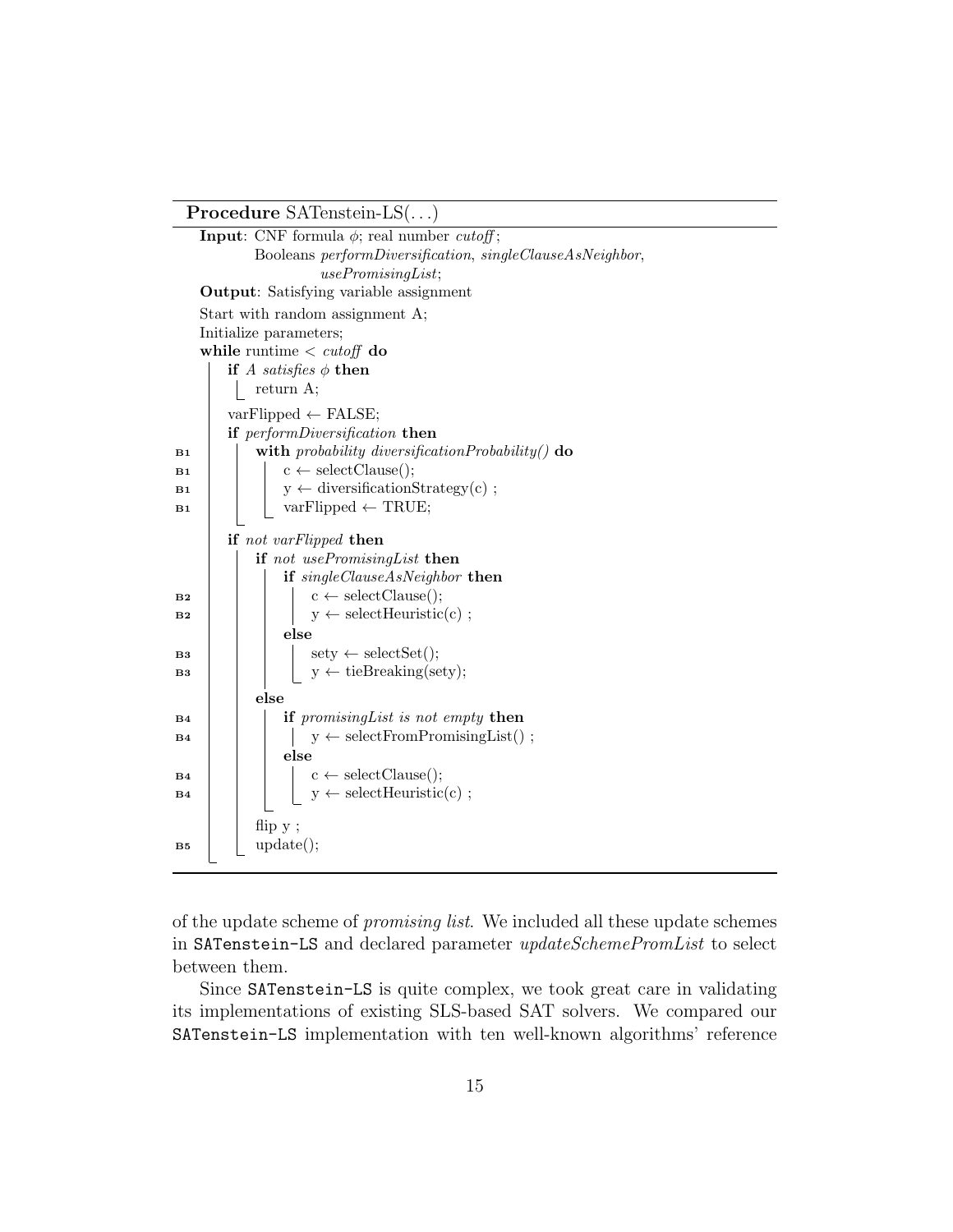**Procedure** SATenstein-LS(...)

```
Input: CNF formula φ; real number cutoff;
       Booleans performDiversification, singleClauseAsNeighbor,
            usePromisingList;
Output: Satisfying variable assignment
Start with random assignment A;
Initialize parameters;
while runtime < cutoff do
    if A satisfies φ then
        return A;
    varFlipped ← FALSE;
    if performDiversification then
B1      with probability diversificationProbability() do
B1          c ← selectClause();
B1          y ← diversificationStrategy(c) ;
B1          varFlipped ← TRUE;
    if not varFlipped then
        if not usePromisingList then
            if singleClauseAsNeighbor then
B2              c ← selectClause();
B2              y ← selectHeuristic(c) ;
            else
B3              sety ← selectSet();
B3              y ← tieBreaking(sety);
        else
B4          if promisingList is not empty then
B4              y ← selectFromPromisingList() ;
            else
B4              c ← selectClause();
B4              y ← selectHeuristic(c) ;
        flip y ;
B5      update();
```

of the update scheme of *promising list*. We included all these update schemes in `SATenstein-LS` and declared parameter *updateSchemePromList* to select between them.

Since `SATenstein-LS` is quite complex, we took great care in validating its implementations of existing SLS-based SAT solvers. We compared our `SATenstein-LS` implementation with ten well-known algorithms' reference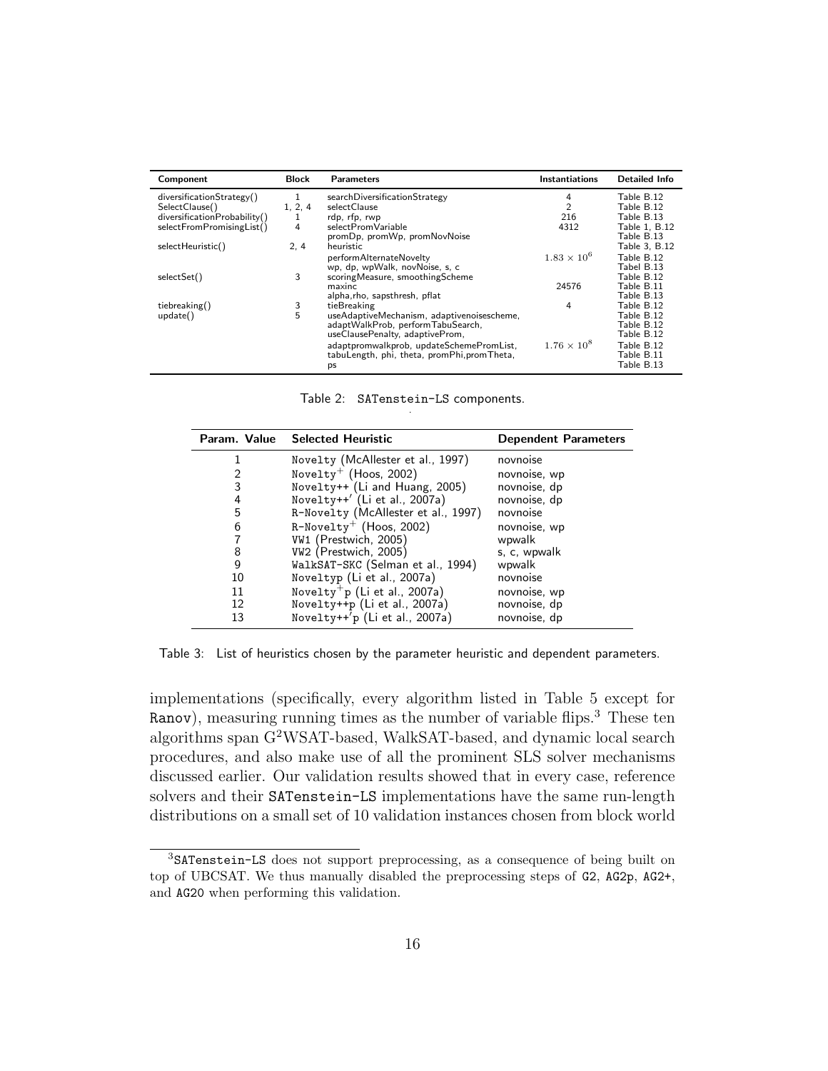| Component | Block | Parameters | Instantiations | Detailed Info |
|---|---|---|---|---|
| diversificationStrategy() | 1 | searchDiversificationStrategy | 4 | Table B.12 |
| SelectClause() | 1, 2, 4 | selectClause | 2 | Table B.12 |
| diversificationProbability() | 1 | rdp, rfp, rwp | 216 | Table B.13 |
| selectFromPromisingList() | 4 | selectPromVariable | 4312 | Table 1, B.12 |
| | | promDp, promWp, promNovNoise | | Table B.13 |
| selectHeuristic() | 2, 4 | heuristic | | Table 3, B.12 |
| | | performAlternateNovelty | $1.83 \times 10^6$ | Table B.12 |
| | | wp, dp, wpWalk, novNoise, s, c | | Tabel B.13 |
| selectSet() | 3 | scoringMeasure, smoothingScheme | | Table B.12 |
| | | maxinc | 24576 | Table B.11 |
| | | alpha,rho, sapsthresh, pflat | | Table B.13 |
| tiebreaking() | 3 | tieBreaking | 4 | Table B.12 |
| update() | 5 | useAdaptiveMechanism, adaptivenoisescheme, | | Table B.12 |
| | | adaptWalkProb, performTabuSearch, | | Table B.12 |
| | | useClausePenalty, adaptiveProm, | | Table B.12 |
| | | adaptpromwalkprob, updateSchemePromList, | $1.76 \times 10^8$ | Table B.12 |
| | | tabuLength, phi, theta, promPhi,promTheta, | | Table B.11 |
| | | ps | | Table B.13 |

Table 2: SATenstein-LS components.

| Param. Value | Selected Heuristic | Dependent Parameters |
|---|---|---|
| 1 | Novelty (McAllester et al., 1997) | novnoise |
| 2 | Novelty$^+$ (Hoos, 2002) | novnoise, wp |
| 3 | Novelty++ (Li and Huang, 2005) | novnoise, dp |
| 4 | Novelty++′ (Li et al., 2007a) | novnoise, dp |
| 5 | R-Novelty (McAllester et al., 1997) | novnoise |
| 6 | R-Novelty$^+$ (Hoos, 2002) | novnoise, wp |
| 7 | VW1 (Prestwich, 2005) | wpwalk |
| 8 | VW2 (Prestwich, 2005) | s, c, wpwalk |
| 9 | WalkSAT-SKC (Selman et al., 1994) | wpwalk |
| 10 | Noveltyp (Li et al., 2007a) | novnoise |
| 11 | Novelty$^+$p (Li et al., 2007a) | novnoise, wp |
| 12 | Novelty++p (Li et al., 2007a) | novnoise, dp |
| 13 | Novelty++′p (Li et al., 2007a) | novnoise, dp |

Table 3: List of heuristics chosen by the parameter heuristic and dependent parameters.

implementations (specifically, every algorithm listed in Table 5 except for Ranov), measuring running times as the number of variable flips.[3] These ten algorithms span G$^2$WSAT-based, WalkSAT-based, and dynamic local search procedures, and also make use of all the prominent SLS solver mechanisms discussed earlier. Our validation results showed that in every case, reference solvers and their SATenstein-LS implementations have the same run-length distributions on a small set of 10 validation instances chosen from block world

[3] SATenstein-LS does not support preprocessing, as a consequence of being built on top of UBCSAT. We thus manually disabled the preprocessing steps of G2, AG2p, AG2+, and AG20 when performing this validation.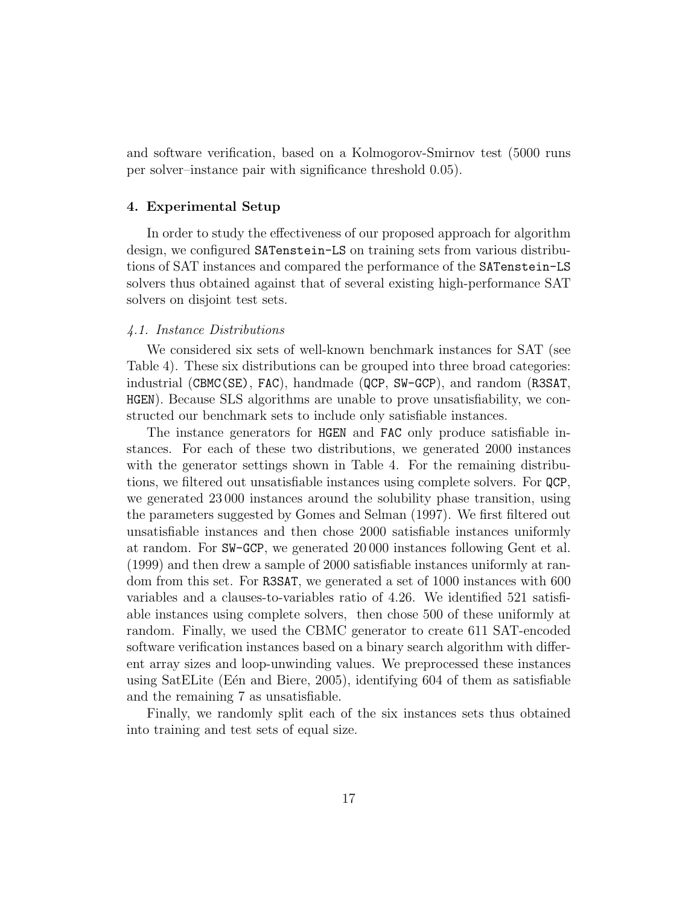and software verification, based on a Kolmogorov-Smirnov test (5000 runs per solver–instance pair with significance threshold 0.05).

## 4. Experimental Setup

In order to study the effectiveness of our proposed approach for algorithm design, we configured SATenstein-LS on training sets from various distributions of SAT instances and compared the performance of the SATenstein-LS solvers thus obtained against that of several existing high-performance SAT solvers on disjoint test sets.

### *4.1. Instance Distributions*

We considered six sets of well-known benchmark instances for SAT (see Table 4). These six distributions can be grouped into three broad categories: industrial (CBMC(SE), FAC), handmade (QCP, SW-GCP), and random (R3SAT, HGEN). Because SLS algorithms are unable to prove unsatisfiability, we constructed our benchmark sets to include only satisfiable instances.

The instance generators for HGEN and FAC only produce satisfiable instances. For each of these two distributions, we generated 2000 instances with the generator settings shown in Table 4. For the remaining distributions, we filtered out unsatisfiable instances using complete solvers. For QCP, we generated 23 000 instances around the solubility phase transition, using the parameters suggested by Gomes and Selman (1997). We first filtered out unsatisfiable instances and then chose 2000 satisfiable instances uniformly at random. For SW-GCP, we generated 20 000 instances following Gent et al. (1999) and then drew a sample of 2000 satisfiable instances uniformly at random from this set. For R3SAT, we generated a set of 1000 instances with 600 variables and a clauses-to-variables ratio of 4.26. We identified 521 satisfiable instances using complete solvers, then chose 500 of these uniformly at random. Finally, we used the CBMC generator to create 611 SAT-encoded software verification instances based on a binary search algorithm with different array sizes and loop-unwinding values. We preprocessed these instances using SatELite (Eén and Biere, 2005), identifying 604 of them as satisfiable and the remaining 7 as unsatisfiable.

Finally, we randomly split each of the six instances sets thus obtained into training and test sets of equal size.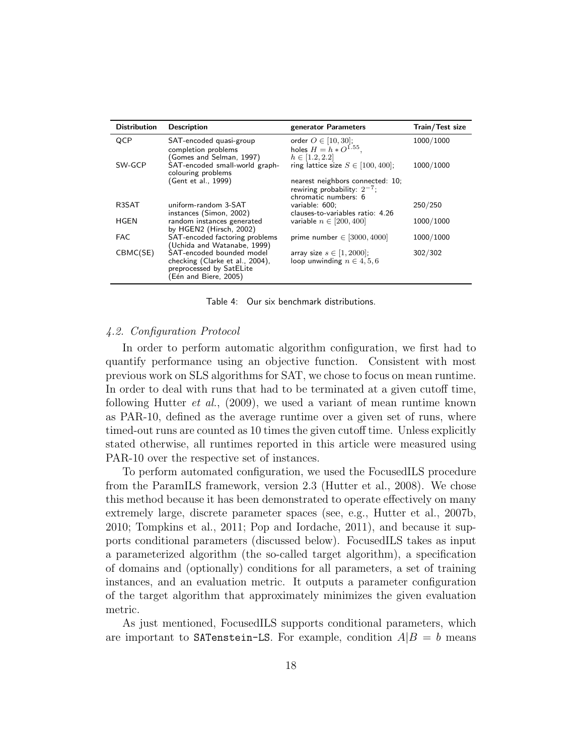| Distribution | Description | generator Parameters | Train/Test size |
|---|---|---|---|
| QCP | SAT-encoded quasi-group completion problems (Gomes and Selman, 1997) | order $O \in [10, 30]$; holes $H = h * O^{1.55}$, $h \in [1.2, 2.2]$ | 1000/1000 |
| SW-GCP | SAT-encoded small-world graph-colouring problems (Gent et al., 1999) | ring lattice size $S \in [100, 400]$; nearest neighbors connected: 10; rewiring probability: $2^{-7}$; chromatic numbers: 6 | 1000/1000 |
| R3SAT | uniform-random 3-SAT instances (Simon, 2002) | variable: 600; clauses-to-variables ratio: 4.26 | 250/250 |
| HGEN | random instances generated by HGEN2 (Hirsch, 2002) | variable $n \in [200, 400]$ | 1000/1000 |
| FAC | SAT-encoded factoring problems (Uchida and Watanabe, 1999) | prime number $\in [3000, 4000]$ | 1000/1000 |
| CBMC(SE) | SAT-encoded bounded model checking (Clarke et al., 2004), preprocessed by SatELite (Eén and Biere, 2005) | array size $s \in [1, 2000]$; loop unwinding $n \in 4, 5, 6$ | 302/302 |

Table 4: Our six benchmark distributions.

### *4.2. Configuration Protocol*

In order to perform automatic algorithm configuration, we first had to quantify performance using an objective function. Consistent with most previous work on SLS algorithms for SAT, we chose to focus on mean runtime. In order to deal with runs that had to be terminated at a given cutoff time, following Hutter *et al.*, (2009), we used a variant of mean runtime known as PAR-10, defined as the average runtime over a given set of runs, where timed-out runs are counted as 10 times the given cutoff time. Unless explicitly stated otherwise, all runtimes reported in this article were measured using PAR-10 over the respective set of instances.

To perform automated configuration, we used the FocusedILS procedure from the ParamILS framework, version 2.3 (Hutter et al., 2008). We chose this method because it has been demonstrated to operate effectively on many extremely large, discrete parameter spaces (see, e.g., Hutter et al., 2007b, 2010; Tompkins et al., 2011; Pop and Iordache, 2011), and because it supports conditional parameters (discussed below). FocusedILS takes as input a parameterized algorithm (the so-called target algorithm), a specification of domains and (optionally) conditions for all parameters, a set of training instances, and an evaluation metric. It outputs a parameter configuration of the target algorithm that approximately minimizes the given evaluation metric.

As just mentioned, FocusedILS supports conditional parameters, which are important to `SATenstein-LS`. For example, condition $A|B = b$ means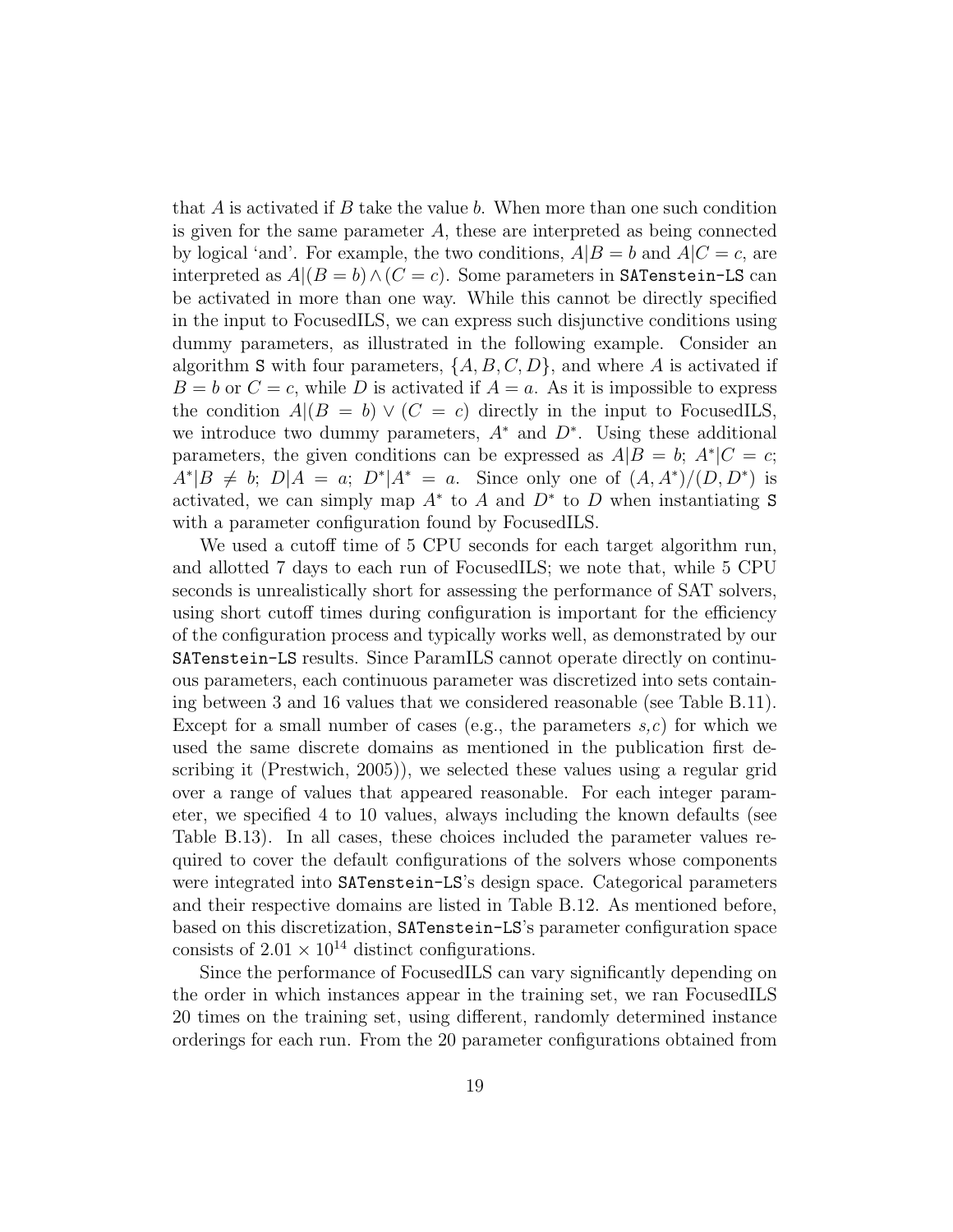that $A$ is activated if $B$ take the value $b$. When more than one such condition is given for the same parameter $A$, these are interpreted as being connected by logical 'and'. For example, the two conditions, $A|B = b$ and $A|C = c$, are interpreted as $A|(B = b) \wedge (C = c)$. Some parameters in `SATenstein-LS` can be activated in more than one way. While this cannot be directly specified in the input to FocusedILS, we can express such disjunctive conditions using dummy parameters, as illustrated in the following example. Consider an algorithm `S` with four parameters, $\{A, B, C, D\}$, and where $A$ is activated if $B = b$ or $C = c$, while $D$ is activated if $A = a$. As it is impossible to express the condition $A|(B = b) \vee (C = c)$ directly in the input to FocusedILS, we introduce two dummy parameters, $A^*$ and $D^*$. Using these additional parameters, the given conditions can be expressed as $A|B = b$; $A^*|C = c$; $A^*|B \neq b$; $D|A = a$; $D^*|A^* = a$. Since only one of $(A, A^*)/(D, D^*)$ is activated, we can simply map $A^*$ to $A$ and $D^*$ to $D$ when instantiating `S` with a parameter configuration found by FocusedILS.

We used a cutoff time of 5 CPU seconds for each target algorithm run, and allotted 7 days to each run of FocusedILS; we note that, while 5 CPU seconds is unrealistically short for assessing the performance of SAT solvers, using short cutoff times during configuration is important for the efficiency of the configuration process and typically works well, as demonstrated by our `SATenstein-LS` results. Since ParamILS cannot operate directly on continuous parameters, each continuous parameter was discretized into sets containing between 3 and 16 values that we considered reasonable (see Table B.11). Except for a small number of cases (e.g., the parameters *s,c*) for which we used the same discrete domains as mentioned in the publication first describing it (Prestwich, 2005)), we selected these values using a regular grid over a range of values that appeared reasonable. For each integer parameter, we specified 4 to 10 values, always including the known defaults (see Table B.13). In all cases, these choices included the parameter values required to cover the default configurations of the solvers whose components were integrated into `SATenstein-LS`'s design space. Categorical parameters and their respective domains are listed in Table B.12. As mentioned before, based on this discretization, `SATenstein-LS`'s parameter configuration space consists of $2.01 \times 10^{14}$ distinct configurations.

Since the performance of FocusedILS can vary significantly depending on the order in which instances appear in the training set, we ran FocusedILS 20 times on the training set, using different, randomly determined instance orderings for each run. From the 20 parameter configurations obtained from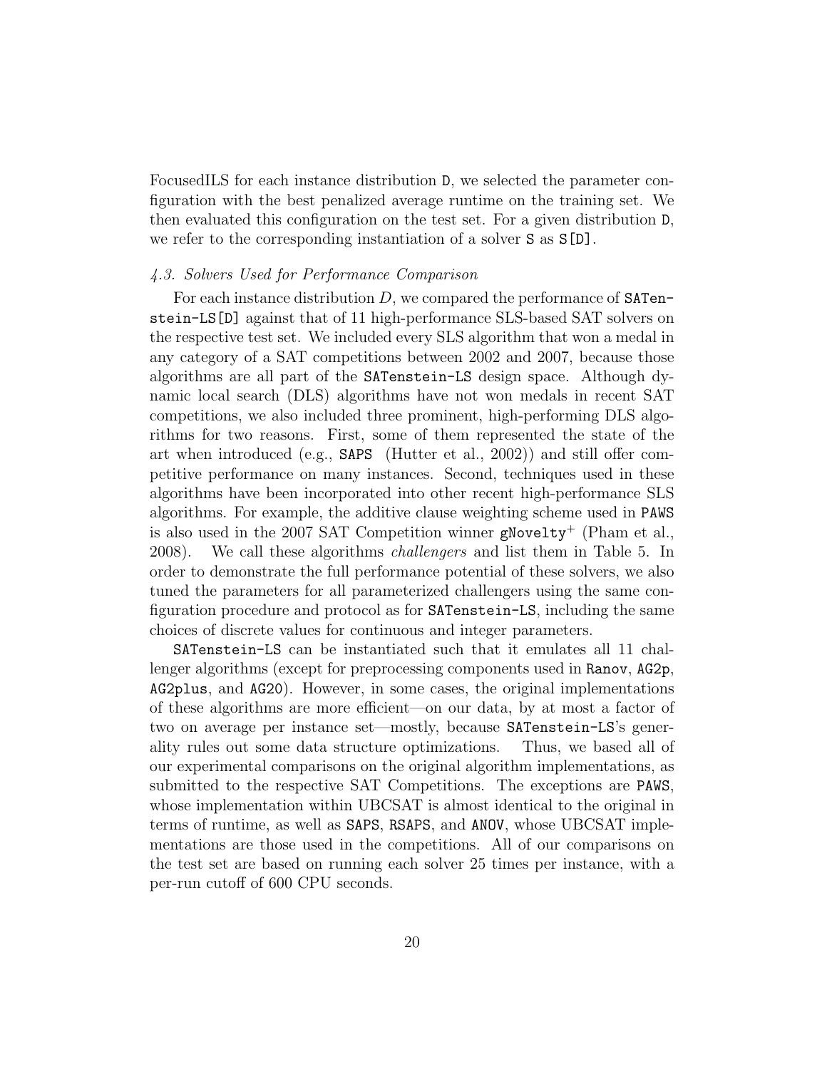FocusedILS for each instance distribution D, we selected the parameter configuration with the best penalized average runtime on the training set. We then evaluated this configuration on the test set. For a given distribution D, we refer to the corresponding instantiation of a solver S as S[D].

### 4.3. Solvers Used for Performance Comparison

For each instance distribution $D$, we compared the performance of SATenstein-LS[D] against that of 11 high-performance SLS-based SAT solvers on the respective test set. We included every SLS algorithm that won a medal in any category of a SAT competitions between 2002 and 2007, because those algorithms are all part of the SATenstein-LS design space. Although dynamic local search (DLS) algorithms have not won medals in recent SAT competitions, we also included three prominent, high-performing DLS algorithms for two reasons. First, some of them represented the state of the art when introduced (e.g., SAPS (Hutter et al., 2002)) and still offer competitive performance on many instances. Second, techniques used in these algorithms have been incorporated into other recent high-performance SLS algorithms. For example, the additive clause weighting scheme used in PAWS is also used in the 2007 SAT Competition winner gNovelty$^{+}$ (Pham et al., 2008). We call these algorithms *challengers* and list them in Table 5. In order to demonstrate the full performance potential of these solvers, we also tuned the parameters for all parameterized challengers using the same configuration procedure and protocol as for SATenstein-LS, including the same choices of discrete values for continuous and integer parameters.

SATenstein-LS can be instantiated such that it emulates all 11 challenger algorithms (except for preprocessing components used in Ranov, AG2p, AG2plus, and AG20). However, in some cases, the original implementations of these algorithms are more efficient—on our data, by at most a factor of two on average per instance set—mostly, because SATenstein-LS's generality rules out some data structure optimizations. Thus, we based all of our experimental comparisons on the original algorithm implementations, as submitted to the respective SAT Competitions. The exceptions are PAWS, whose implementation within UBCSAT is almost identical to the original in terms of runtime, as well as SAPS, RSAPS, and ANOV, whose UBCSAT implementations are those used in the competitions. All of our comparisons on the test set are based on running each solver 25 times per instance, with a per-run cutoff of 600 CPU seconds.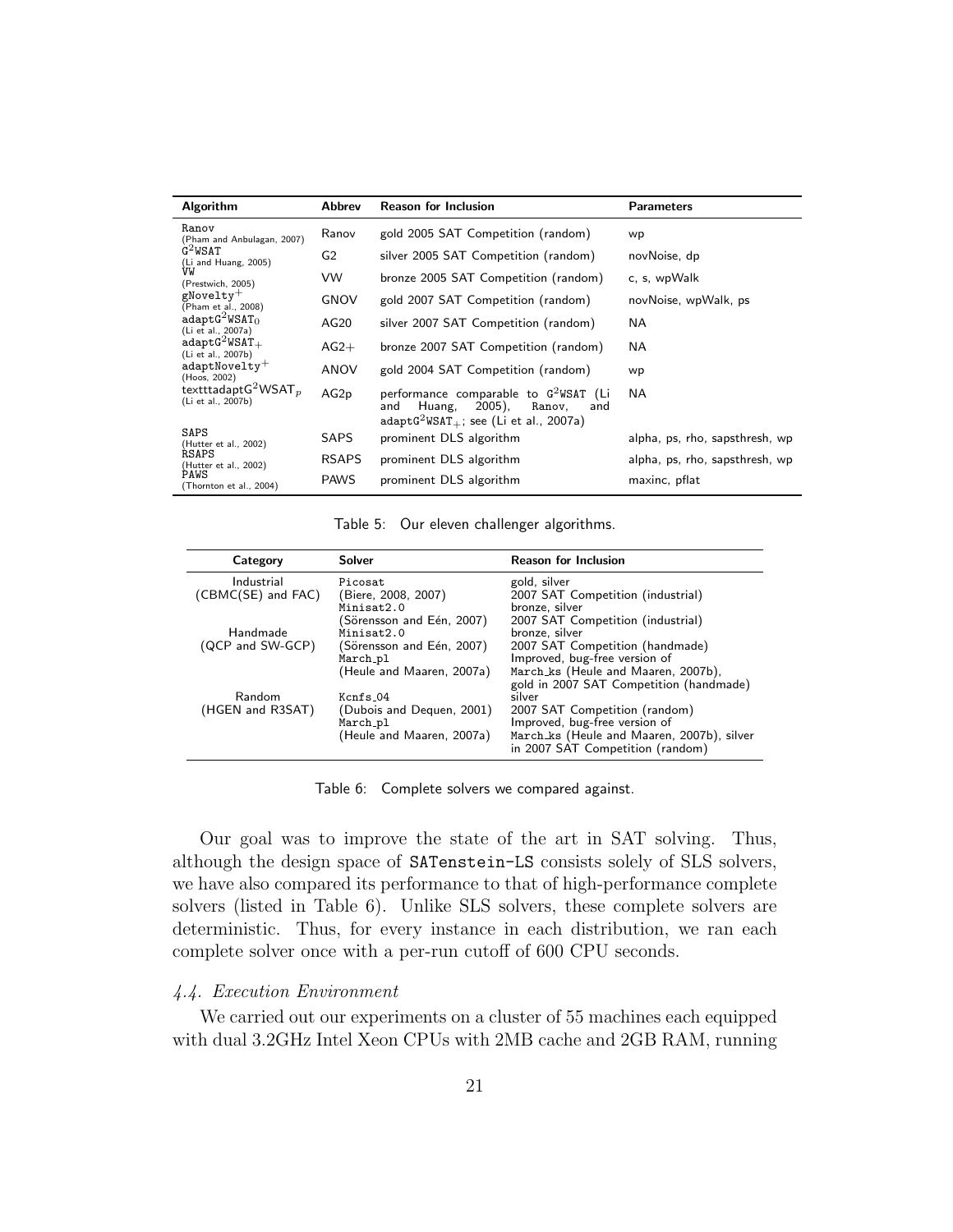| Algorithm | Abbrev | Reason for Inclusion | Parameters |
|---|---|---|---|
| Ranov (Pham and Anbulagan, 2007) | Ranov | gold 2005 SAT Competition (random) | wp |
| $G^2$WSAT (Li and Huang, 2005) | G2 | silver 2005 SAT Competition (random) | novNoise, dp |
| VW (Prestwich, 2005) | VW | bronze 2005 SAT Competition (random) | c, s, wpWalk |
| gNovelty$^+$ (Pham et al., 2008) | GNOV | gold 2007 SAT Competition (random) | novNoise, wpWalk, ps |
| adapt$G^2$WSAT$_0$ (Li et al., 2007a) | AG20 | silver 2007 SAT Competition (random) | NA |
| adapt$G^2$WSAT$_+$ (Li et al., 2007b) | AG2+ | bronze 2007 SAT Competition (random) | NA |
| adaptNovelty$^+$ (Hoos, 2002) | ANOV | gold 2004 SAT Competition (random) | wp |
| textttadapt$G^2$WSAT$_p$ (Li et al., 2007b) | AG2p | performance comparable to $G^2$WSAT (Li and Huang, 2005), Ranov, and adapt$G^2$WSAT$_+$; see (Li et al., 2007a) | NA |
| SAPS (Hutter et al., 2002) | SAPS | prominent DLS algorithm | alpha, ps, rho, sapsthresh, wp |
| RSAPS (Hutter et al., 2002) | RSAPS | prominent DLS algorithm | alpha, ps, rho, sapsthresh, wp |
| PAWS (Thornton et al., 2004) | PAWS | prominent DLS algorithm | maxinc, pflat |

Table 5: Our eleven challenger algorithms.

| Category | Solver | Reason for Inclusion |
|---|---|---|
| Industrial (CBMC(SE) and FAC) | Picosat (Biere, 2008, 2007) | gold, silver 2007 SAT Competition (industrial) |
| | Minisat2.0 (Sörensson and Eén, 2007) | bronze, silver 2007 SAT Competition (industrial) |
| Handmade (QCP and SW-GCP) | Minisat2.0 (Sörensson and Eén, 2007) | bronze, silver 2007 SAT Competition (handmade) |
| | March_pl (Heule and Maaren, 2007a) | Improved, bug-free version of March_ks (Heule and Maaren, 2007b), gold in 2007 SAT Competition (handmade) |
| Random (HGEN and R3SAT) | Kcnfs_04 (Dubois and Dequen, 2001) | silver 2007 SAT Competition (random) |
| | March_pl (Heule and Maaren, 2007a) | Improved, bug-free version of March_ks (Heule and Maaren, 2007b), silver in 2007 SAT Competition (random) |

Table 6: Complete solvers we compared against.

Our goal was to improve the state of the art in SAT solving. Thus, although the design space of SATenstein-LS consists solely of SLS solvers, we have also compared its performance to that of high-performance complete solvers (listed in Table 6). Unlike SLS solvers, these complete solvers are deterministic. Thus, for every instance in each distribution, we ran each complete solver once with a per-run cutoff of 600 CPU seconds.

### *4.4. Execution Environment*

We carried out our experiments on a cluster of 55 machines each equipped with dual 3.2GHz Intel Xeon CPUs with 2MB cache and 2GB RAM, running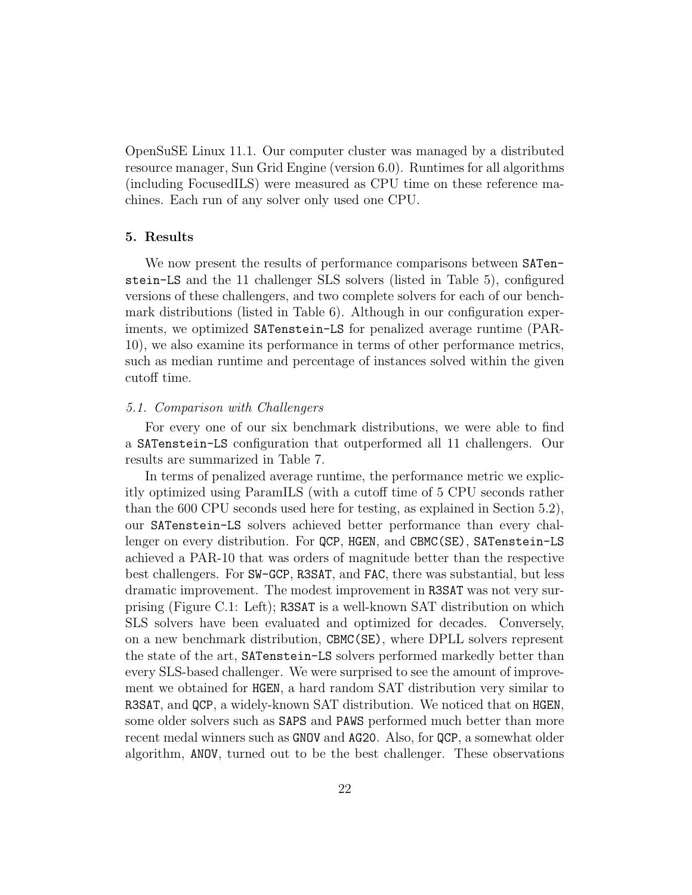OpenSuSE Linux 11.1. Our computer cluster was managed by a distributed resource manager, Sun Grid Engine (version 6.0). Runtimes for all algorithms (including FocusedILS) were measured as CPU time on these reference machines. Each run of any solver only used one CPU.

## 5. Results

We now present the results of performance comparisons between `SATenstein-LS` and the 11 challenger SLS solvers (listed in Table 5), configured versions of these challengers, and two complete solvers for each of our benchmark distributions (listed in Table 6). Although in our configuration experiments, we optimized `SATenstein-LS` for penalized average runtime (PAR-10), we also examine its performance in terms of other performance metrics, such as median runtime and percentage of instances solved within the given cutoff time.

### *5.1. Comparison with Challengers*

For every one of our six benchmark distributions, we were able to find a `SATenstein-LS` configuration that outperformed all 11 challengers. Our results are summarized in Table 7.

In terms of penalized average runtime, the performance metric we explicitly optimized using ParamILS (with a cutoff time of 5 CPU seconds rather than the 600 CPU seconds used here for testing, as explained in Section 5.2), our `SATenstein-LS` solvers achieved better performance than every challenger on every distribution. For `QCP`, `HGEN`, and `CBMC(SE)`, `SATenstein-LS` achieved a PAR-10 that was orders of magnitude better than the respective best challengers. For `SW-GCP`, `R3SAT`, and `FAC`, there was substantial, but less dramatic improvement. The modest improvement in `R3SAT` was not very surprising (Figure C.1: Left); `R3SAT` is a well-known SAT distribution on which SLS solvers have been evaluated and optimized for decades. Conversely, on a new benchmark distribution, `CBMC(SE)`, where DPLL solvers represent the state of the art, `SATenstein-LS` solvers performed markedly better than every SLS-based challenger. We were surprised to see the amount of improvement we obtained for `HGEN`, a hard random SAT distribution very similar to `R3SAT`, and `QCP`, a widely-known SAT distribution. We noticed that on `HGEN`, some older solvers such as `SAPS` and `PAWS` performed much better than more recent medal winners such as `GNOV` and `AG20`. Also, for `QCP`, a somewhat older algorithm, `ANOV`, turned out to be the best challenger. These observations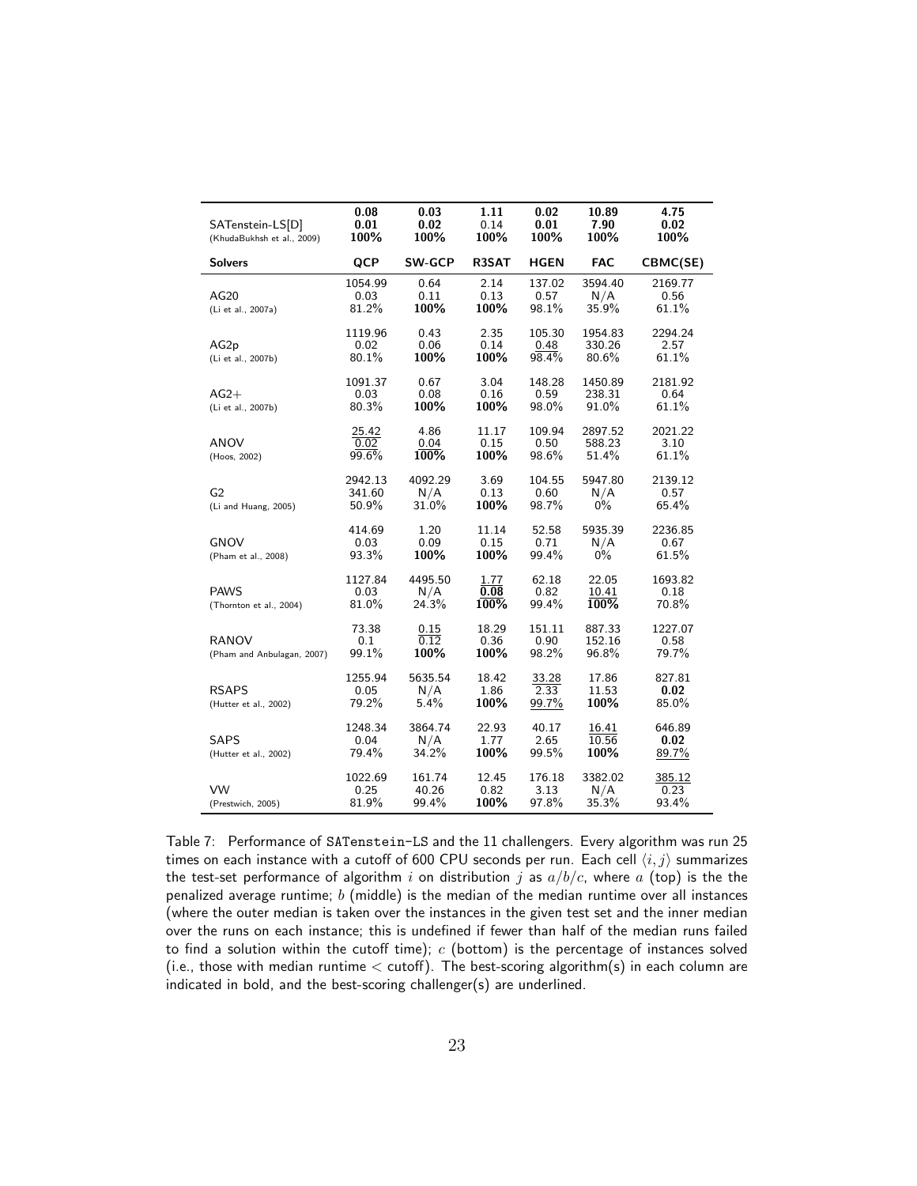| Solvers | QCP | SW-GCP | R3SAT | HGEN | FAC | CBMC(SE) |
|---|---|---|---|---|---|---|
| SATenstein-LS[D] (KhudaBukhsh et al., 2009) | **0.08**<br>**0.01**<br>**100%** | **0.03**<br>**0.02**<br>**100%** | **1.11**<br>0.14<br>**100%** | **0.02**<br>**0.01**<br>**100%** | **10.89**<br>**7.90**<br>**100%** | **4.75**<br>**0.02**<br>**100%** |
| AG20 (Li et al., 2007a) | 1054.99<br>0.03<br>81.2% | 0.64<br>0.11<br>**100%** | 2.14<br>0.13<br>**100%** | 137.02<br>0.57<br>98.1% | 3594.40<br>N/A<br>35.9% | 2169.77<br>0.56<br>61.1% |
| AG2p (Li et al., 2007b) | 1119.96<br>0.02<br>80.1% | 0.43<br>0.06<br>**100%** | 2.35<br>0.14<br>**100%** | 105.30<br><u>0.48</u><br>98.4% | 1954.83<br>330.26<br>80.6% | 2294.24<br>2.57<br>61.1% |
| AG2+ (Li et al., 2007b) | 1091.37<br>0.03<br>80.3% | 0.67<br>0.08<br>**100%** | 3.04<br>0.16<br>**100%** | 148.28<br>0.59<br>98.0% | 1450.89<br>238.31<br>91.0% | 2181.92<br>0.64<br>61.1% |
| ANOV (Hoos, 2002) | <u>25.42</u><br><u>0.02</u><br><u>99.6%</u> | 4.86<br><u>0.04</u><br><u>**100%**</u> | 11.17<br>0.15<br>**100%** | 109.94<br>0.50<br>98.6% | 2897.52<br>588.23<br>51.4% | 2021.22<br>3.10<br>61.1% |
| G2 (Li and Huang, 2005) | 2942.13<br>341.60<br>50.9% | 4092.29<br>N/A<br>31.0% | 3.69<br>0.13<br>**100%** | 104.55<br>0.60<br>98.7% | 5947.80<br>N/A<br>0% | 2139.12<br>0.57<br>65.4% |
| GNOV (Pham et al., 2008) | 414.69<br>0.03<br>93.3% | 1.20<br>0.09<br>**100%** | 11.14<br>0.15<br>**100%** | 52.58<br>0.71<br>99.4% | 5935.39<br>N/A<br>0% | 2236.85<br>0.67<br>61.5% |
| PAWS (Thornton et al., 2004) | 1127.84<br>0.03<br>81.0% | 4495.50<br>N/A<br>24.3% | <u>1.77</u><br><u>0.08</u><br><u>**100%**</u> | 62.18<br>0.82<br>99.4% | 22.05<br><u>10.41</u><br><u>**100%**</u> | 1693.82<br>0.18<br>70.8% |
| RANOV (Pham and Anbulagan, 2007) | 73.38<br>0.1<br>99.1% | <u>0.15</u><br><u>0.12</u><br>**100%** | 18.29<br>0.36<br>**100%** | 151.11<br>0.90<br>98.2% | 887.33<br>152.16<br>96.8% | 1227.07<br>0.58<br>79.7% |
| RSAPS (Hutter et al., 2002) | 1255.94<br>0.05<br>79.2% | 5635.54<br>N/A<br>5.4% | 18.42<br>1.86<br>**100%** | <u>33.28</u><br><u>2.33</u><br><u>99.7%</u> | 17.86<br>11.53<br>**100%** | 827.81<br>**0.02**<br>85.0% |
| SAPS (Hutter et al., 2002) | 1248.34<br>0.04<br>79.4% | 3864.74<br>N/A<br>34.2% | 22.93<br>1.77<br>**100%** | 40.17<br>2.65<br>99.5% | <u>16.41</u><br><u>10.56</u><br>**100%** | 646.89<br>**0.02**<br><u>89.7%</u> |
| VW (Prestwich, 2005) | 1022.69<br>0.25<br>81.9% | 161.74<br>40.26<br>99.4% | 12.45<br>0.82<br>**100%** | 176.18<br>3.13<br>97.8% | 3382.02<br>N/A<br>35.3% | <u>385.12</u><br>0.23<br>93.4% |

Table 7: Performance of SATenstein-LS and the 11 challengers. Every algorithm was run 25 times on each instance with a cutoff of 600 CPU seconds per run. Each cell $\langle i, j\rangle$ summarizes the test-set performance of algorithm $i$ on distribution $j$ as $a/b/c$, where $a$ (top) is the the penalized average runtime; $b$ (middle) is the median of the median runtime over all instances (where the outer median is taken over the instances in the given test set and the inner median over the runs on each instance; this is undefined if fewer than half of the median runs failed to find a solution within the cutoff time); $c$ (bottom) is the percentage of instances solved (i.e., those with median runtime < cutoff). The best-scoring algorithm(s) in each column are indicated in bold, and the best-scoring challenger(s) are underlined.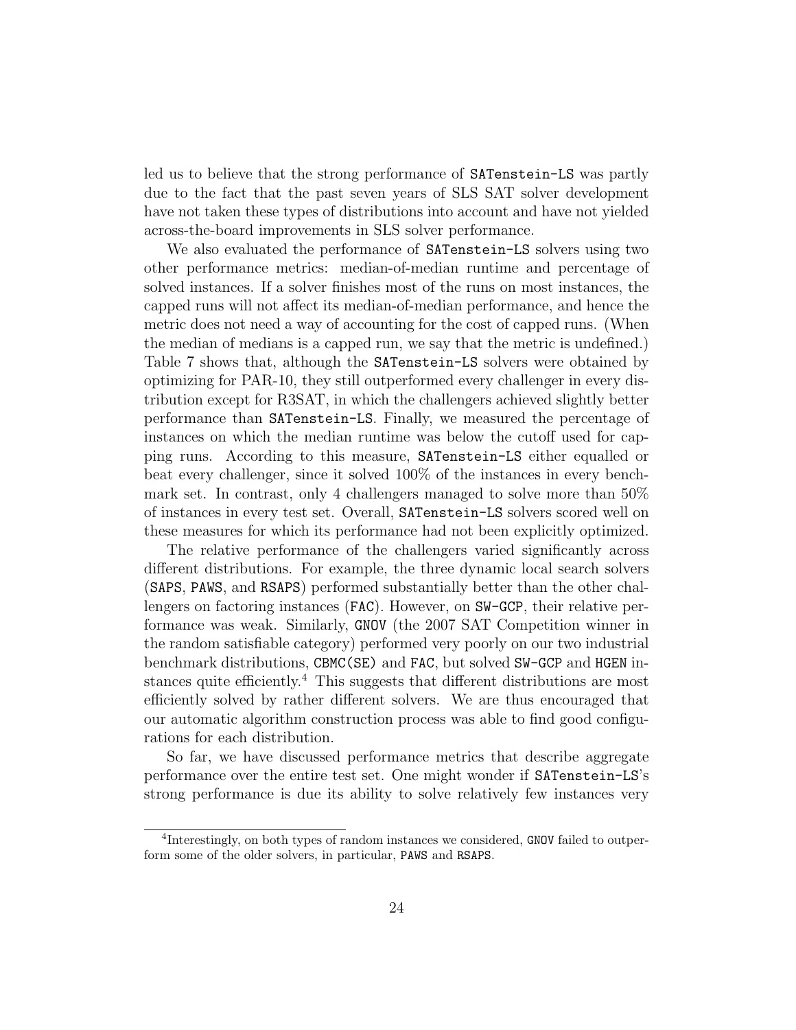led us to believe that the strong performance of `SATenstein-LS` was partly due to the fact that the past seven years of SLS SAT solver development have not taken these types of distributions into account and have not yielded across-the-board improvements in SLS solver performance.

We also evaluated the performance of `SATenstein-LS` solvers using two other performance metrics: median-of-median runtime and percentage of solved instances. If a solver finishes most of the runs on most instances, the capped runs will not affect its median-of-median performance, and hence the metric does not need a way of accounting for the cost of capped runs. (When the median of medians is a capped run, we say that the metric is undefined.) Table 7 shows that, although the `SATenstein-LS` solvers were obtained by optimizing for PAR-10, they still outperformed every challenger in every distribution except for R3SAT, in which the challengers achieved slightly better performance than `SATenstein-LS`. Finally, we measured the percentage of instances on which the median runtime was below the cutoff used for capping runs. According to this measure, `SATenstein-LS` either equalled or beat every challenger, since it solved 100% of the instances in every benchmark set. In contrast, only 4 challengers managed to solve more than 50% of instances in every test set. Overall, `SATenstein-LS` solvers scored well on these measures for which its performance had not been explicitly optimized.

The relative performance of the challengers varied significantly across different distributions. For example, the three dynamic local search solvers (`SAPS`, `PAWS`, and `RSAPS`) performed substantially better than the other challengers on factoring instances (`FAC`). However, on `SW-GCP`, their relative performance was weak. Similarly, `GNOV` (the 2007 SAT Competition winner in the random satisfiable category) performed very poorly on our two industrial benchmark distributions, `CBMC(SE)` and `FAC`, but solved `SW-GCP` and `HGEN` instances quite efficiently.[4] This suggests that different distributions are most efficiently solved by rather different solvers. We are thus encouraged that our automatic algorithm construction process was able to find good configurations for each distribution.

So far, we have discussed performance metrics that describe aggregate performance over the entire test set. One might wonder if `SATenstein-LS`'s strong performance is due its ability to solve relatively few instances very

[4]Interestingly, on both types of random instances we considered, `GNOV` failed to outperform some of the older solvers, in particular, `PAWS` and `RSAPS`.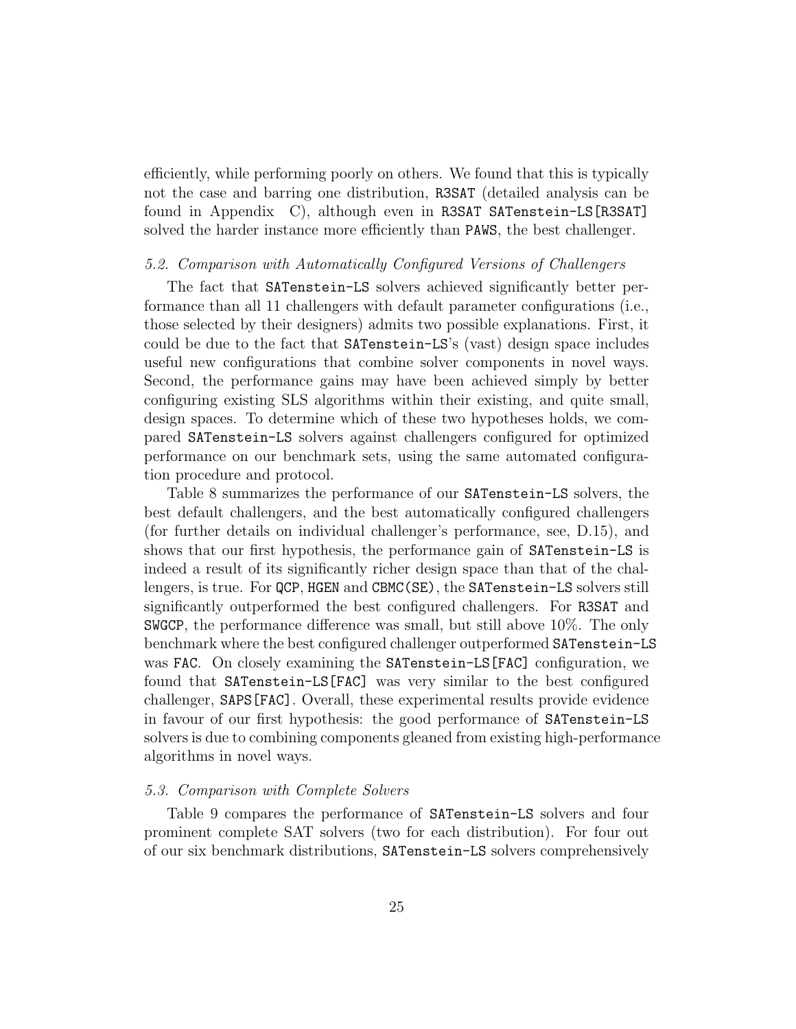efficiently, while performing poorly on others. We found that this is typically not the case and barring one distribution, R3SAT (detailed analysis can be found in Appendix C), although even in R3SAT SATenstein-LS[R3SAT] solved the harder instance more efficiently than PAWS, the best challenger.

### *5.2. Comparison with Automatically Configured Versions of Challengers*

The fact that SATenstein-LS solvers achieved significantly better performance than all 11 challengers with default parameter configurations (i.e., those selected by their designers) admits two possible explanations. First, it could be due to the fact that SATenstein-LS's (vast) design space includes useful new configurations that combine solver components in novel ways. Second, the performance gains may have been achieved simply by better configuring existing SLS algorithms within their existing, and quite small, design spaces. To determine which of these two hypotheses holds, we compared SATenstein-LS solvers against challengers configured for optimized performance on our benchmark sets, using the same automated configuration procedure and protocol.

Table 8 summarizes the performance of our SATenstein-LS solvers, the best default challengers, and the best automatically configured challengers (for further details on individual challenger's performance, see, D.15), and shows that our first hypothesis, the performance gain of SATenstein-LS is indeed a result of its significantly richer design space than that of the challengers, is true. For QCP, HGEN and CBMC(SE), the SATenstein-LS solvers still significantly outperformed the best configured challengers. For R3SAT and SWGCP, the performance difference was small, but still above 10%. The only benchmark where the best configured challenger outperformed SATenstein-LS was FAC. On closely examining the SATenstein-LS[FAC] configuration, we found that SATenstein-LS[FAC] was very similar to the best configured challenger, SAPS[FAC]. Overall, these experimental results provide evidence in favour of our first hypothesis: the good performance of SATenstein-LS solvers is due to combining components gleaned from existing high-performance algorithms in novel ways.

### *5.3. Comparison with Complete Solvers*

Table 9 compares the performance of SATenstein-LS solvers and four prominent complete SAT solvers (two for each distribution). For four out of our six benchmark distributions, SATenstein-LS solvers comprehensively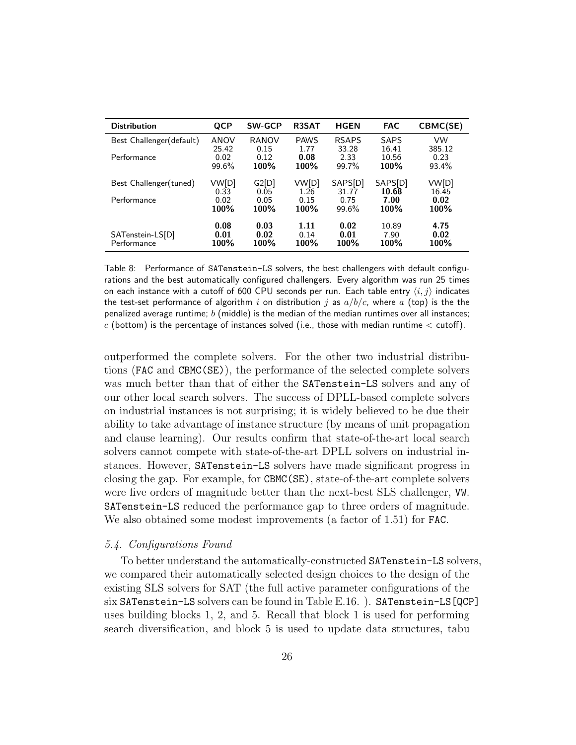| Distribution | QCP | SW-GCP | R3SAT | HGEN | FAC | CBMC(SE) |
|---|---|---|---|---|---|---|
| Best Challenger(default) | ANOV | RANOV | PAWS | RSAPS | SAPS | VW |
| | 25.42 | 0.15 | 1.77 | 33.28 | 16.41 | 385.12 |
| Performance | 0.02 | 0.12 | **0.08** | 2.33 | 10.56 | 0.23 |
| | 99.6% | **100%** | **100%** | 99.7% | **100%** | 93.4% |
| Best Challenger(tuned) | VW[D] | G2[D] | VW[D] | SAPS[D] | SAPS[D] | VW[D] |
| | 0.33 | 0.05 | 1.26 | 31.77 | **10.68** | 16.45 |
| Performance | 0.02 | 0.05 | 0.15 | 0.75 | **7.00** | **0.02** |
| | **100%** | **100%** | **100%** | 99.6% | **100%** | **100%** |
| | **0.08** | **0.03** | **1.11** | **0.02** | 10.89 | **4.75** |
| SATenstein-LS[D] | **0.01** | **0.02** | 0.14 | **0.01** | 7.90 | **0.02** |
| Performance | **100%** | **100%** | **100%** | **100%** | **100%** | **100%** |

Table 8: Performance of SATenstein-LS solvers, the best challengers with default configurations and the best automatically configured challengers. Every algorithm was run 25 times on each instance with a cutoff of 600 CPU seconds per run. Each table entry $\langle i, j\rangle$ indicates the test-set performance of algorithm $i$ on distribution $j$ as $a/b/c$, where $a$ (top) is the the penalized average runtime; $b$ (middle) is the median of the median runtimes over all instances; $c$ (bottom) is the percentage of instances solved (i.e., those with median runtime $<$ cutoff).

outperformed the complete solvers. For the other two industrial distributions (FAC and CBMC(SE)), the performance of the selected complete solvers was much better than that of either the SATenstein-LS solvers and any of our other local search solvers. The success of DPLL-based complete solvers on industrial instances is not surprising; it is widely believed to be due their ability to take advantage of instance structure (by means of unit propagation and clause learning). Our results confirm that state-of-the-art local search solvers cannot compete with state-of-the-art DPLL solvers on industrial instances. However, SATenstein-LS solvers have made significant progress in closing the gap. For example, for CBMC(SE), state-of-the-art complete solvers were five orders of magnitude better than the next-best SLS challenger, VW. SATenstein-LS reduced the performance gap to three orders of magnitude. We also obtained some modest improvements (a factor of 1.51) for FAC.

### *5.4. Configurations Found*

To better understand the automatically-constructed SATenstein-LS solvers, we compared their automatically selected design choices to the design of the existing SLS solvers for SAT (the full active parameter configurations of the six SATenstein-LS solvers can be found in Table E.16. ). SATenstein-LS[QCP] uses building blocks 1, 2, and 5. Recall that block 1 is used for performing search diversification, and block 5 is used to update data structures, tabu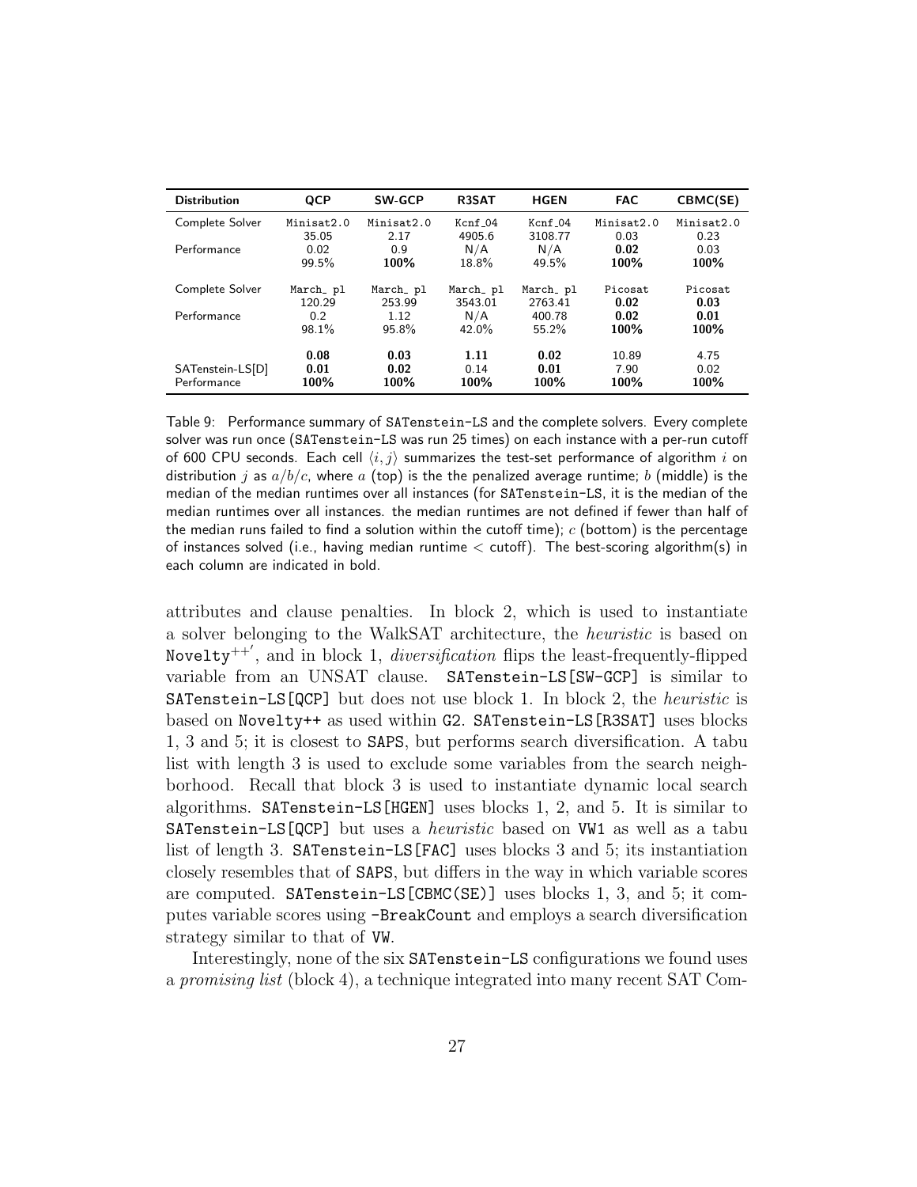| Distribution | QCP | SW-GCP | R3SAT | HGEN | FAC | CBMC(SE) |
|---|---|---|---|---|---|---|
| Complete Solver | Minisat2.0 | Minisat2.0 | Kcnf_04 | Kcnf_04 | Minisat2.0 | Minisat2.0 |
| | 35.05 | 2.17 | 4905.6 | 3108.77 | 0.03 | 0.23 |
| Performance | 0.02 | 0.9 | N/A | N/A | **0.02** | 0.03 |
| | 99.5% | **100%** | 18.8% | 49.5% | **100%** | **100%** |
| Complete Solver | March_ pl | March_ pl | March_ pl | March_ pl | Picosat | Picosat |
| | 120.29 | 253.99 | 3543.01 | 2763.41 | **0.02** | **0.03** |
| Performance | 0.2 | 1.12 | N/A | 400.78 | **0.02** | **0.01** |
| | 98.1% | 95.8% | 42.0% | 55.2% | **100%** | **100%** |
| | **0.08** | **0.03** | **1.11** | **0.02** | 10.89 | 4.75 |
| SATenstein-LS[D] | **0.01** | **0.02** | 0.14 | **0.01** | 7.90 | 0.02 |
| Performance | **100%** | **100%** | **100%** | **100%** | **100%** | **100%** |

Table 9: Performance summary of SATenstein-LS and the complete solvers. Every complete solver was run once (SATenstein-LS was run 25 times) on each instance with a per-run cutoff of 600 CPU seconds. Each cell $\langle i, j \rangle$ summarizes the test-set performance of algorithm $i$ on distribution $j$ as $a/b/c$, where $a$ (top) is the the penalized average runtime; $b$ (middle) is the median of the median runtimes over all instances (for SATenstein-LS, it is the median of the median runtimes over all instances. the median runtimes are not defined if fewer than half of the median runs failed to find a solution within the cutoff time); $c$ (bottom) is the percentage of instances solved (i.e., having median runtime < cutoff). The best-scoring algorithm(s) in each column are indicated in bold.

attributes and clause penalties. In block 2, which is used to instantiate a solver belonging to the WalkSAT architecture, the *heuristic* is based on Novelty$^{++'}$, and in block 1, *diversification* flips the least-frequently-flipped variable from an UNSAT clause. SATenstein-LS[SW-GCP] is similar to SATenstein-LS[QCP] but does not use block 1. In block 2, the *heuristic* is based on Novelty++ as used within G2. SATenstein-LS[R3SAT] uses blocks 1, 3 and 5; it is closest to SAPS, but performs search diversification. A tabu list with length 3 is used to exclude some variables from the search neighborhood. Recall that block 3 is used to instantiate dynamic local search algorithms. SATenstein-LS[HGEN] uses blocks 1, 2, and 5. It is similar to SATenstein-LS[QCP] but uses a *heuristic* based on VW1 as well as a tabu list of length 3. SATenstein-LS[FAC] uses blocks 3 and 5; its instantiation closely resembles that of SAPS, but differs in the way in which variable scores are computed. SATenstein-LS[CBMC(SE)] uses blocks 1, 3, and 5; it computes variable scores using -BreakCount and employs a search diversification strategy similar to that of VW.

Interestingly, none of the six SATenstein-LS configurations we found uses a *promising list* (block 4), a technique integrated into many recent SAT Com-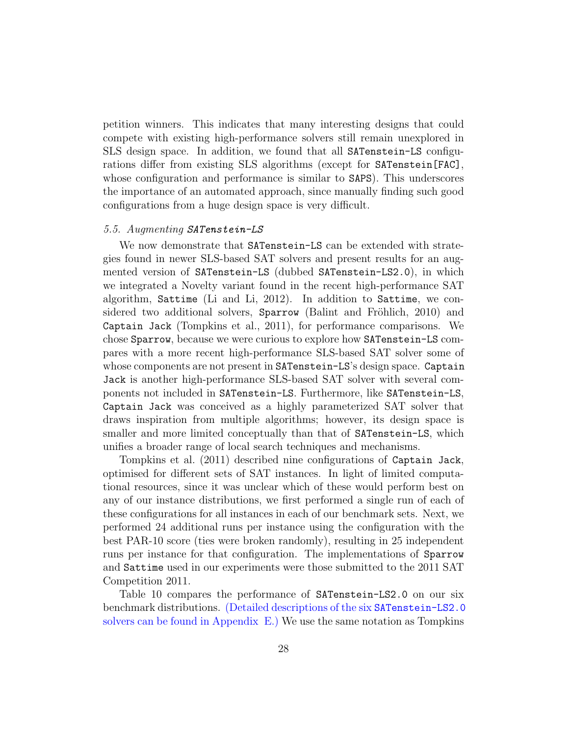petition winners. This indicates that many interesting designs that could compete with existing high-performance solvers still remain unexplored in SLS design space. In addition, we found that all `SATenstein-LS` configurations differ from existing SLS algorithms (except for `SATenstein[FAC]`, whose configuration and performance is similar to `SAPS`). This underscores the importance of an automated approach, since manually finding such good configurations from a huge design space is very difficult.

### *5.5. Augmenting `SATenstein-LS`*

We now demonstrate that `SATenstein-LS` can be extended with strategies found in newer SLS-based SAT solvers and present results for an augmented version of `SATenstein-LS` (dubbed `SATenstein-LS2.0`), in which we integrated a Novelty variant found in the recent high-performance SAT algorithm, `Sattime` (Li and Li, 2012). In addition to `Sattime`, we considered two additional solvers, `Sparrow` (Balint and Fröhlich, 2010) and `Captain Jack` (Tompkins et al., 2011), for performance comparisons. We chose `Sparrow`, because we were curious to explore how `SATenstein-LS` compares with a more recent high-performance SLS-based SAT solver some of whose components are not present in `SATenstein-LS`'s design space. `Captain Jack` is another high-performance SLS-based SAT solver with several components not included in `SATenstein-LS`. Furthermore, like `SATenstein-LS`, `Captain Jack` was conceived as a highly parameterized SAT solver that draws inspiration from multiple algorithms; however, its design space is smaller and more limited conceptually than that of `SATenstein-LS`, which unifies a broader range of local search techniques and mechanisms.

Tompkins et al. (2011) described nine configurations of `Captain Jack`, optimised for different sets of SAT instances. In light of limited computational resources, since it was unclear which of these would perform best on any of our instance distributions, we first performed a single run of each of these configurations for all instances in each of our benchmark sets. Next, we performed 24 additional runs per instance using the configuration with the best PAR-10 score (ties were broken randomly), resulting in 25 independent runs per instance for that configuration. The implementations of `Sparrow` and `Sattime` used in our experiments were those submitted to the 2011 SAT Competition 2011.

Table 10 compares the performance of `SATenstein-LS2.0` on our six benchmark distributions. (Detailed descriptions of the six `SATenstein-LS2.0` solvers can be found in Appendix E.) We use the same notation as Tompkins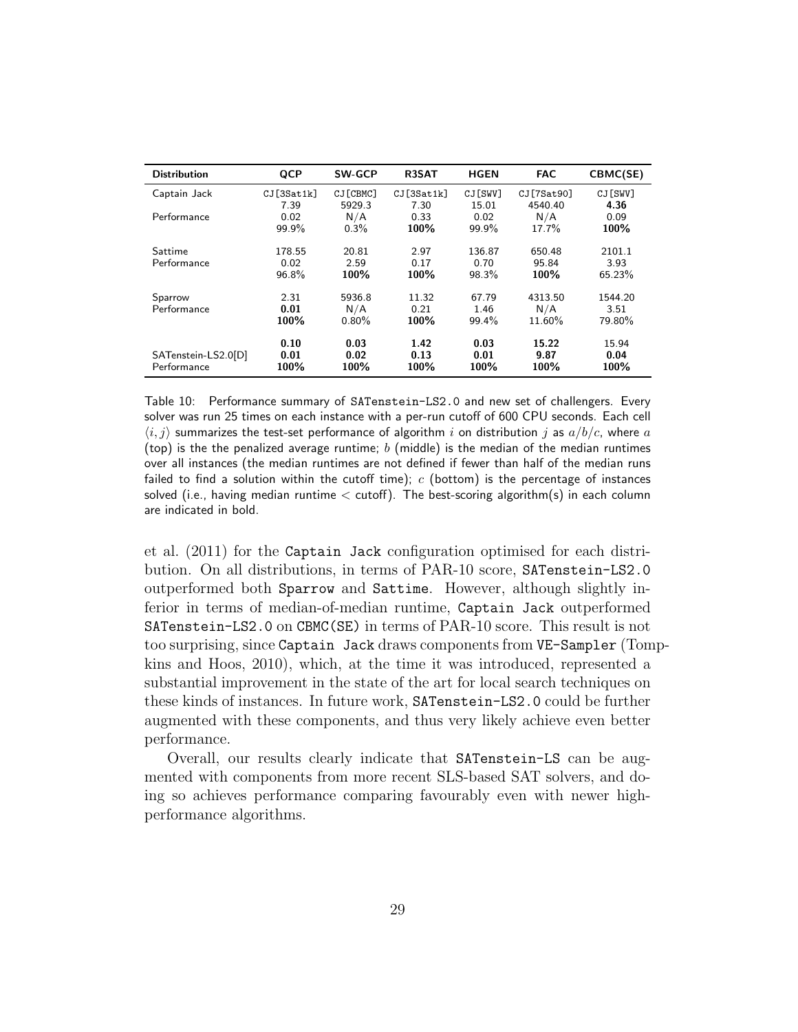| Distribution | QCP | SW-GCP | R3SAT | HGEN | FAC | CBMC(SE) |
|---|---|---|---|---|---|---|
| Captain Jack | CJ[3Sat1k] | CJ[CBMC] | CJ[3Sat1k] | CJ[SWV] | CJ[7Sat90] | CJ[SWV] |
| | 7.39 | 5929.3 | 7.30 | 15.01 | 4540.40 | **4.36** |
| Performance | 0.02 | N/A | 0.33 | 0.02 | N/A | 0.09 |
| | 99.9% | 0.3% | **100%** | 99.9% | 17.7% | **100%** |
| Sattime | 178.55 | 20.81 | 2.97 | 136.87 | 650.48 | 2101.1 |
| Performance | 0.02 | 2.59 | 0.17 | 0.70 | 95.84 | 3.93 |
| | 96.8% | **100%** | **100%** | 98.3% | **100%** | 65.23% |
| Sparrow | 2.31 | 5936.8 | 11.32 | 67.79 | 4313.50 | 1544.20 |
| Performance | **0.01** | N/A | 0.21 | 1.46 | N/A | 3.51 |
| | **100%** | 0.80% | **100%** | 99.4% | 11.60% | 79.80% |
| | **0.10** | **0.03** | **1.42** | **0.03** | **15.22** | 15.94 |
| SATenstein-LS2.0[D] | **0.01** | **0.02** | **0.13** | **0.01** | **9.87** | **0.04** |
| Performance | **100%** | **100%** | **100%** | **100%** | **100%** | **100%** |

Table 10: Performance summary of SATenstein-LS2.0 and new set of challengers. Every solver was run 25 times on each instance with a per-run cutoff of 600 CPU seconds. Each cell $\langle i, j \rangle$ summarizes the test-set performance of algorithm $i$ on distribution $j$ as $a/b/c$, where $a$ (top) is the the penalized average runtime; $b$ (middle) is the median of the median runtimes over all instances (the median runtimes are not defined if fewer than half of the median runs failed to find a solution within the cutoff time); $c$ (bottom) is the percentage of instances solved (i.e., having median runtime $<$ cutoff). The best-scoring algorithm(s) in each column are indicated in bold.

et al. (2011) for the Captain Jack configuration optimised for each distribution. On all distributions, in terms of PAR-10 score, SATenstein-LS2.0 outperformed both Sparrow and Sattime. However, although slightly inferior in terms of median-of-median runtime, Captain Jack outperformed SATenstein-LS2.0 on CBMC(SE) in terms of PAR-10 score. This result is not too surprising, since Captain Jack draws components from VE-Sampler (Tompkins and Hoos, 2010), which, at the time it was introduced, represented a substantial improvement in the state of the art for local search techniques on these kinds of instances. In future work, SATenstein-LS2.0 could be further augmented with these components, and thus very likely achieve even better performance.

Overall, our results clearly indicate that SATenstein-LS can be augmented with components from more recent SLS-based SAT solvers, and doing so achieves performance comparing favourably even with newer high-performance algorithms.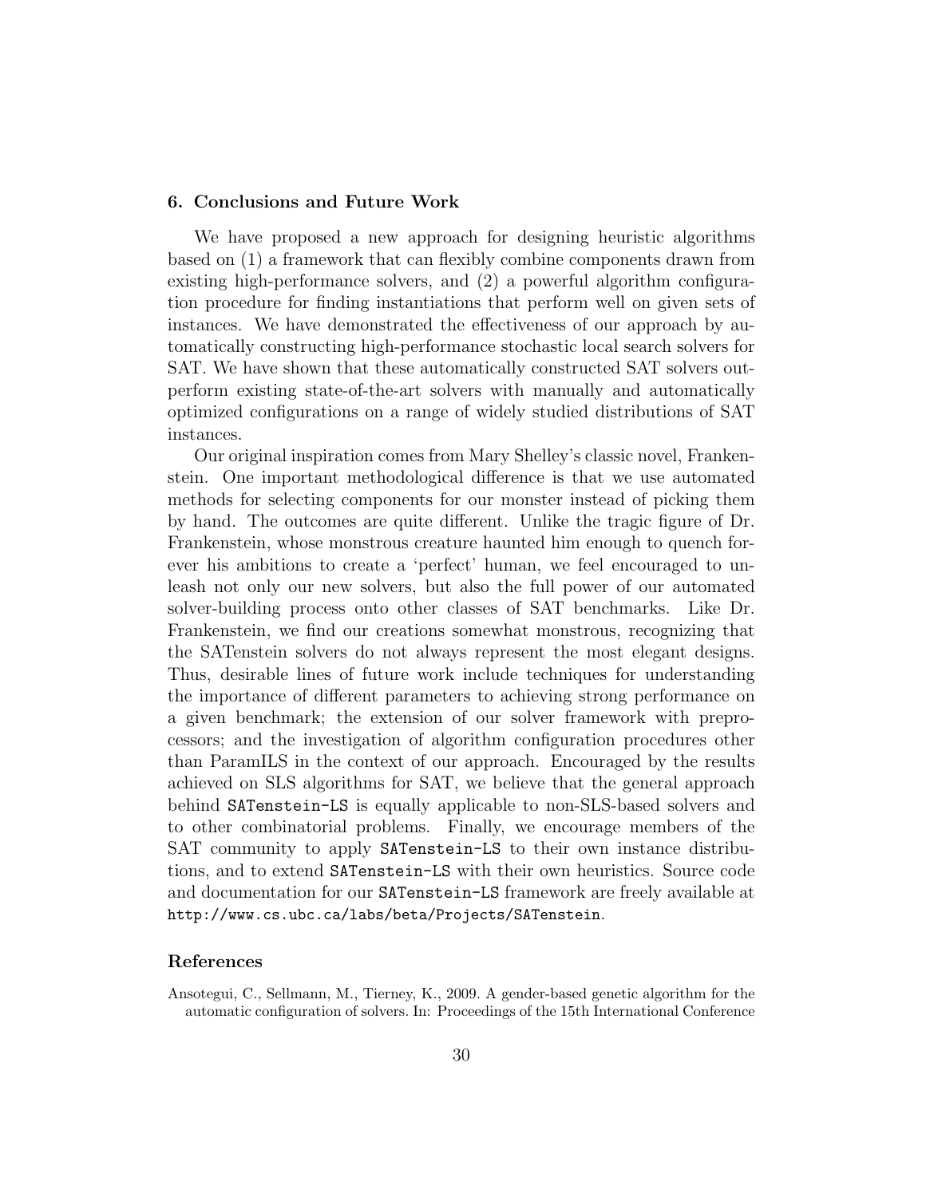## 6. Conclusions and Future Work

We have proposed a new approach for designing heuristic algorithms based on (1) a framework that can flexibly combine components drawn from existing high-performance solvers, and (2) a powerful algorithm configuration procedure for finding instantiations that perform well on given sets of instances. We have demonstrated the effectiveness of our approach by automatically constructing high-performance stochastic local search solvers for SAT. We have shown that these automatically constructed SAT solvers outperform existing state-of-the-art solvers with manually and automatically optimized configurations on a range of widely studied distributions of SAT instances.

Our original inspiration comes from Mary Shelley's classic novel, Frankenstein. One important methodological difference is that we use automated methods for selecting components for our monster instead of picking them by hand. The outcomes are quite different. Unlike the tragic figure of Dr. Frankenstein, whose monstrous creature haunted him enough to quench forever his ambitions to create a 'perfect' human, we feel encouraged to unleash not only our new solvers, but also the full power of our automated solver-building process onto other classes of SAT benchmarks. Like Dr. Frankenstein, we find our creations somewhat monstrous, recognizing that the SATenstein solvers do not always represent the most elegant designs. Thus, desirable lines of future work include techniques for understanding the importance of different parameters to achieving strong performance on a given benchmark; the extension of our solver framework with preprocessors; and the investigation of algorithm configuration procedures other than ParamILS in the context of our approach. Encouraged by the results achieved on SLS algorithms for SAT, we believe that the general approach behind `SATenstein-LS` is equally applicable to non-SLS-based solvers and to other combinatorial problems. Finally, we encourage members of the SAT community to apply `SATenstein-LS` to their own instance distributions, and to extend `SATenstein-LS` with their own heuristics. Source code and documentation for our `SATenstein-LS` framework are freely available at `http://www.cs.ubc.ca/labs/beta/Projects/SATenstein`.

## References

Ansotegui, C., Sellmann, M., Tierney, K., 2009. A gender-based genetic algorithm for the automatic configuration of solvers. In: Proceedings of the 15th International Conference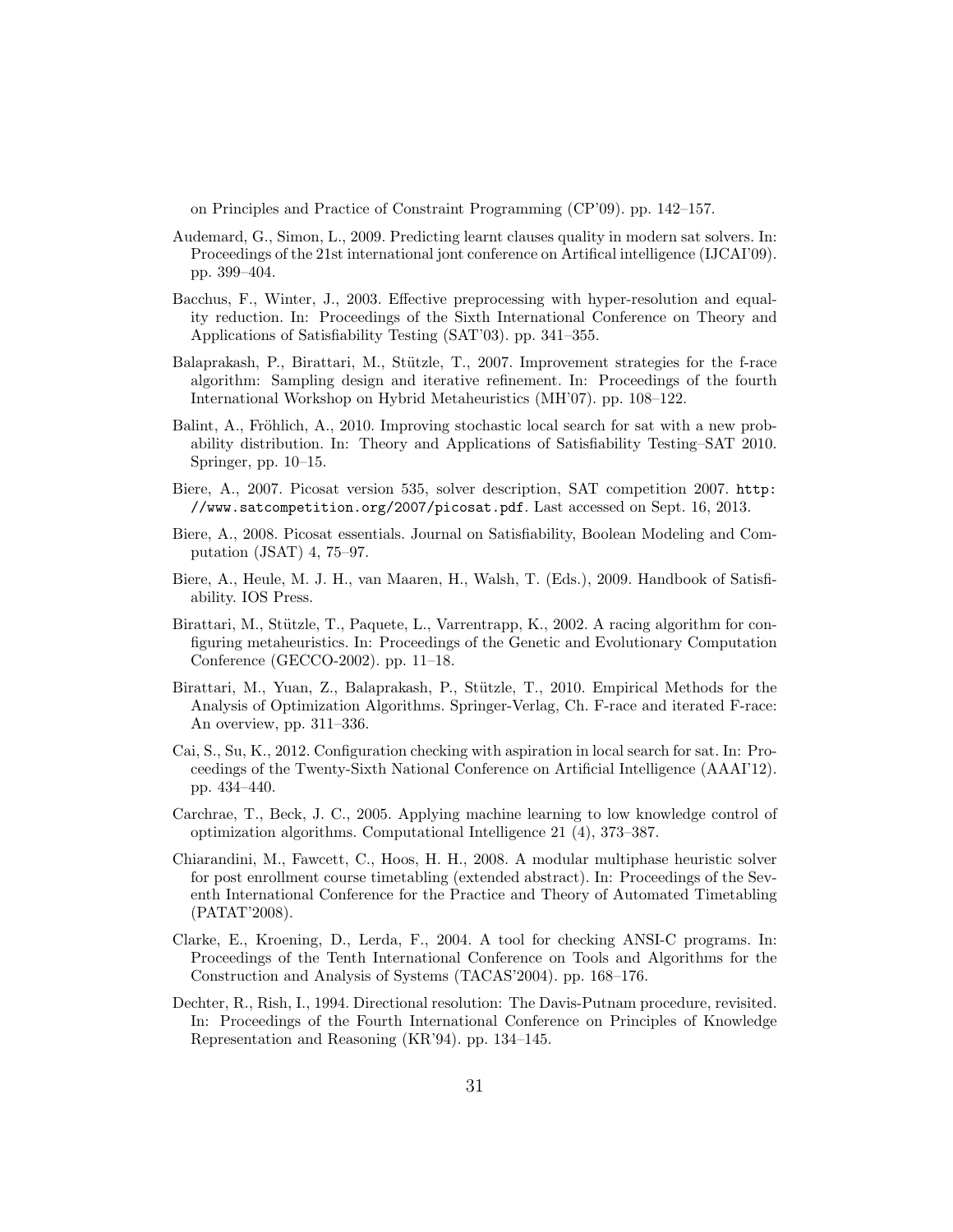on Principles and Practice of Constraint Programming (CP'09). pp. 142–157.

Audemard, G., Simon, L., 2009. Predicting learnt clauses quality in modern sat solvers. In: Proceedings of the 21st international jont conference on Artifical intelligence (IJCAI'09). pp. 399–404.

Bacchus, F., Winter, J., 2003. Effective preprocessing with hyper-resolution and equality reduction. In: Proceedings of the Sixth International Conference on Theory and Applications of Satisfiability Testing (SAT'03). pp. 341–355.

Balaprakash, P., Birattari, M., Stützle, T., 2007. Improvement strategies for the f-race algorithm: Sampling design and iterative refinement. In: Proceedings of the fourth International Workshop on Hybrid Metaheuristics (MH'07). pp. 108–122.

Balint, A., Fröhlich, A., 2010. Improving stochastic local search for sat with a new probability distribution. In: Theory and Applications of Satisfiability Testing–SAT 2010. Springer, pp. 10–15.

Biere, A., 2007. Picosat version 535, solver description, SAT competition 2007. http://www.satcompetition.org/2007/picosat.pdf. Last accessed on Sept. 16, 2013.

Biere, A., 2008. Picosat essentials. Journal on Satisfiability, Boolean Modeling and Computation (JSAT) 4, 75–97.

Biere, A., Heule, M. J. H., van Maaren, H., Walsh, T. (Eds.), 2009. Handbook of Satisfiability. IOS Press.

Birattari, M., Stützle, T., Paquete, L., Varrentrapp, K., 2002. A racing algorithm for configuring metaheuristics. In: Proceedings of the Genetic and Evolutionary Computation Conference (GECCO-2002). pp. 11–18.

Birattari, M., Yuan, Z., Balaprakash, P., Stützle, T., 2010. Empirical Methods for the Analysis of Optimization Algorithms. Springer-Verlag, Ch. F-race and iterated F-race: An overview, pp. 311–336.

Cai, S., Su, K., 2012. Configuration checking with aspiration in local search for sat. In: Proceedings of the Twenty-Sixth National Conference on Artificial Intelligence (AAAI'12). pp. 434–440.

Carchrae, T., Beck, J. C., 2005. Applying machine learning to low knowledge control of optimization algorithms. Computational Intelligence 21 (4), 373–387.

Chiarandini, M., Fawcett, C., Hoos, H. H., 2008. A modular multiphase heuristic solver for post enrollment course timetabling (extended abstract). In: Proceedings of the Seventh International Conference for the Practice and Theory of Automated Timetabling (PATAT'2008).

Clarke, E., Kroening, D., Lerda, F., 2004. A tool for checking ANSI-C programs. In: Proceedings of the Tenth International Conference on Tools and Algorithms for the Construction and Analysis of Systems (TACAS'2004). pp. 168–176.

Dechter, R., Rish, I., 1994. Directional resolution: The Davis-Putnam procedure, revisited. In: Proceedings of the Fourth International Conference on Principles of Knowledge Representation and Reasoning (KR'94). pp. 134–145.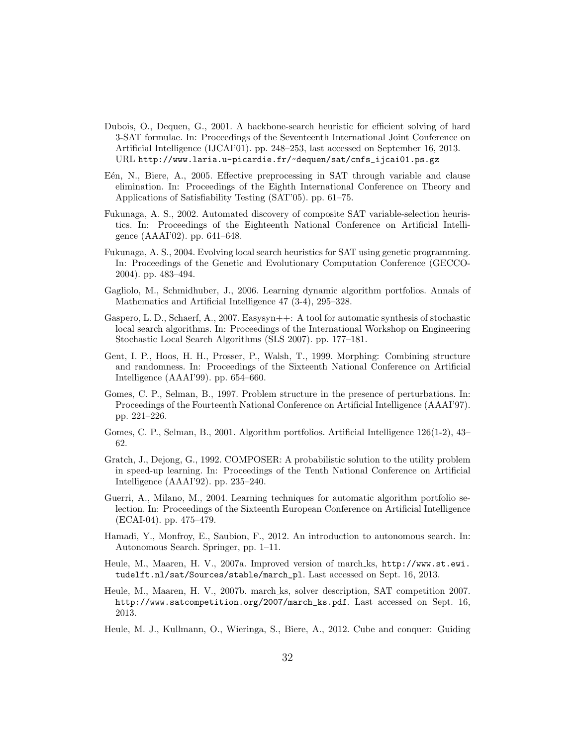Dubois, O., Dequen, G., 2001. A backbone-search heuristic for efficient solving of hard 3-SAT formulae. In: Proceedings of the Seventeenth International Joint Conference on Artificial Intelligence (IJCAI'01). pp. 248–253, last accessed on September 16, 2013. URL http://www.laria.u-picardie.fr/~dequen/sat/cnfs_ijcai01.ps.gz

Eén, N., Biere, A., 2005. Effective preprocessing in SAT through variable and clause elimination. In: Proceedings of the Eighth International Conference on Theory and Applications of Satisfiability Testing (SAT'05). pp. 61–75.

Fukunaga, A. S., 2002. Automated discovery of composite SAT variable-selection heuristics. In: Proceedings of the Eighteenth National Conference on Artificial Intelligence (AAAI'02). pp. 641–648.

Fukunaga, A. S., 2004. Evolving local search heuristics for SAT using genetic programming. In: Proceedings of the Genetic and Evolutionary Computation Conference (GECCO-2004). pp. 483–494.

Gagliolo, M., Schmidhuber, J., 2006. Learning dynamic algorithm portfolios. Annals of Mathematics and Artificial Intelligence 47 (3-4), 295–328.

Gaspero, L. D., Schaerf, A., 2007. Easysyn++: A tool for automatic synthesis of stochastic local search algorithms. In: Proceedings of the International Workshop on Engineering Stochastic Local Search Algorithms (SLS 2007). pp. 177–181.

Gent, I. P., Hoos, H. H., Prosser, P., Walsh, T., 1999. Morphing: Combining structure and randomness. In: Proceedings of the Sixteenth National Conference on Artificial Intelligence (AAAI'99). pp. 654–660.

Gomes, C. P., Selman, B., 1997. Problem structure in the presence of perturbations. In: Proceedings of the Fourteenth National Conference on Artificial Intelligence (AAAI'97). pp. 221–226.

Gomes, C. P., Selman, B., 2001. Algorithm portfolios. Artificial Intelligence 126(1-2), 43–62.

Gratch, J., Dejong, G., 1992. COMPOSER: A probabilistic solution to the utility problem in speed-up learning. In: Proceedings of the Tenth National Conference on Artificial Intelligence (AAAI'92). pp. 235–240.

Guerri, A., Milano, M., 2004. Learning techniques for automatic algorithm portfolio selection. In: Proceedings of the Sixteenth European Conference on Artificial Intelligence (ECAI-04). pp. 475–479.

Hamadi, Y., Monfroy, E., Saubion, F., 2012. An introduction to autonomous search. In: Autonomous Search. Springer, pp. 1–11.

Heule, M., Maaren, H. V., 2007a. Improved version of march_ks, http://www.st.ewi.tudelft.nl/sat/Sources/stable/march_pl. Last accessed on Sept. 16, 2013.

Heule, M., Maaren, H. V., 2007b. march_ks, solver description, SAT competition 2007. http://www.satcompetition.org/2007/march_ks.pdf. Last accessed on Sept. 16, 2013.

Heule, M. J., Kullmann, O., Wieringa, S., Biere, A., 2012. Cube and conquer: Guiding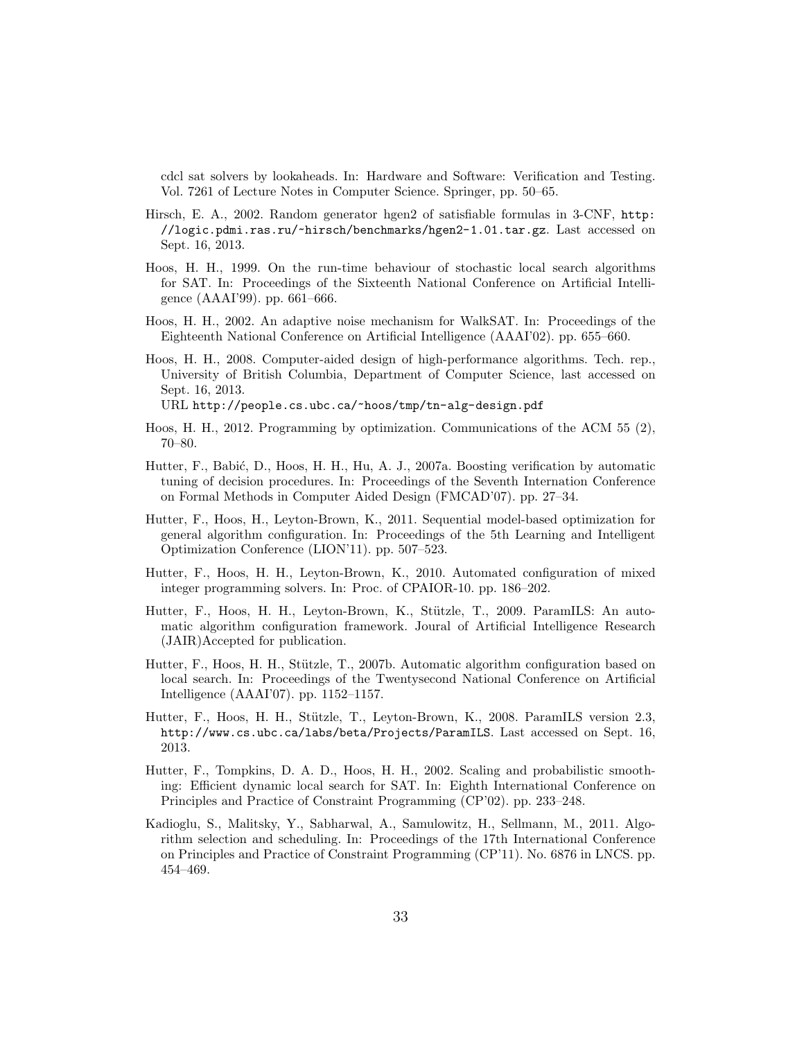cdcl sat solvers by lookaheads. In: Hardware and Software: Verification and Testing. Vol. 7261 of Lecture Notes in Computer Science. Springer, pp. 50–65.

Hirsch, E. A., 2002. Random generator hgen2 of satisfiable formulas in 3-CNF, http://logic.pdmi.ras.ru/~hirsch/benchmarks/hgen2-1.01.tar.gz. Last accessed on Sept. 16, 2013.

Hoos, H. H., 1999. On the run-time behaviour of stochastic local search algorithms for SAT. In: Proceedings of the Sixteenth National Conference on Artificial Intelligence (AAAI'99). pp. 661–666.

Hoos, H. H., 2002. An adaptive noise mechanism for WalkSAT. In: Proceedings of the Eighteenth National Conference on Artificial Intelligence (AAAI'02). pp. 655–660.

Hoos, H. H., 2008. Computer-aided design of high-performance algorithms. Tech. rep., University of British Columbia, Department of Computer Science, last accessed on Sept. 16, 2013.
URL http://people.cs.ubc.ca/~hoos/tmp/tn-alg-design.pdf

Hoos, H. H., 2012. Programming by optimization. Communications of the ACM 55 (2), 70–80.

Hutter, F., Babić, D., Hoos, H. H., Hu, A. J., 2007a. Boosting verification by automatic tuning of decision procedures. In: Proceedings of the Seventh Internation Conference on Formal Methods in Computer Aided Design (FMCAD'07). pp. 27–34.

Hutter, F., Hoos, H., Leyton-Brown, K., 2011. Sequential model-based optimization for general algorithm configuration. In: Proceedings of the 5th Learning and Intelligent Optimization Conference (LION'11). pp. 507–523.

Hutter, F., Hoos, H. H., Leyton-Brown, K., 2010. Automated configuration of mixed integer programming solvers. In: Proc. of CPAIOR-10. pp. 186–202.

Hutter, F., Hoos, H. H., Leyton-Brown, K., Stützle, T., 2009. ParamILS: An automatic algorithm configuration framework. Joural of Artificial Intelligence Research (JAIR)Accepted for publication.

Hutter, F., Hoos, H. H., Stützle, T., 2007b. Automatic algorithm configuration based on local search. In: Proceedings of the Twentysecond National Conference on Artificial Intelligence (AAAI'07). pp. 1152–1157.

Hutter, F., Hoos, H. H., Stützle, T., Leyton-Brown, K., 2008. ParamILS version 2.3, http://www.cs.ubc.ca/labs/beta/Projects/ParamILS. Last accessed on Sept. 16, 2013.

Hutter, F., Tompkins, D. A. D., Hoos, H. H., 2002. Scaling and probabilistic smoothing: Efficient dynamic local search for SAT. In: Eighth International Conference on Principles and Practice of Constraint Programming (CP'02). pp. 233–248.

Kadioglu, S., Malitsky, Y., Sabharwal, A., Samulowitz, H., Sellmann, M., 2011. Algorithm selection and scheduling. In: Proceedings of the 17th International Conference on Principles and Practice of Constraint Programming (CP'11). No. 6876 in LNCS. pp. 454–469.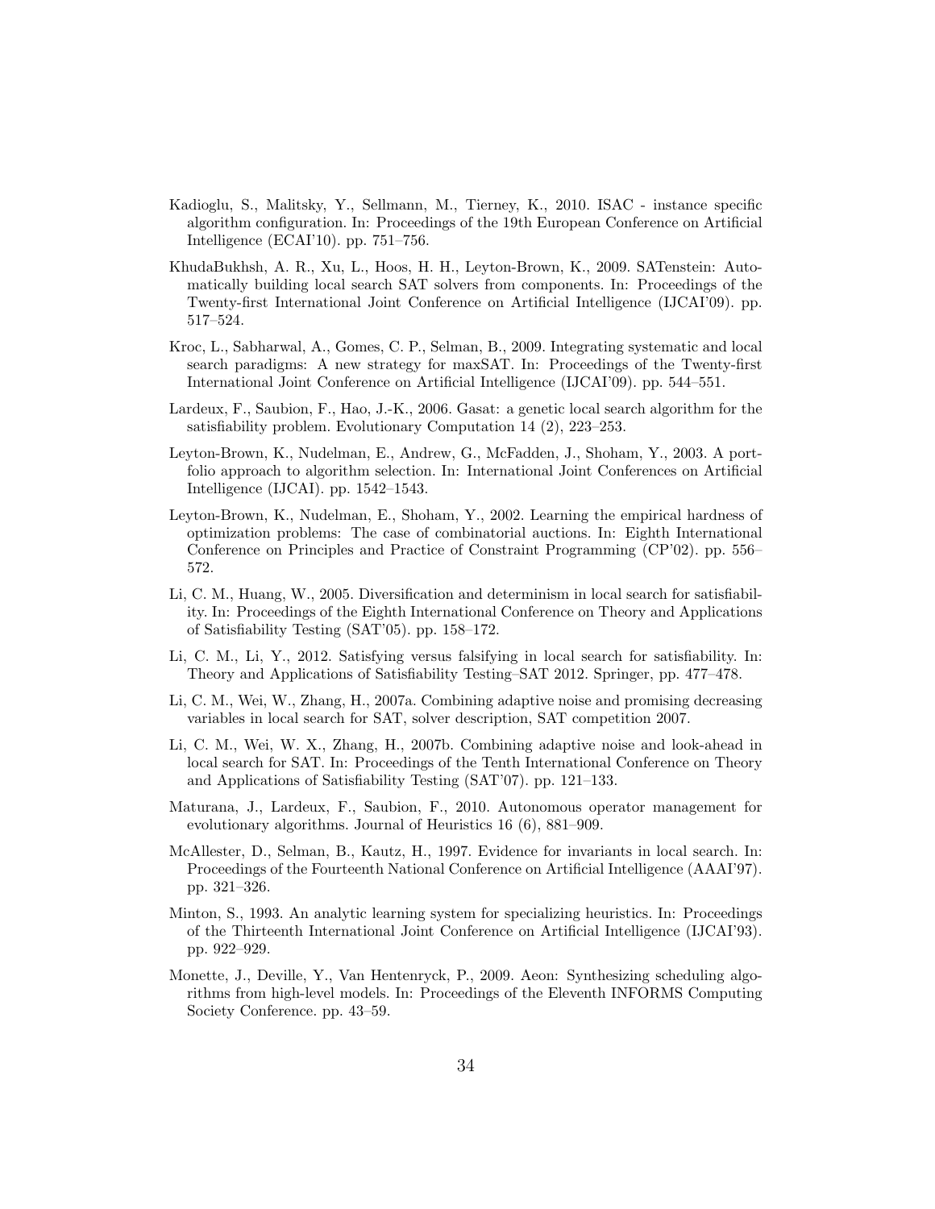Kadioglu, S., Malitsky, Y., Sellmann, M., Tierney, K., 2010. ISAC - instance specific algorithm configuration. In: Proceedings of the 19th European Conference on Artificial Intelligence (ECAI'10). pp. 751–756.

KhudaBukhsh, A. R., Xu, L., Hoos, H. H., Leyton-Brown, K., 2009. SATenstein: Automatically building local search SAT solvers from components. In: Proceedings of the Twenty-first International Joint Conference on Artificial Intelligence (IJCAI'09). pp. 517–524.

Kroc, L., Sabharwal, A., Gomes, C. P., Selman, B., 2009. Integrating systematic and local search paradigms: A new strategy for maxSAT. In: Proceedings of the Twenty-first International Joint Conference on Artificial Intelligence (IJCAI'09). pp. 544–551.

Lardeux, F., Saubion, F., Hao, J.-K., 2006. Gasat: a genetic local search algorithm for the satisfiability problem. Evolutionary Computation 14 (2), 223–253.

Leyton-Brown, K., Nudelman, E., Andrew, G., McFadden, J., Shoham, Y., 2003. A portfolio approach to algorithm selection. In: International Joint Conferences on Artificial Intelligence (IJCAI). pp. 1542–1543.

Leyton-Brown, K., Nudelman, E., Shoham, Y., 2002. Learning the empirical hardness of optimization problems: The case of combinatorial auctions. In: Eighth International Conference on Principles and Practice of Constraint Programming (CP'02). pp. 556–572.

Li, C. M., Huang, W., 2005. Diversification and determinism in local search for satisfiability. In: Proceedings of the Eighth International Conference on Theory and Applications of Satisfiability Testing (SAT'05). pp. 158–172.

Li, C. M., Li, Y., 2012. Satisfying versus falsifying in local search for satisfiability. In: Theory and Applications of Satisfiability Testing–SAT 2012. Springer, pp. 477–478.

Li, C. M., Wei, W., Zhang, H., 2007a. Combining adaptive noise and promising decreasing variables in local search for SAT, solver description, SAT competition 2007.

Li, C. M., Wei, W. X., Zhang, H., 2007b. Combining adaptive noise and look-ahead in local search for SAT. In: Proceedings of the Tenth International Conference on Theory and Applications of Satisfiability Testing (SAT'07). pp. 121–133.

Maturana, J., Lardeux, F., Saubion, F., 2010. Autonomous operator management for evolutionary algorithms. Journal of Heuristics 16 (6), 881–909.

McAllester, D., Selman, B., Kautz, H., 1997. Evidence for invariants in local search. In: Proceedings of the Fourteenth National Conference on Artificial Intelligence (AAAI'97). pp. 321–326.

Minton, S., 1993. An analytic learning system for specializing heuristics. In: Proceedings of the Thirteenth International Joint Conference on Artificial Intelligence (IJCAI'93). pp. 922–929.

Monette, J., Deville, Y., Van Hentenryck, P., 2009. Aeon: Synthesizing scheduling algorithms from high-level models. In: Proceedings of the Eleventh INFORMS Computing Society Conference. pp. 43–59.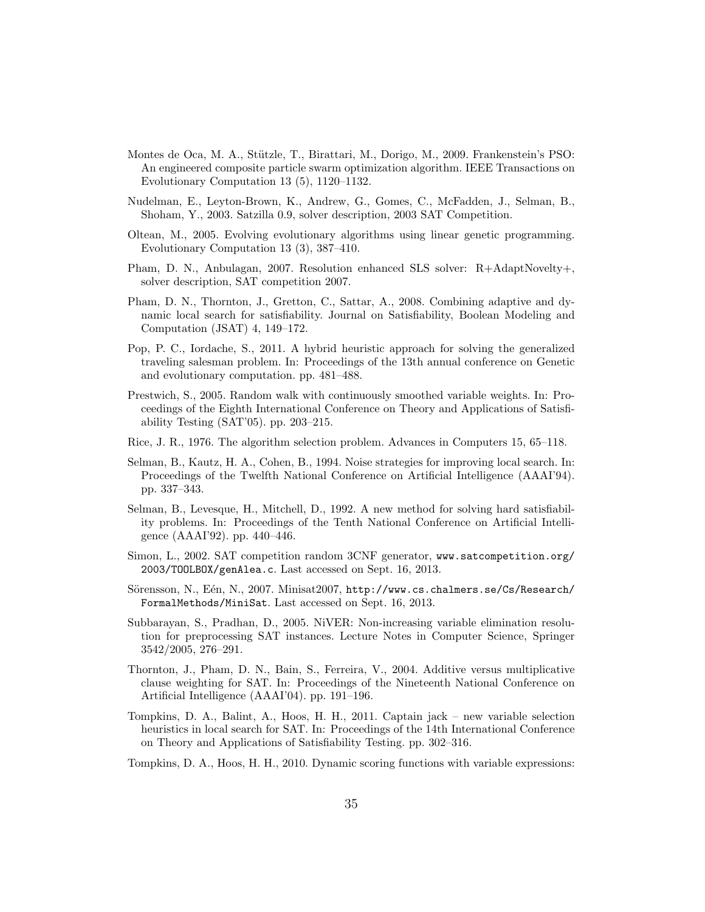Montes de Oca, M. A., Stützle, T., Birattari, M., Dorigo, M., 2009. Frankenstein's PSO: An engineered composite particle swarm optimization algorithm. IEEE Transactions on Evolutionary Computation 13 (5), 1120–1132.

Nudelman, E., Leyton-Brown, K., Andrew, G., Gomes, C., McFadden, J., Selman, B., Shoham, Y., 2003. Satzilla 0.9, solver description, 2003 SAT Competition.

Oltean, M., 2005. Evolving evolutionary algorithms using linear genetic programming. Evolutionary Computation 13 (3), 387–410.

Pham, D. N., Anbulagan, 2007. Resolution enhanced SLS solver: R+AdaptNovelty+, solver description, SAT competition 2007.

Pham, D. N., Thornton, J., Gretton, C., Sattar, A., 2008. Combining adaptive and dynamic local search for satisfiability. Journal on Satisfiability, Boolean Modeling and Computation (JSAT) 4, 149–172.

Pop, P. C., Iordache, S., 2011. A hybrid heuristic approach for solving the generalized traveling salesman problem. In: Proceedings of the 13th annual conference on Genetic and evolutionary computation. pp. 481–488.

Prestwich, S., 2005. Random walk with continuously smoothed variable weights. In: Proceedings of the Eighth International Conference on Theory and Applications of Satisfiability Testing (SAT'05). pp. 203–215.

Rice, J. R., 1976. The algorithm selection problem. Advances in Computers 15, 65–118.

Selman, B., Kautz, H. A., Cohen, B., 1994. Noise strategies for improving local search. In: Proceedings of the Twelfth National Conference on Artificial Intelligence (AAAI'94). pp. 337–343.

Selman, B., Levesque, H., Mitchell, D., 1992. A new method for solving hard satisfiability problems. In: Proceedings of the Tenth National Conference on Artificial Intelligence (AAAI'92). pp. 440–446.

Simon, L., 2002. SAT competition random 3CNF generator, `www.satcompetition.org/2003/TOOLBOX/genAlea.c`. Last accessed on Sept. 16, 2013.

Sörensson, N., Eén, N., 2007. Minisat2007, `http://www.cs.chalmers.se/Cs/Research/FormalMethods/MiniSat`. Last accessed on Sept. 16, 2013.

Subbarayan, S., Pradhan, D., 2005. NiVER: Non-increasing variable elimination resolution for preprocessing SAT instances. Lecture Notes in Computer Science, Springer 3542/2005, 276–291.

Thornton, J., Pham, D. N., Bain, S., Ferreira, V., 2004. Additive versus multiplicative clause weighting for SAT. In: Proceedings of the Nineteenth National Conference on Artificial Intelligence (AAAI'04). pp. 191–196.

Tompkins, D. A., Balint, A., Hoos, H. H., 2011. Captain jack – new variable selection heuristics in local search for SAT. In: Proceedings of the 14th International Conference on Theory and Applications of Satisfiability Testing. pp. 302–316.

Tompkins, D. A., Hoos, H. H., 2010. Dynamic scoring functions with variable expressions: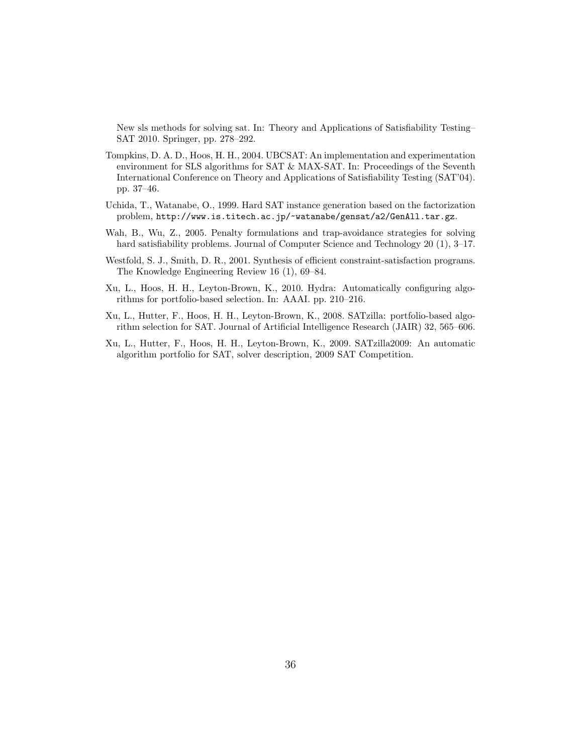New sls methods for solving sat. In: Theory and Applications of Satisfiability Testing–SAT 2010. Springer, pp. 278–292.

Tompkins, D. A. D., Hoos, H. H., 2004. UBCSAT: An implementation and experimentation environment for SLS algorithms for SAT & MAX-SAT. In: Proceedings of the Seventh International Conference on Theory and Applications of Satisfiability Testing (SAT'04). pp. 37–46.

Uchida, T., Watanabe, O., 1999. Hard SAT instance generation based on the factorization problem, `http://www.is.titech.ac.jp/~watanabe/gensat/a2/GenAll.tar.gz`.

Wah, B., Wu, Z., 2005. Penalty formulations and trap-avoidance strategies for solving hard satisfiability problems. Journal of Computer Science and Technology 20 (1), 3–17.

Westfold, S. J., Smith, D. R., 2001. Synthesis of efficient constraint-satisfaction programs. The Knowledge Engineering Review 16 (1), 69–84.

Xu, L., Hoos, H. H., Leyton-Brown, K., 2010. Hydra: Automatically configuring algorithms for portfolio-based selection. In: AAAI. pp. 210–216.

Xu, L., Hutter, F., Hoos, H. H., Leyton-Brown, K., 2008. SATzilla: portfolio-based algorithm selection for SAT. Journal of Artificial Intelligence Research (JAIR) 32, 565–606.

Xu, L., Hutter, F., Hoos, H. H., Leyton-Brown, K., 2009. SATzilla2009: An automatic algorithm portfolio for SAT, solver description, 2009 SAT Competition.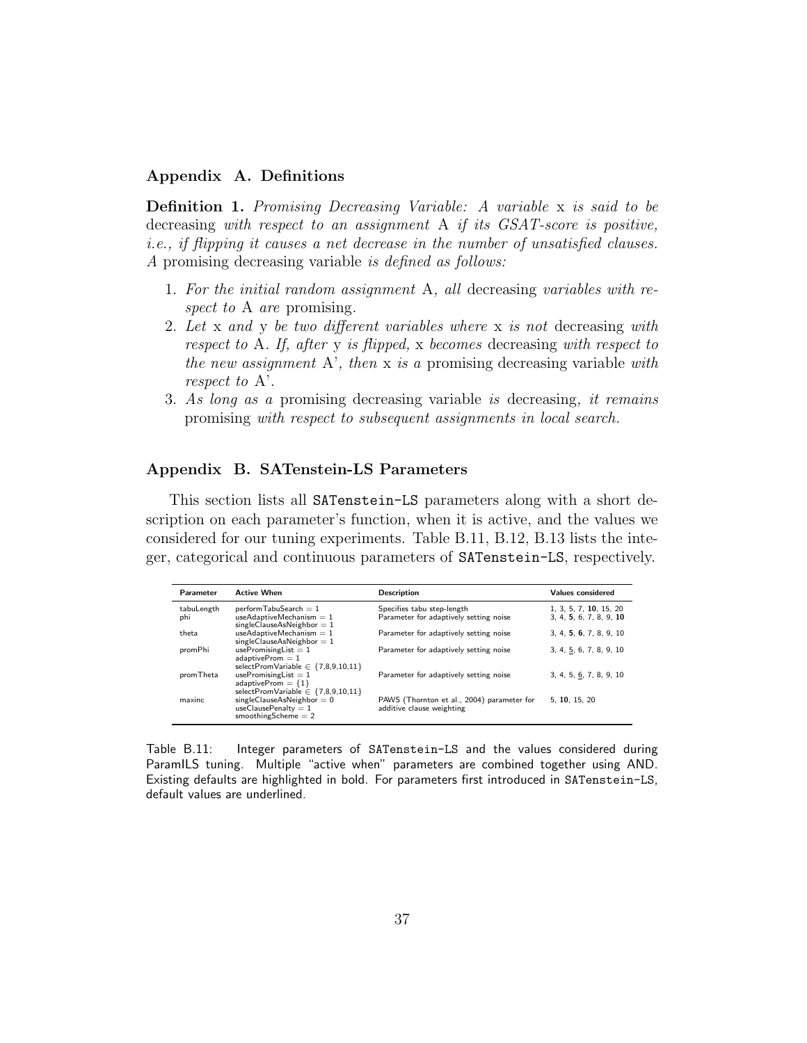## Appendix A. Definitions

**Definition 1.** *Promising Decreasing Variable: A variable* x *is said to be* decreasing *with respect to an assignment* A *if its GSAT-score is positive, i.e., if flipping it causes a net decrease in the number of unsatisfied clauses. A* promising decreasing variable *is defined as follows:*

1. *For the initial random assignment* A*, all* decreasing *variables with respect to* A *are* promising.
2. *Let* x *and* y *be two different variables where* x *is not* decreasing *with respect to* A*. If, after* y *is flipped,* x *becomes* decreasing *with respect to the new assignment* A'*, then* x *is a* promising decreasing variable *with respect to* A'.
3. *As long as a* promising decreasing variable *is* decreasing*, it remains* promising *with respect to subsequent assignments in local search.*

## Appendix B. SATenstein-LS Parameters

This section lists all `SATenstein-LS` parameters along with a short description on each parameter's function, when it is active, and the values we considered for our tuning experiments. Table B.11, B.12, B.13 lists the integer, categorical and continuous parameters of `SATenstein-LS`, respectively.

| Parameter | Active When | Description | Values considered |
|---|---|---|---|
| tabuLength | performTabuSearch = 1 | Specifies tabu step-length | 1, 3, 5, 7, **10**, 15, 20 |
| phi | useAdaptiveMechanism = 1<br>singleClauseAsNeighbor = 1 | Parameter for adaptively setting noise | 3, 4, **5**, 6, 7, 8, 9, **10** |
| theta | useAdaptiveMechanism = 1<br>singleClauseAsNeighbor = 1 | Parameter for adaptively setting noise | 3, 4, **5**, **6**, 7, 8, 9, 10 |
| promPhi | usePromisingList = 1<br>adaptiveProm = 1<br>selectPromVariable ∈ {7,8,9,10,11} | Parameter for adaptively setting noise | 3, 4, <u>5</u>, 6, 7, 8, 9, 10 |
| promTheta | usePromisingList = 1<br>adaptiveProm = {1}<br>selectPromVariable ∈ {7,8,9,10,11} | Parameter for adaptively setting noise | 3, 4, 5, <u>6</u>, 7, 8, 9, 10 |
| maxinc | singleClauseAsNeighbor = 0<br>useClausePenalty = 1<br>smoothingScheme = 2 | PAWS (Thornton et al., 2004) parameter for additive clause weighting | 5, **10**, 15, 20 |

Table B.11: Integer parameters of `SATenstein-LS` and the values considered during ParamILS tuning. Multiple "active when" parameters are combined together using AND. Existing defaults are highlighted in bold. For parameters first introduced in `SATenstein-LS`, default values are underlined.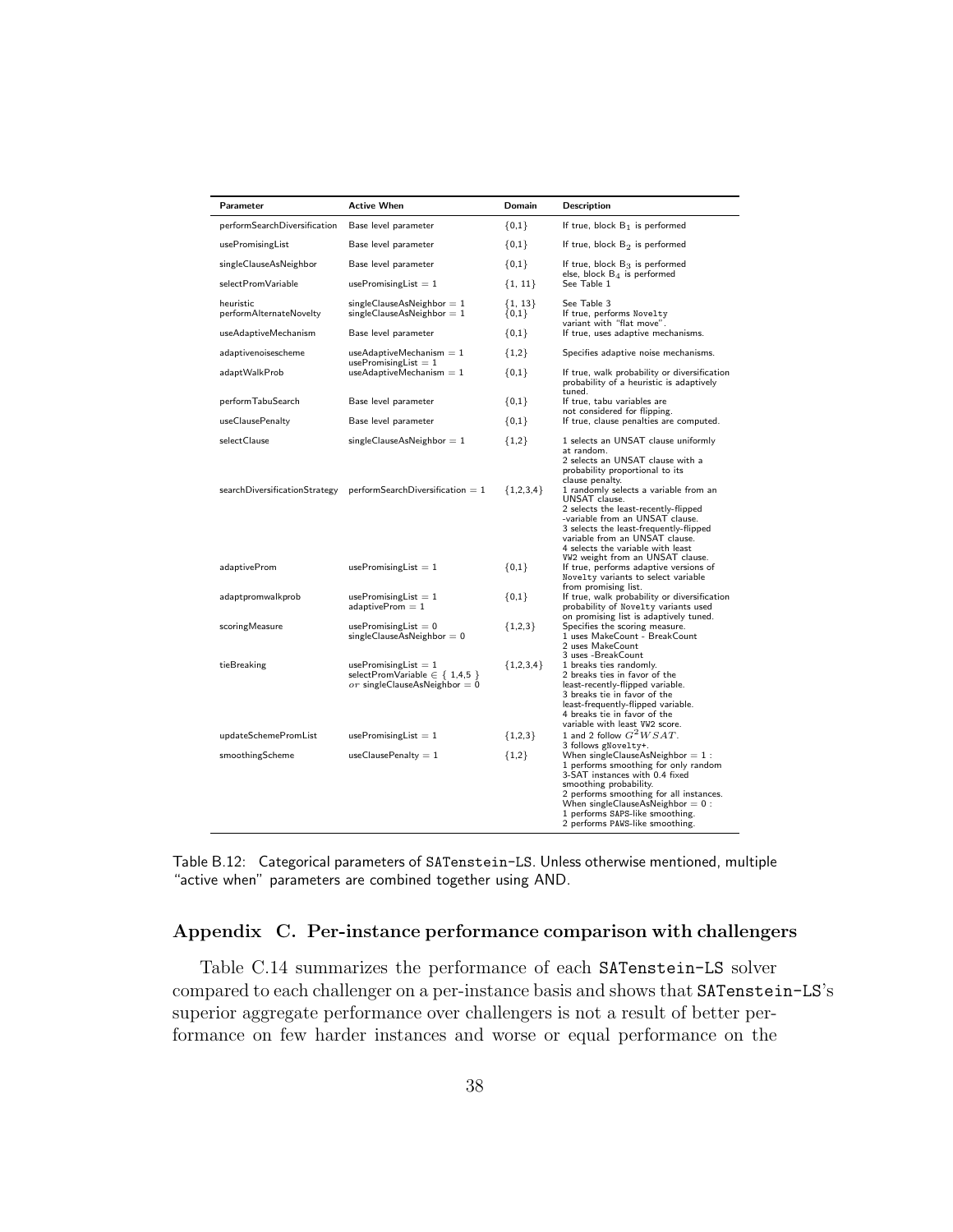| Parameter | Active When | Domain | Description |
| --- | --- | --- | --- |
| performSearchDiversification | Base level parameter | {0,1} | If true, block $B_1$ is performed |
| usePromisingList | Base level parameter | {0,1} | If true, block $B_2$ is performed |
| singleClauseAsNeighbor | Base level parameter | {0,1} | If true, block $B_3$ is performed else, block $B_4$ is performed |
| selectPromVariable | usePromisingList = 1 | {1, 11} | See Table 1 |
| heuristic | singleClauseAsNeighbor = 1 | {1, 13} | See Table 3 |
| performAlternateNovelty | singleClauseAsNeighbor = 1 | {0,1} | If true, performs Novelty variant with "flat move". |
| useAdaptiveMechanism | Base level parameter | {0,1} | If true, uses adaptive mechanisms. |
| adaptivenoisescheme | useAdaptiveMechanism = 1 usePromisingList = 1 | {1,2} | Specifies adaptive noise mechanisms. |
| adaptWalkProb | useAdaptiveMechanism = 1 | {0,1} | If true, walk probability or diversification probability of a heuristic is adaptively tuned. |
| performTabuSearch | Base level parameter | {0,1} | If true, tabu variables are not considered for flipping. |
| useClausePenalty | Base level parameter | {0,1} | If true, clause penalties are computed. |
| selectClause | singleClauseAsNeighbor = 1 | {1,2} | 1 selects an UNSAT clause uniformly at random. 2 selects an UNSAT clause with a probability proportional to its clause penalty. |
| searchDiversificationStrategy | performSearchDiversification = 1 | {1,2,3,4} | 1 randomly selects a variable from an UNSAT clause. 2 selects the least-recently-flipped -variable from an UNSAT clause. 3 selects the least-frequently-flipped variable from an UNSAT clause. 4 selects the variable with least VW2 weight from an UNSAT clause. |
| adaptiveProm | usePromisingList = 1 | {0,1} | If true, performs adaptive versions of Novelty variants to select variable from promising list. |
| adaptpromwalkprob | usePromisingList = 1 adaptiveProm = 1 | {0,1} | If true, walk probability or diversification probability of Novelty variants used on promising list is adaptively tuned. |
| scoringMeasure | usePromisingList = 0 singleClauseAsNeighbor = 0 | {1,2,3} | Specifies the scoring measure. 1 uses MakeCount - BreakCount 2 uses MakeCount 3 uses -BreakCount |
| tieBreaking | usePromisingList = 1 selectPromVariable $\in$ { 1,4,5 } $or$ singleClauseAsNeighbor = 0 | {1,2,3,4} | 1 breaks ties randomly. 2 breaks ties in favor of the least-recently-flipped variable. 3 breaks tie in favor of the least-frequently-flipped variable. 4 breaks tie in favor of the variable with least VW2 score. |
| updateSchemePromList | usePromisingList = 1 | {1,2,3} | 1 and 2 follow $G^2WSAT$. 3 follows gNovelty+. |
| smoothingScheme | useClausePenalty = 1 | {1,2} | When singleClauseAsNeighbor = 1 : 1 performs smoothing for only random 3-SAT instances with 0.4 fixed smoothing probability. 2 performs smoothing for all instances. When singleClauseAsNeighbor = 0 : 1 performs SAPS-like smoothing. 2 performs PAWS-like smoothing. |

Table B.12: Categorical parameters of SATenstein-LS. Unless otherwise mentioned, multiple "active when" parameters are combined together using AND.

## Appendix C. Per-instance performance comparison with challengers

Table C.14 summarizes the performance of each SATenstein-LS solver compared to each challenger on a per-instance basis and shows that SATenstein-LS's superior aggregate performance over challengers is not a result of better performance on few harder instances and worse or equal performance on the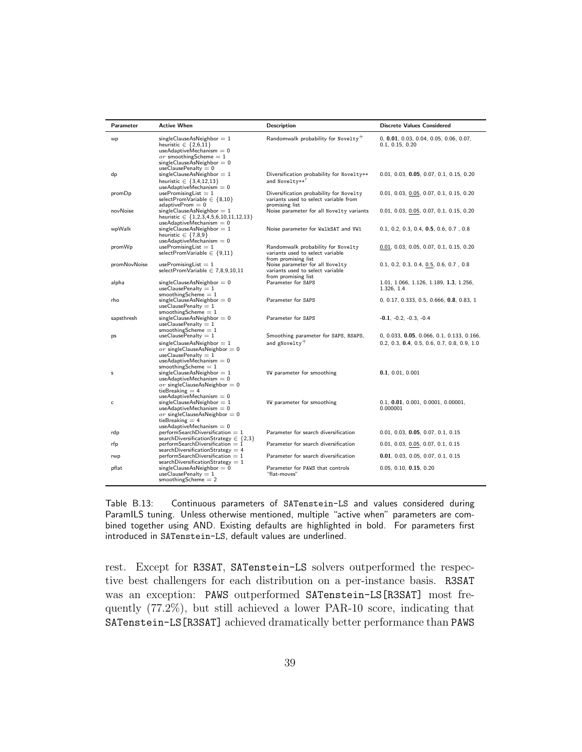| Parameter | Active When | Description | Discrete Values Considered |
|---|---|---|---|
| wp | singleClauseAsNeighbor = 1<br>heuristic ∈ {2,6,11}<br>useAdaptiveMechanism = 0<br>*or* smoothingScheme = 1<br>singleClauseAsNeighbor = 0<br>useClausePenalty = 0 | Randomwalk probability for `Novelty`$^{+}$ | 0, **0.01**, 0.03, 0.04, 0.05, 0.06, 0.07, 0.1, 0.15, 0.20 |
| dp | singleClauseAsNeighbor = 1<br>heuristic ∈ {3,4,12,13}<br>useAdaptiveMechanism = 0 | Diversification probability for `Novelty++` and `Novelty++`$'$ | 0.01, 0.03, **0.05**, 0.07, 0.1, 0.15, 0.20 |
| promDp | usePromisingList = 1<br>selectPromVariable ∈ {8,10}<br>adaptiveProm = 0 | Diversification probability for `Novelty` variants used to select variable from promising list | 0.01, 0.03, <u>0.05</u>, 0.07, 0.1, 0.15, 0.20 |
| novNoise | singleClauseAsNeighbor = 1<br>heuristic ∈ {1,2,3,4,5,6,10,11,12,13}<br>useAdaptiveMechanism = 0 | Noise parameter for all `Novelty` variants | 0.01, 0.03, <u>0.05</u>, 0.07, 0.1, 0.15, 0.20 |
| wpWalk | singleClauseAsNeighbor = 1<br>heuristic ∈ {7,8,9}<br>useAdaptiveMechanism = 0 | Noise parameter for `WalkSAT` and `VW1` | 0.1, 0.2, 0.3, 0.4, **0.5**, 0.6, 0.7 , 0.8 |
| promWp | usePromisingList = 1<br>selectPromVariable ∈ {9,11} | Randomwalk probability for `Novelty` variants used to select variable from promising list | <u>0.01</u>, 0.03, 0.05, 0.07, 0.1, 0.15, 0.20 |
| promNovNoise | usePromisingList = 1<br>selectPromVariable ∈ 7,8,9,10,11 | Noise parameter for all `Novelty` variants used to select variable from promising list | 0.1, 0.2, 0.3, 0.4, <u>0.5</u>, 0.6, 0.7 , 0.8 |
| alpha | singleClauseAsNeighbor = 0<br>useClausePenalty = 1<br>smoothingScheme = 1 | Parameter for `SAPS` | 1.01, 1.066, 1.126, 1.189, **1.3**, 1.256, 1.326, 1.4 |
| rho | singleClauseAsNeighbor = 0<br>useClausePenalty = 1<br>smoothingScheme = 1 | Parameter for `SAPS` | 0, 0.17, 0.333, 0.5, 0.666, **0.8**, 0.83, 1 |
| sapsthresh | singleClauseAsNeighbor = 0<br>useClausePenalty = 1<br>smoothingScheme = 1 | Parameter for `SAPS` | **-0.1**, -0.2, -0.3, -0.4 |
| ps | useClausePenalty = 1<br>singleClauseAsNeighbor = 1<br>*or* singleClauseAsNeighbor = 0<br>useClausePenalty = 1<br>useAdaptiveMechanism = 0<br>smoothingScheme = 1 | Smoothing parameter for `SAPS`, `RSAPS`, and `gNovelty`$^{+}$ | 0, 0.033, **0.05**, 0.066, 0.1, 0.133, 0.166, 0.2, 0.3, **0.4**, 0.5, 0.6, 0.7, 0.8, 0.9, 1.0 |
| s | singleClauseAsNeighbor = 1<br>useAdaptiveMechanism = 0<br>*or* singleClauseAsNeighbor = 0<br>tieBreaking = 4<br>useAdaptiveMechanism = 0 | `VW` parameter for smoothing | **0.1**, 0.01, 0.001 |
| c | singleClauseAsNeighbor = 1<br>useAdaptiveMechanism = 0<br>*or* singleClauseAsNeighbor = 0<br>tieBreaking = 4<br>useAdaptiveMechanism = 0 | `VW` parameter for smoothing | 0.1, **0.01**, 0.001, 0.0001, 0.00001, 0.000001 |
| rdp | performSearchDiversification = 1<br>searchDiversificationStrategy ∈ {2,3} | Parameter for search diversification | 0.01, 0.03, **0.05**, 0.07, 0.1, 0.15 |
| rfp | performSearchDiversification = 1<br>searchDiversificationStrategy = 4 | Parameter for search diversification | 0.01, 0.03, <u>0.05</u>, 0.07, 0.1, 0.15 |
| rwp | performSearchDiversification = 1<br>searchDiversificationStrategy = 1 | Parameter for search diversification | **0.01**, 0.03, 0.05, 0.07, 0.1, 0.15 |
| pflat | singleClauseAsNeighbor = 0<br>useClausePenalty = 1<br>smoothingScheme = 2 | Parameter for `PAWS` that controls "flat-moves" | 0.05, 0.10, **0.15**, 0.20 |

Table B.13: Continuous parameters of SATenstein-LS and values considered during ParamILS tuning. Unless otherwise mentioned, multiple "active when" parameters are combined together using AND. Existing defaults are highlighted in bold. For parameters first introduced in SATenstein-LS, default values are underlined.

rest. Except for R3SAT, SATenstein-LS solvers outperformed the respective best challengers for each distribution on a per-instance basis. R3SAT was an exception: PAWS outperformed SATenstein-LS[R3SAT] most frequently (77.2%), but still achieved a lower PAR-10 score, indicating that SATenstein-LS[R3SAT] achieved dramatically better performance than PAWS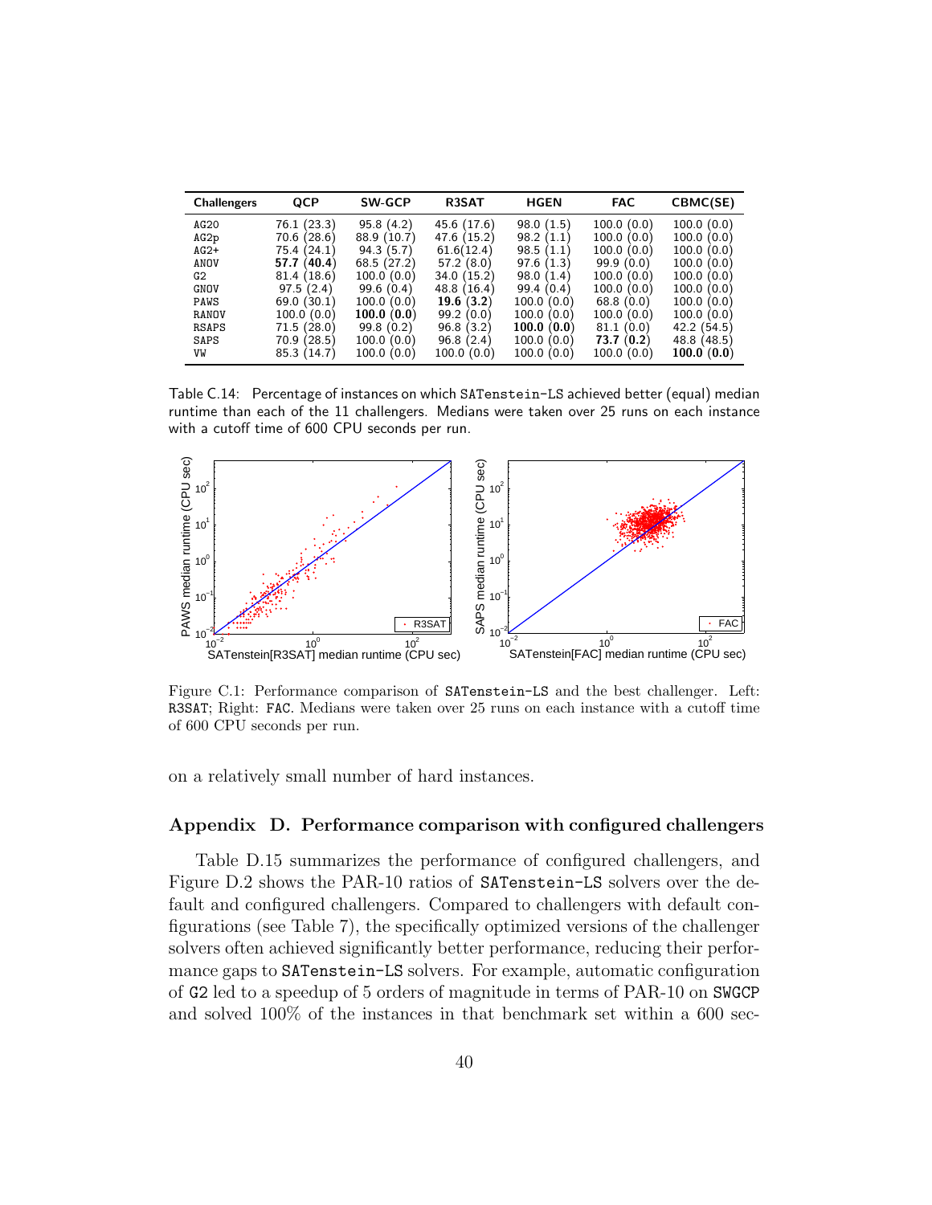| Challengers | QCP | SW-GCP | R3SAT | HGEN | FAC | CBMC(SE) |
|---|---|---|---|---|---|---|
| AG20 | 76.1 (23.3) | 95.8 (4.2) | 45.6 (17.6) | 98.0 (1.5) | 100.0 (0.0) | 100.0 (0.0) |
| AG2p | 70.6 (28.6) | 88.9 (10.7) | 47.6 (15.2) | 98.2 (1.1) | 100.0 (0.0) | 100.0 (0.0) |
| AG2+ | 75.4 (24.1) | 94.3 (5.7) | 61.6(12.4) | 98.5 (1.1) | 100.0 (0.0) | 100.0 (0.0) |
| ANOV | **57.7** (**40.4**) | 68.5 (27.2) | 57.2 (8.0) | 97.6 (1.3) | 99.9 (0.0) | 100.0 (0.0) |
| G2 | 81.4 (18.6) | 100.0 (0.0) | 34.0 (15.2) | 98.0 (1.4) | 100.0 (0.0) | 100.0 (0.0) |
| GNOV | 97.5 (2.4) | 99.6 (0.4) | 48.8 (16.4) | 99.4 (0.4) | 100.0 (0.0) | 100.0 (0.0) |
| PAWS | 69.0 (30.1) | 100.0 (0.0) | **19.6** (**3.2**) | 100.0 (0.0) | 68.8 (0.0) | 100.0 (0.0) |
| RANOV | 100.0 (0.0) | **100.0** (**0.0**) | 99.2 (0.0) | 100.0 (0.0) | 100.0 (0.0) | 100.0 (0.0) |
| RSAPS | 71.5 (28.0) | 99.8 (0.2) | 96.8 (3.2) | **100.0** (**0.0**) | 81.1 (0.0) | 42.2 (54.5) |
| SAPS | 70.9 (28.5) | 100.0 (0.0) | 96.8 (2.4) | 100.0 (0.0) | **73.7** (**0.2**) | 48.8 (48.5) |
| VW | 85.3 (14.7) | 100.0 (0.0) | 100.0 (0.0) | 100.0 (0.0) | 100.0 (0.0) | **100.0** (**0.0**) |

Table C.14: Percentage of instances on which SATenstein-LS achieved better (equal) median runtime than each of the 11 challengers. Medians were taken over 25 runs on each instance with a cutoff time of 600 CPU seconds per run.

Figure C.1: Performance comparison of SATenstein-LS and the best challenger. Left: R3SAT; Right: FAC. Medians were taken over 25 runs on each instance with a cutoff time of 600 CPU seconds per run.

on a relatively small number of hard instances.

## Appendix D. Performance comparison with configured challengers

Table D.15 summarizes the performance of configured challengers, and Figure D.2 shows the PAR-10 ratios of SATenstein-LS solvers over the default and configured challengers. Compared to challengers with default configurations (see Table 7), the specifically optimized versions of the challenger solvers often achieved significantly better performance, reducing their performance gaps to SATenstein-LS solvers. For example, automatic configuration of G2 led to a speedup of 5 orders of magnitude in terms of PAR-10 on SWGCP and solved 100% of the instances in that benchmark set within a 600 sec-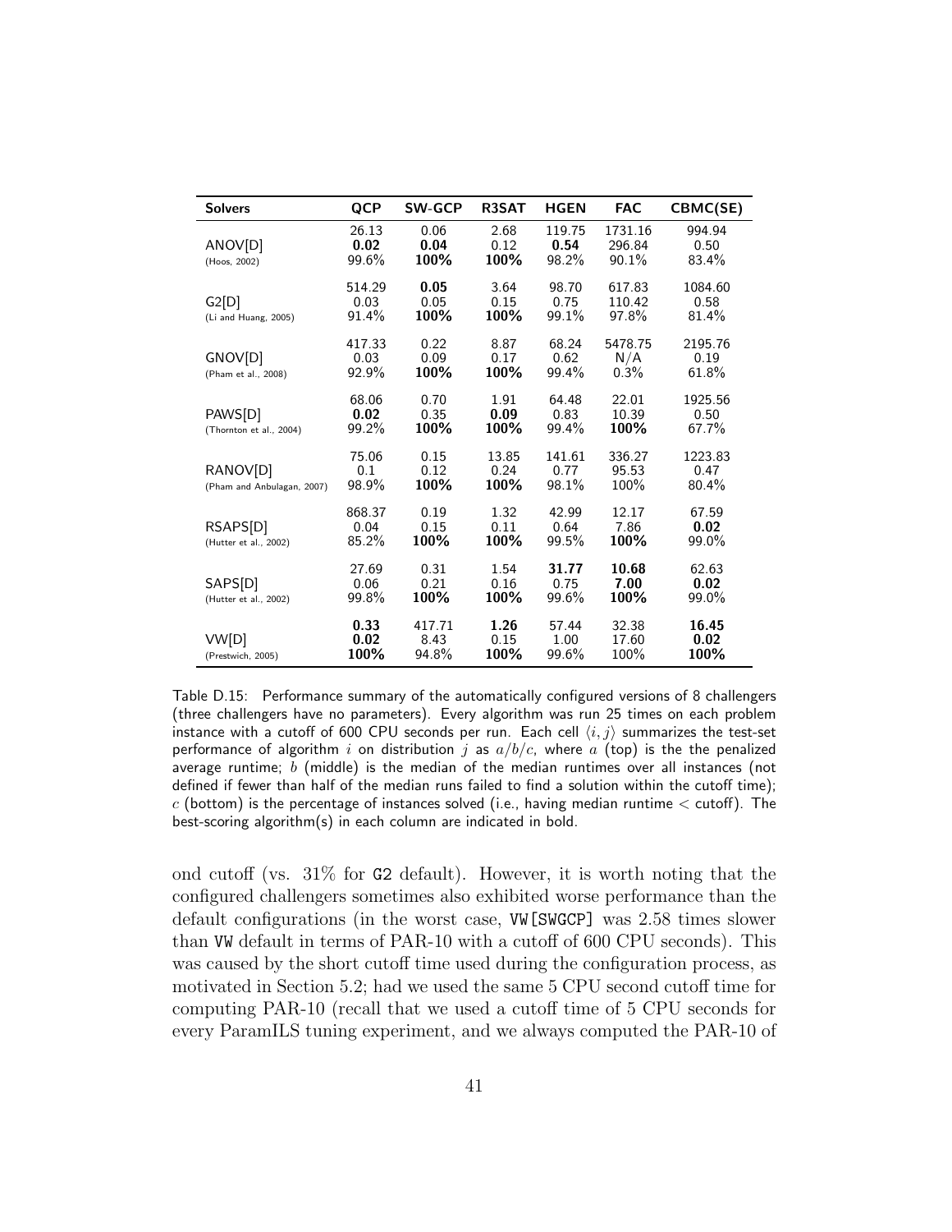| Solvers | QCP | SW-GCP | R3SAT | HGEN | FAC | CBMC(SE) |
|---|---|---|---|---|---|---|
| ANOV[D] (Hoos, 2002) | 26.13 / **0.02** / 99.6% | 0.06 / **0.04** / **100%** | 2.68 / 0.12 / **100%** | 119.75 / **0.54** / 98.2% | 1731.16 / 296.84 / 90.1% | 994.94 / 0.50 / 83.4% |
| G2[D] (Li and Huang, 2005) | 514.29 / 0.03 / 91.4% | **0.05** / 0.05 / **100%** | 3.64 / 0.15 / **100%** | 98.70 / 0.75 / 99.1% | 617.83 / 110.42 / 97.8% | 1084.60 / 0.58 / 81.4% |
| GNOV[D] (Pham et al., 2008) | 417.33 / 0.03 / 92.9% | 0.22 / 0.09 / **100%** | 8.87 / 0.17 / **100%** | 68.24 / 0.62 / 99.4% | 5478.75 / N/A / 0.3% | 2195.76 / 0.19 / 61.8% |
| PAWS[D] (Thornton et al., 2004) | 68.06 / **0.02** / 99.2% | 0.70 / 0.35 / **100%** | 1.91 / **0.09** / **100%** | 64.48 / 0.83 / 99.4% | 22.01 / 10.39 / **100%** | 1925.56 / 0.50 / 67.7% |
| RANOV[D] (Pham and Anbulagan, 2007) | 75.06 / 0.1 / 98.9% | 0.15 / 0.12 / **100%** | 13.85 / 0.24 / **100%** | 141.61 / 0.77 / 98.1% | 336.27 / 95.53 / 100% | 1223.83 / 0.47 / 80.4% |
| RSAPS[D] (Hutter et al., 2002) | 868.37 / 0.04 / 85.2% | 0.19 / 0.15 / **100%** | 1.32 / 0.11 / **100%** | 42.99 / 0.64 / 99.5% | 12.17 / 7.86 / **100%** | 67.59 / **0.02** / 99.0% |
| SAPS[D] (Hutter et al., 2002) | 27.69 / 0.06 / 99.8% | 0.31 / 0.21 / **100%** | 1.54 / 0.16 / **100%** | **31.77** / 0.75 / 99.6% | **10.68** / **7.00** / **100%** | 62.63 / **0.02** / 99.0% |
| VW[D] (Prestwich, 2005) | **0.33** / **0.02** / **100%** | 417.71 / 8.43 / 94.8% | **1.26** / 0.15 / **100%** | 57.44 / 1.00 / 99.6% | 32.38 / 17.60 / 100% | **16.45** / **0.02** / **100%** |

Table D.15: Performance summary of the automatically configured versions of 8 challengers (three challengers have no parameters). Every algorithm was run 25 times on each problem instance with a cutoff of 600 CPU seconds per run. Each cell $\langle i, j \rangle$ summarizes the test-set performance of algorithm $i$ on distribution $j$ as $a/b/c$, where $a$ (top) is the the penalized average runtime; $b$ (middle) is the median of the median runtimes over all instances (not defined if fewer than half of the median runs failed to find a solution within the cutoff time); $c$ (bottom) is the percentage of instances solved (i.e., having median runtime < cutoff). The best-scoring algorithm(s) in each column are indicated in bold.

ond cutoff (vs. 31% for G2 default). However, it is worth noting that the configured challengers sometimes also exhibited worse performance than the default configurations (in the worst case, VW[SWGCP] was 2.58 times slower than VW default in terms of PAR-10 with a cutoff of 600 CPU seconds). This was caused by the short cutoff time used during the configuration process, as motivated in Section 5.2; had we used the same 5 CPU second cutoff time for computing PAR-10 (recall that we used a cutoff time of 5 CPU seconds for every ParamILS tuning experiment, and we always computed the PAR-10 of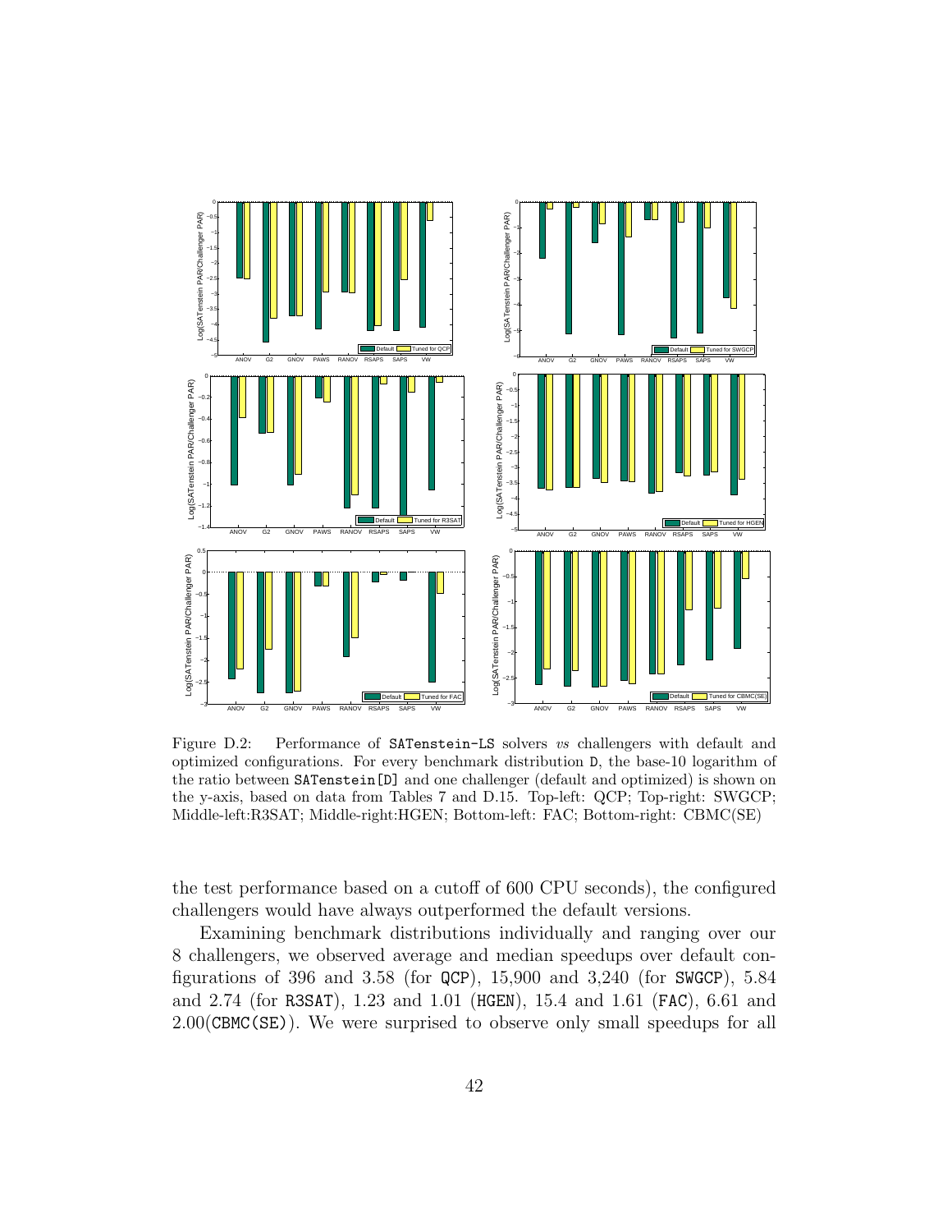Figure D.2: Performance of SATenstein-LS solvers *vs* challengers with default and optimized configurations. For every benchmark distribution D, the base-10 logarithm of the ratio between SATenstein[D] and one challenger (default and optimized) is shown on the y-axis, based on data from Tables 7 and D.15. Top-left: QCP; Top-right: SWGCP; Middle-left:R3SAT; Middle-right:HGEN; Bottom-left: FAC; Bottom-right: CBMC(SE)

the test performance based on a cutoff of 600 CPU seconds), the configured challengers would have always outperformed the default versions.

Examining benchmark distributions individually and ranging over our 8 challengers, we observed average and median speedups over default configurations of 396 and 3.58 (for QCP), 15,900 and 3,240 (for SWGCP), 5.84 and 2.74 (for R3SAT), 1.23 and 1.01 (HGEN), 15.4 and 1.61 (FAC), 6.61 and 2.00(CBMC(SE)). We were surprised to observe only small speedups for all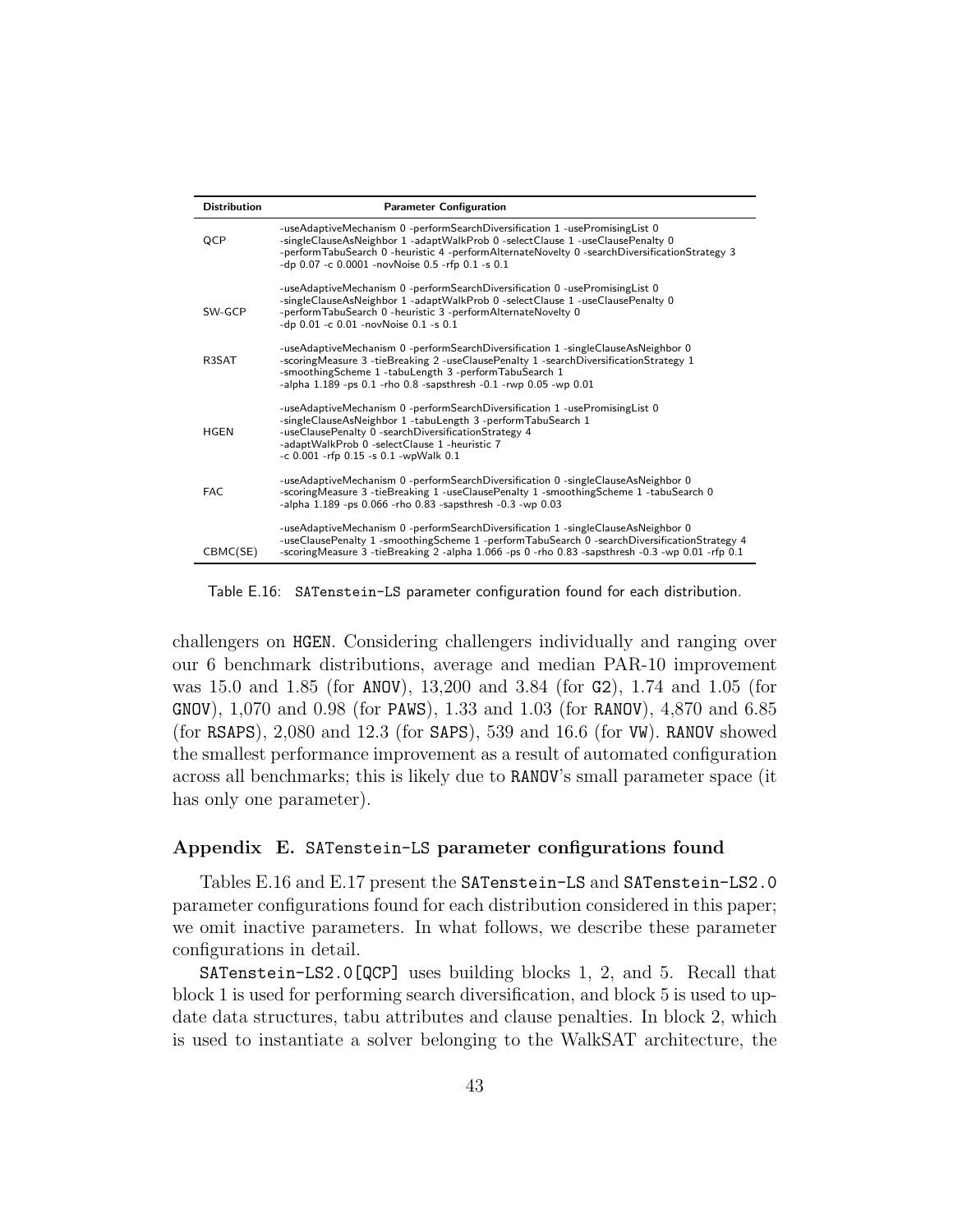| Distribution | Parameter Configuration |
|---|---|
| QCP | -useAdaptiveMechanism 0 -performSearchDiversification 1 -usePromisingList 0 -singleClauseAsNeighbor 1 -adaptWalkProb 0 -selectClause 1 -useClausePenalty 0 -performTabuSearch 0 -heuristic 4 -performAlternateNovelty 0 -searchDiversificationStrategy 3 -dp 0.07 -c 0.0001 -novNoise 0.5 -rfp 0.1 -s 0.1 |
| SW-GCP | -useAdaptiveMechanism 0 -performSearchDiversification 0 -usePromisingList 0 -singleClauseAsNeighbor 1 -adaptWalkProb 0 -selectClause 1 -useClausePenalty 0 -performTabuSearch 0 -heuristic 3 -performAlternateNovelty 0 -dp 0.01 -c 0.01 -novNoise 0.1 -s 0.1 |
| R3SAT | -useAdaptiveMechanism 0 -performSearchDiversification 1 -singleClauseAsNeighbor 0 -scoringMeasure 3 -tieBreaking 2 -useClausePenalty 1 -searchDiversificationStrategy 1 -smoothingScheme 1 -tabuLength 3 -performTabuSearch 1 -alpha 1.189 -ps 0.1 -rho 0.8 -sapsthresh -0.1 -rwp 0.05 -wp 0.01 |
| HGEN | -useAdaptiveMechanism 0 -performSearchDiversification 1 -usePromisingList 0 -singleClauseAsNeighbor 1 -tabuLength 3 -performTabuSearch 1 -useClausePenalty 0 -searchDiversificationStrategy 4 -adaptWalkProb 0 -selectClause 1 -heuristic 7 -c 0.001 -rfp 0.15 -s 0.1 -wpWalk 0.1 |
| FAC | -useAdaptiveMechanism 0 -performSearchDiversification 0 -singleClauseAsNeighbor 0 -scoringMeasure 3 -tieBreaking 1 -useClausePenalty 1 -smoothingScheme 1 -tabuSearch 0 -alpha 1.189 -ps 0.066 -rho 0.83 -sapsthresh -0.3 -wp 0.03 |
| CBMC(SE) | -useAdaptiveMechanism 0 -performSearchDiversification 1 -singleClauseAsNeighbor 0 -useClausePenalty 1 -smoothingScheme 1 -performTabuSearch 0 -searchDiversificationStrategy 4 -scoringMeasure 3 -tieBreaking 2 -alpha 1.066 -ps 0 -rho 0.83 -sapsthresh -0.3 -wp 0.01 -rfp 0.1 |

Table E.16: SATenstein-LS parameter configuration found for each distribution.

challengers on HGEN. Considering challengers individually and ranging over our 6 benchmark distributions, average and median PAR-10 improvement was 15.0 and 1.85 (for ANOV), 13,200 and 3.84 (for G2), 1.74 and 1.05 (for GNOV), 1,070 and 0.98 (for PAWS), 1.33 and 1.03 (for RANOV), 4,870 and 6.85 (for RSAPS), 2,080 and 12.3 (for SAPS), 539 and 16.6 (for VW). RANOV showed the smallest performance improvement as a result of automated configuration across all benchmarks; this is likely due to RANOV's small parameter space (it has only one parameter).

## Appendix E. SATenstein-LS parameter configurations found

Tables E.16 and E.17 present the SATenstein-LS and SATenstein-LS2.0 parameter configurations found for each distribution considered in this paper; we omit inactive parameters. In what follows, we describe these parameter configurations in detail.

SATenstein-LS2.0[QCP] uses building blocks 1, 2, and 5. Recall that block 1 is used for performing search diversification, and block 5 is used to update data structures, tabu attributes and clause penalties. In block 2, which is used to instantiate a solver belonging to the WalkSAT architecture, the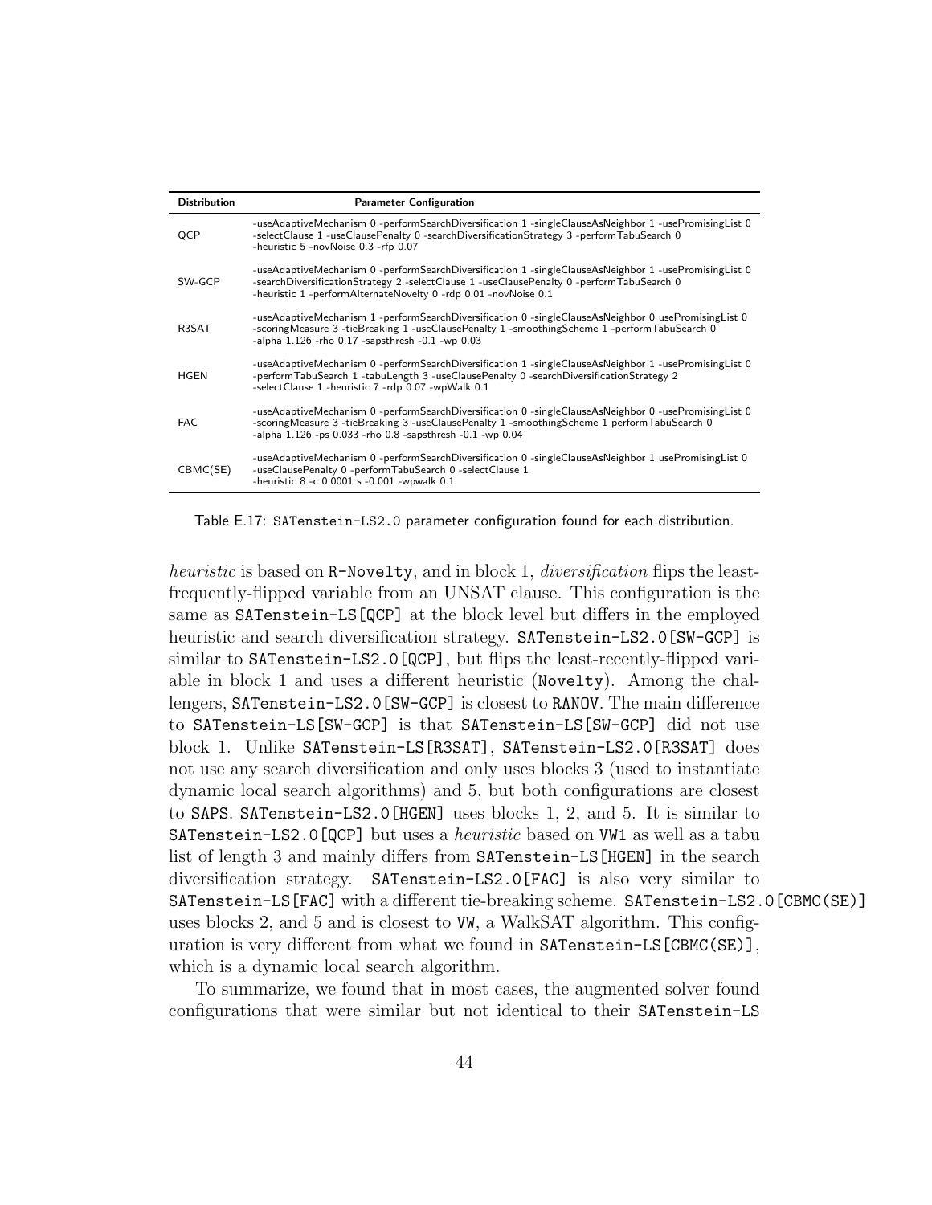| Distribution | Parameter Configuration |
|---|---|
| QCP | -useAdaptiveMechanism 0 -performSearchDiversification 1 -singleClauseAsNeighbor 1 -usePromisingList 0 -selectClause 1 -useClausePenalty 0 -searchDiversificationStrategy 3 -performTabuSearch 0 -heuristic 5 -novNoise 0.3 -rfp 0.07 |
| SW-GCP | -useAdaptiveMechanism 0 -performSearchDiversification 1 -singleClauseAsNeighbor 1 -usePromisingList 0 -searchDiversificationStrategy 2 -selectClause 1 -useClausePenalty 0 -performTabuSearch 0 -heuristic 1 -performAlternateNovelty 0 -rdp 0.01 -novNoise 0.1 |
| R3SAT | -useAdaptiveMechanism 1 -performSearchDiversification 0 -singleClauseAsNeighbor 0 usePromisingList 0 -scoringMeasure 3 -tieBreaking 1 -useClausePenalty 1 -smoothingScheme 1 -performTabuSearch 0 -alpha 1.126 -rho 0.17 -sapsthresh -0.1 -wp 0.03 |
| HGEN | -useAdaptiveMechanism 0 -performSearchDiversification 1 -singleClauseAsNeighbor 1 -usePromisingList 0 -performTabuSearch 1 -tabuLength 3 -useClausePenalty 0 -searchDiversificationStrategy 2 -selectClause 1 -heuristic 7 -rdp 0.07 -wpWalk 0.1 |
| FAC | -useAdaptiveMechanism 0 -performSearchDiversification 0 -singleClauseAsNeighbor 0 -usePromisingList 0 -scoringMeasure 3 -tieBreaking 3 -useClausePenalty 1 -smoothingScheme 1 performTabuSearch 0 -alpha 1.126 -ps 0.033 -rho 0.8 -sapsthresh -0.1 -wp 0.04 |
| CBMC(SE) | -useAdaptiveMechanism 0 -performSearchDiversification 0 -singleClauseAsNeighbor 1 usePromisingList 0 -useClausePenalty 0 -performTabuSearch 0 -selectClause 1 -heuristic 8 -c 0.0001 s -0.001 -wpwalk 0.1 |

Table E.17: SATenstein-LS2.0 parameter configuration found for each distribution.

*heuristic* is based on R-Novelty, and in block 1, *diversification* flips the least-frequently-flipped variable from an UNSAT clause. This configuration is the same as SATenstein-LS[QCP] at the block level but differs in the employed heuristic and search diversification strategy. SATenstein-LS2.0[SW-GCP] is similar to SATenstein-LS2.0[QCP], but flips the least-recently-flipped variable in block 1 and uses a different heuristic (Novelty). Among the challengers, SATenstein-LS2.0[SW-GCP] is closest to RANOV. The main difference to SATenstein-LS[SW-GCP] is that SATenstein-LS[SW-GCP] did not use block 1. Unlike SATenstein-LS[R3SAT], SATenstein-LS2.0[R3SAT] does not use any search diversification and only uses blocks 3 (used to instantiate dynamic local search algorithms) and 5, but both configurations are closest to SAPS. SATenstein-LS2.0[HGEN] uses blocks 1, 2, and 5. It is similar to SATenstein-LS2.0[QCP] but uses a *heuristic* based on VW1 as well as a tabu list of length 3 and mainly differs from SATenstein-LS[HGEN] in the search diversification strategy. SATenstein-LS2.0[FAC] is also very similar to SATenstein-LS[FAC] with a different tie-breaking scheme. SATenstein-LS2.0[CBMC(SE)] uses blocks 2, and 5 and is closest to VW, a WalkSAT algorithm. This configuration is very different from what we found in SATenstein-LS[CBMC(SE)], which is a dynamic local search algorithm.

To summarize, we found that in most cases, the augmented solver found configurations that were similar but not identical to their SATenstein-LS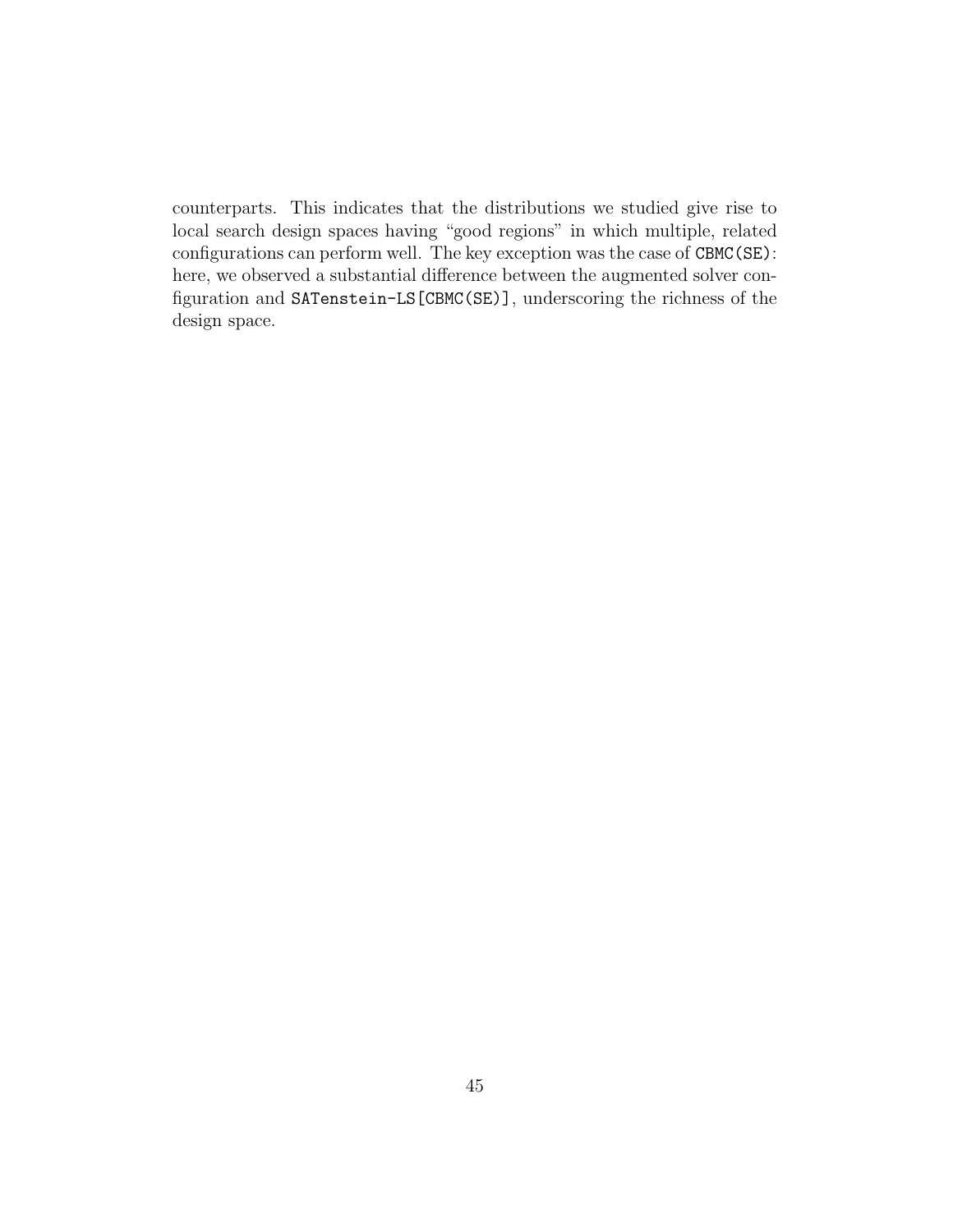counterparts. This indicates that the distributions we studied give rise to local search design spaces having "good regions" in which multiple, related configurations can perform well. The key exception was the case of `CBMC(SE)`: here, we observed a substantial difference between the augmented solver configuration and `SATenstein-LS[CBMC(SE)]`, underscoring the richness of the design space.